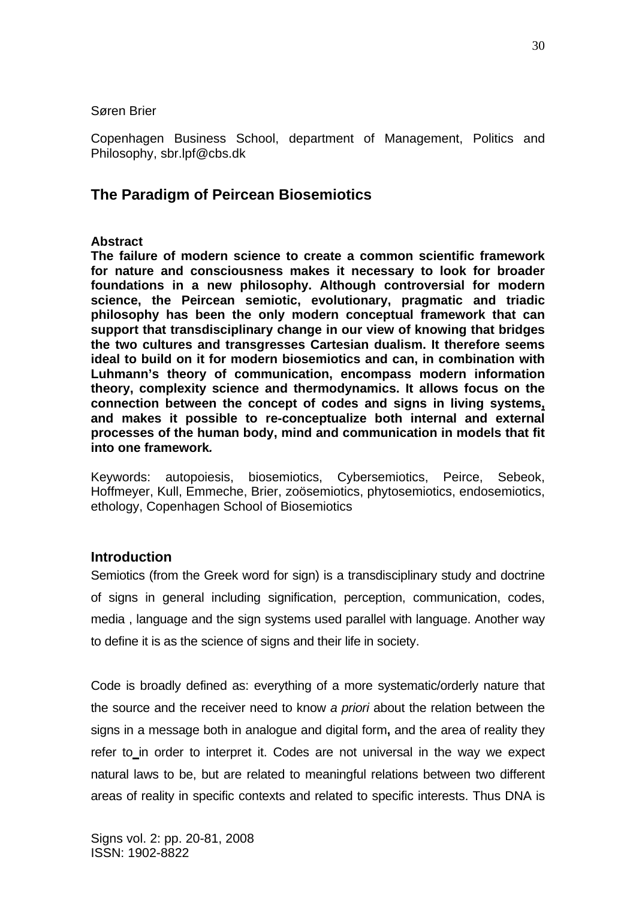Søren Brier

Copenhagen Business School, department of Management, Politics and Philosophy, sbr.lpf@cbs.dk

## The Paradigm of Peircean Biosemiotics

**Abstract**

**The failure of modern science to create a common scientific framework for nature and consciousness makes it necessary to look for broader foundations in a new philosophy. Although controversial for modern science, the Peircean semiotic, evolutionary, pragmatic and triadic philosophy has been the only modern conceptual framework that can support that transdisciplinary change in our view of knowing that bridges the two cultures and transgresses Cartesian dualism. It therefore seems ideal to build on it for modern biosemiotics and can, in combination with Luhmann's theory of communication, encompass modern information theory, complexity science and thermodynamics. It allows focus on the connection between the concept of codes and signs in living systems, and makes it possible to re-conceptualize both internal and external processes of the human body, mind and communication in models that fit into one framework.**

Keywords: autopoiesis, biosemiotics, Cybersemiotics, Peirce, Sebeok, Hoffmeyer, Kull, Emmeche, Brier, zoösemiotics, phytosemiotics, endosemiotics, ethology, Copenhagen School of Biosemiotics

### Introduction

Semiotics (from the Greek word for sign) is a transdisciplinary study and doctrine of signs in general including signification, perception, communication, codes, media , language and the sign systems used parallel with language. Another way to define it is as the science of signs and their life in society.

Code is broadly defined as: everything of a more systematic/orderly nature that the source and the receiver need to know *a priori* about the relation between the signs in a message both in analogue and digital form**,** and the area of reality they refer to in order to interpret it. Codes are not universal in the way we expect natural laws to be, but are related to meaningful relations between two different areas of reality in specific contexts and related to specific interests. Thus DNA is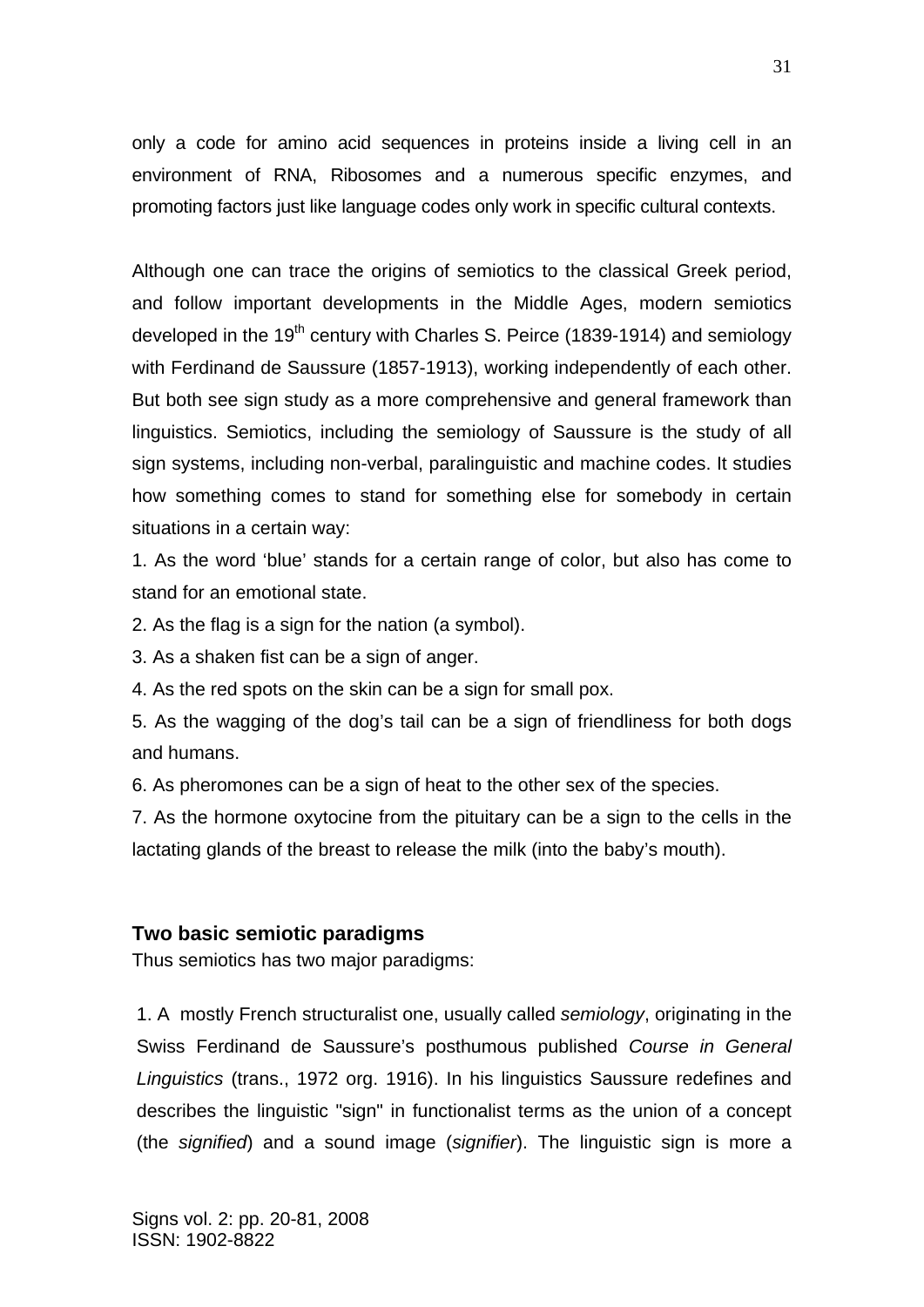only a code for amino acid sequences in proteins inside a living cell in an environment of RNA, Ribosomes and a numerous specific enzymes, and promoting factors just like language codes only work in specific cultural contexts.

Although one can trace the origins of semiotics to the classical Greek period, and follow important developments in the Middle Ages, modern semiotics developed in the 19th century with Charles S. Peirce (1839-1914) and semiology with Ferdinand de Saussure (1857-1913), working independently of each other. But both see sign study as a more comprehensive and general framework than linguistics. Semiotics, including the semiology of Saussure is the study of all sign systems, including non-verbal, paralinguistic and machine codes. It studies how something comes to stand for something else for somebody in certain situations in a certain way:

1. As the word 'blue' stands for a certain range of color, but also has come to stand for an emotional state.
2. As the flag is a sign for the nation (a symbol).
3. As a shaken fist can be a sign of anger.
4. As the red spots on the skin can be a sign for small pox.
5. As the wagging of the dog's tail can be a sign of friendliness for both dogs and humans.
6. As pheromones can be a sign of heat to the other sex of the species.
7. As the hormone oxytocine from the pituitary can be a sign to the cells in the lactating glands of the breast to release the milk (into the baby's mouth).

## Two basic semiotic paradigms

Thus semiotics has two major paradigms:

1. A mostly French structuralist one, usually called *semiology*, originating in the Swiss Ferdinand de Saussure's posthumous published *Course in General Linguistics* (trans., 1972 org. 1916). In his linguistics Saussure redefines and describes the linguistic "sign" in functionalist terms as the union of a concept (the *signified*) and a sound image (*signifier*). The linguistic sign is more a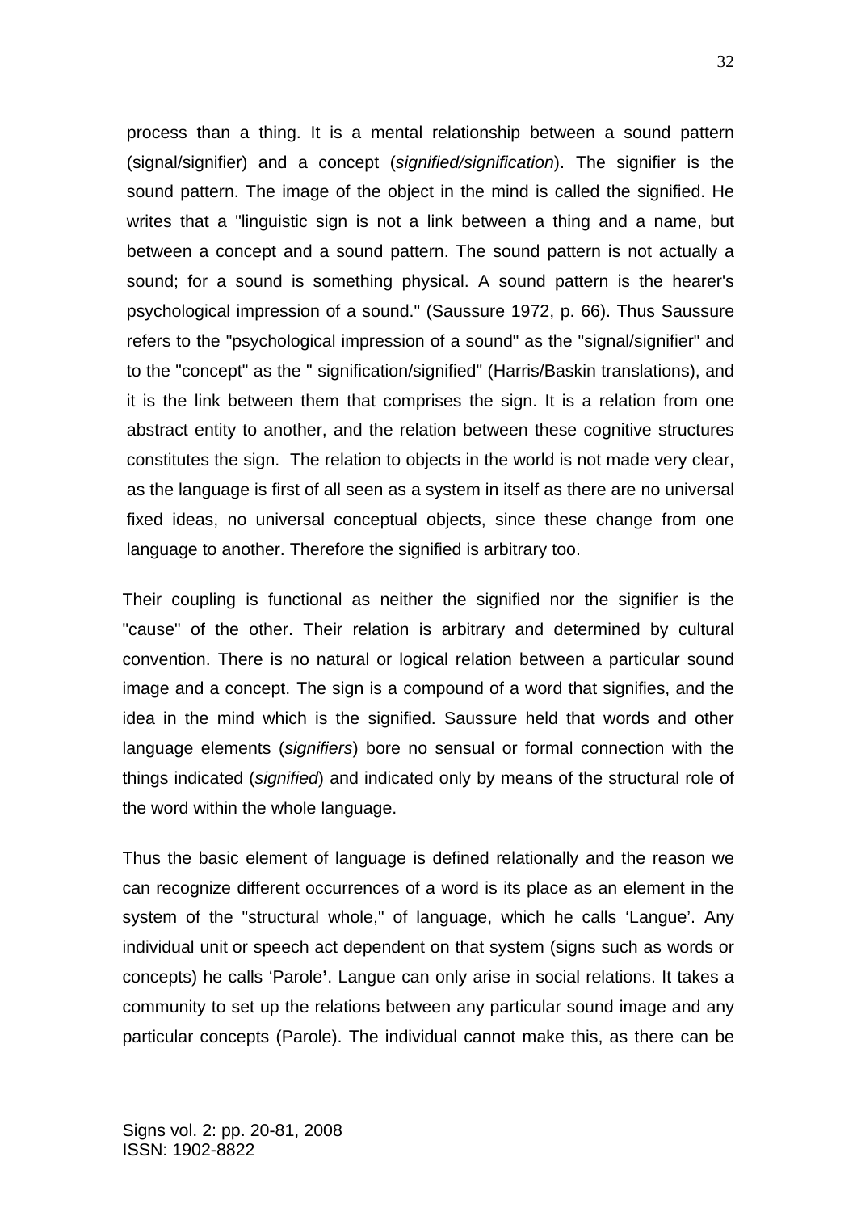process than a thing. It is a mental relationship between a sound pattern (signal/signifier) and a concept (*signified/signification*). The signifier is the sound pattern. The image of the object in the mind is called the signified. He writes that a "linguistic sign is not a link between a thing and a name, but between a concept and a sound pattern. The sound pattern is not actually a sound; for a sound is something physical. A sound pattern is the hearer's psychological impression of a sound." (Saussure 1972, p. 66). Thus Saussure refers to the "psychological impression of a sound" as the "signal/signifier" and to the "concept" as the " signification/signified" (Harris/Baskin translations), and it is the link between them that comprises the sign. It is a relation from one abstract entity to another, and the relation between these cognitive structures constitutes the sign. The relation to objects in the world is not made very clear, as the language is first of all seen as a system in itself as there are no universal fixed ideas, no universal conceptual objects, since these change from one language to another. Therefore the signified is arbitrary too.

Their coupling is functional as neither the signified nor the signifier is the "cause" of the other. Their relation is arbitrary and determined by cultural convention. There is no natural or logical relation between a particular sound image and a concept. The sign is a compound of a word that signifies, and the idea in the mind which is the signified. Saussure held that words and other language elements (*signifiers*) bore no sensual or formal connection with the things indicated (*signified*) and indicated only by means of the structural role of the word within the whole language.

Thus the basic element of language is defined relationally and the reason we can recognize different occurrences of a word is its place as an element in the system of the "structural whole," of language, which he calls 'Langue'. Any individual unit or speech act dependent on that system (signs such as words or concepts) he calls 'Parole**'**. Langue can only arise in social relations. It takes a community to set up the relations between any particular sound image and any particular concepts (Parole). The individual cannot make this, as there can be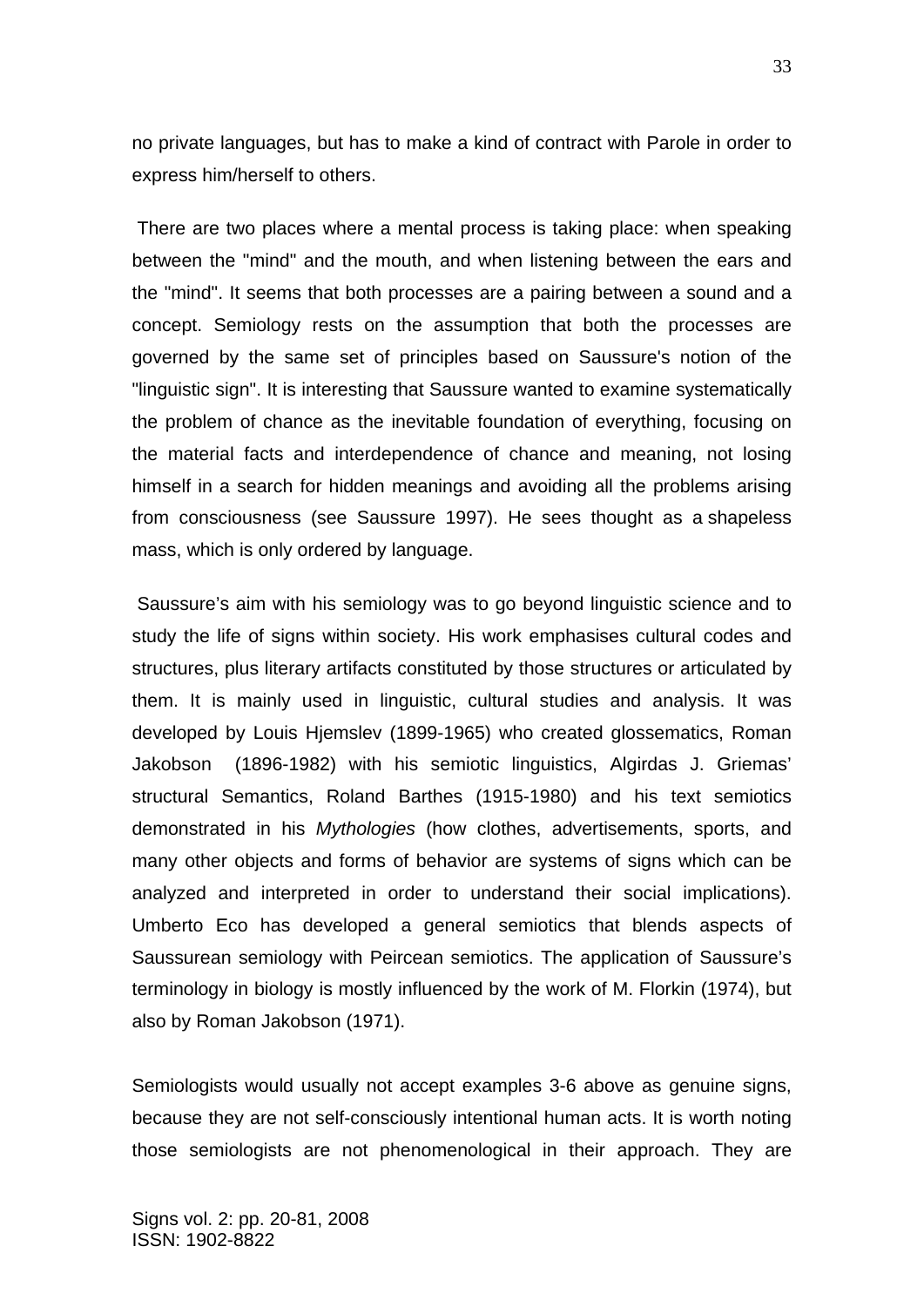no private languages, but has to make a kind of contract with Parole in order to express him/herself to others.

There are two places where a mental process is taking place: when speaking between the "mind" and the mouth, and when listening between the ears and the "mind". It seems that both processes are a pairing between a sound and a concept. Semiology rests on the assumption that both the processes are governed by the same set of principles based on Saussure's notion of the "linguistic sign". It is interesting that Saussure wanted to examine systematically the problem of chance as the inevitable foundation of everything, focusing on the material facts and interdependence of chance and meaning, not losing himself in a search for hidden meanings and avoiding all the problems arising from consciousness (see Saussure 1997). He sees thought as a shapeless mass, which is only ordered by language.

Saussure's aim with his semiology was to go beyond linguistic science and to study the life of signs within society. His work emphasises cultural codes and structures, plus literary artifacts constituted by those structures or articulated by them. It is mainly used in linguistic, cultural studies and analysis. It was developed by Louis Hjemslev (1899-1965) who created glossematics, Roman Jakobson (1896-1982) with his semiotic linguistics, Algirdas J. Griemas' structural Semantics, Roland Barthes (1915-1980) and his text semiotics demonstrated in his *Mythologies* (how clothes, advertisements, sports, and many other objects and forms of behavior are systems of signs which can be analyzed and interpreted in order to understand their social implications). Umberto Eco has developed a general semiotics that blends aspects of Saussurean semiology with Peircean semiotics. The application of Saussure's terminology in biology is mostly influenced by the work of M. Florkin (1974), but also by Roman Jakobson (1971).

Semiologists would usually not accept examples 3-6 above as genuine signs, because they are not self-consciously intentional human acts. It is worth noting those semiologists are not phenomenological in their approach. They are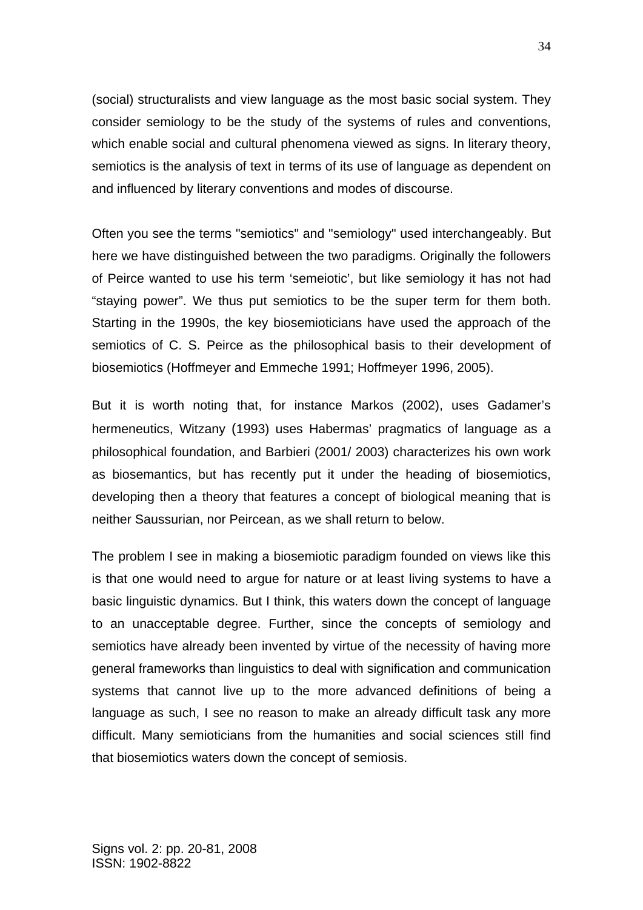(social) structuralists and view language as the most basic social system. They consider semiology to be the study of the systems of rules and conventions, which enable social and cultural phenomena viewed as signs. In literary theory, semiotics is the analysis of text in terms of its use of language as dependent on and influenced by literary conventions and modes of discourse.

Often you see the terms "semiotics" and "semiology" used interchangeably. But here we have distinguished between the two paradigms. Originally the followers of Peirce wanted to use his term 'semeiotic', but like semiology it has not had "staying power". We thus put semiotics to be the super term for them both. Starting in the 1990s, the key biosemioticians have used the approach of the semiotics of C. S. Peirce as the philosophical basis to their development of biosemiotics (Hoffmeyer and Emmeche 1991; Hoffmeyer 1996, 2005).

But it is worth noting that, for instance Markos (2002), uses Gadamer's hermeneutics, Witzany (1993) uses Habermas' pragmatics of language as a philosophical foundation, and Barbieri (2001/ 2003) characterizes his own work as biosemantics, but has recently put it under the heading of biosemiotics, developing then a theory that features a concept of biological meaning that is neither Saussurian, nor Peircean, as we shall return to below.

The problem I see in making a biosemiotic paradigm founded on views like this is that one would need to argue for nature or at least living systems to have a basic linguistic dynamics. But I think, this waters down the concept of language to an unacceptable degree. Further, since the concepts of semiology and semiotics have already been invented by virtue of the necessity of having more general frameworks than linguistics to deal with signification and communication systems that cannot live up to the more advanced definitions of being a language as such, I see no reason to make an already difficult task any more difficult. Many semioticians from the humanities and social sciences still find that biosemiotics waters down the concept of semiosis.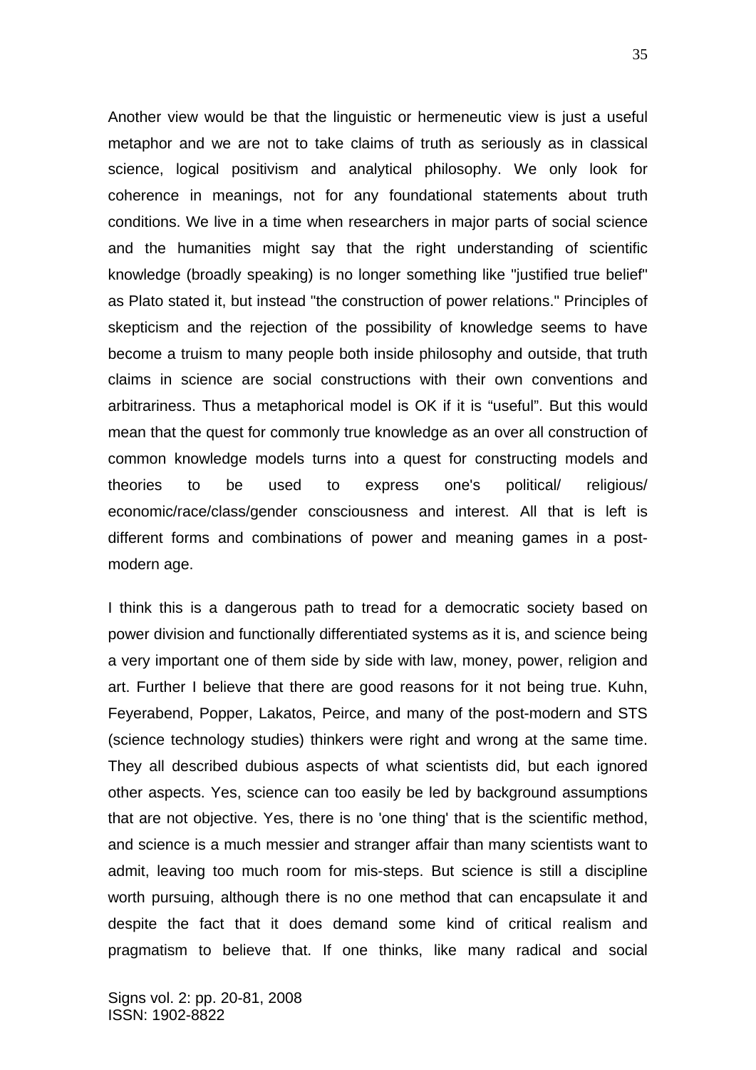Another view would be that the linguistic or hermeneutic view is just a useful metaphor and we are not to take claims of truth as seriously as in classical science, logical positivism and analytical philosophy. We only look for coherence in meanings, not for any foundational statements about truth conditions. We live in a time when researchers in major parts of social science and the humanities might say that the right understanding of scientific knowledge (broadly speaking) is no longer something like "justified true belief" as Plato stated it, but instead "the construction of power relations." Principles of skepticism and the rejection of the possibility of knowledge seems to have become a truism to many people both inside philosophy and outside, that truth claims in science are social constructions with their own conventions and arbitrariness. Thus a metaphorical model is OK if it is "useful". But this would mean that the quest for commonly true knowledge as an over all construction of common knowledge models turns into a quest for constructing models and theories to be used to express one's political/ religious/ economic/race/class/gender consciousness and interest. All that is left is different forms and combinations of power and meaning games in a post-modern age.

I think this is a dangerous path to tread for a democratic society based on power division and functionally differentiated systems as it is, and science being a very important one of them side by side with law, money, power, religion and art. Further I believe that there are good reasons for it not being true. Kuhn, Feyerabend, Popper, Lakatos, Peirce, and many of the post-modern and STS (science technology studies) thinkers were right and wrong at the same time. They all described dubious aspects of what scientists did, but each ignored other aspects. Yes, science can too easily be led by background assumptions that are not objective. Yes, there is no 'one thing' that is the scientific method, and science is a much messier and stranger affair than many scientists want to admit, leaving too much room for mis-steps. But science is still a discipline worth pursuing, although there is no one method that can encapsulate it and despite the fact that it does demand some kind of critical realism and pragmatism to believe that. If one thinks, like many radical and social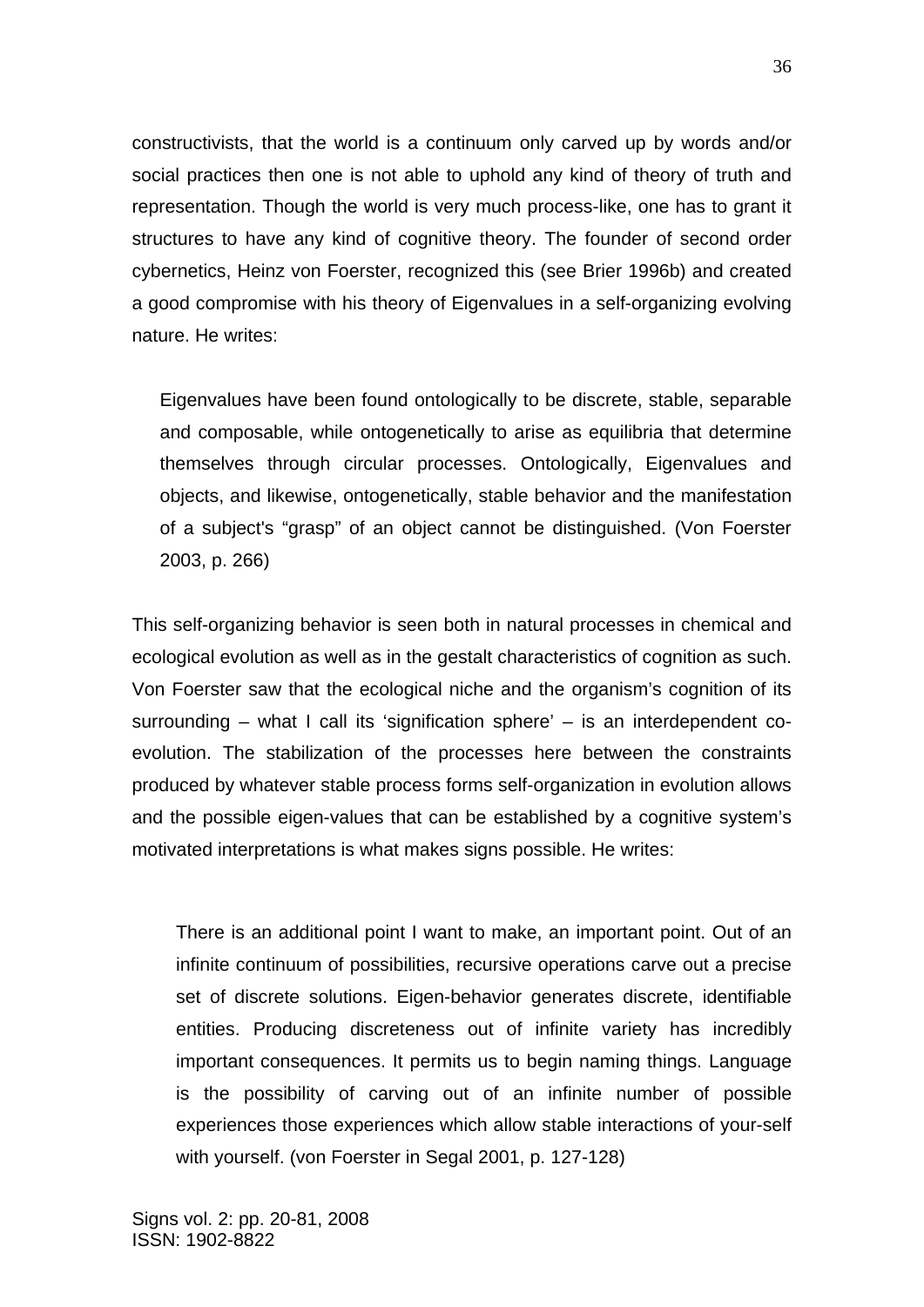constructivists, that the world is a continuum only carved up by words and/or social practices then one is not able to uphold any kind of theory of truth and representation. Though the world is very much process-like, one has to grant it structures to have any kind of cognitive theory. The founder of second order cybernetics, Heinz von Foerster, recognized this (see Brier 1996b) and created a good compromise with his theory of Eigenvalues in a self-organizing evolving nature. He writes:

> Eigenvalues have been found ontologically to be discrete, stable, separable and composable, while ontogenetically to arise as equilibria that determine themselves through circular processes. Ontologically, Eigenvalues and objects, and likewise, ontogenetically, stable behavior and the manifestation of a subject's "grasp" of an object cannot be distinguished. (Von Foerster 2003, p. 266)

This self-organizing behavior is seen both in natural processes in chemical and ecological evolution as well as in the gestalt characteristics of cognition as such. Von Foerster saw that the ecological niche and the organism's cognition of its surrounding – what I call its 'signification sphere' – is an interdependent co-evolution. The stabilization of the processes here between the constraints produced by whatever stable process forms self-organization in evolution allows and the possible eigen-values that can be established by a cognitive system's motivated interpretations is what makes signs possible. He writes:

> There is an additional point I want to make, an important point. Out of an infinite continuum of possibilities, recursive operations carve out a precise set of discrete solutions. Eigen-behavior generates discrete, identifiable entities. Producing discreteness out of infinite variety has incredibly important consequences. It permits us to begin naming things. Language is the possibility of carving out of an infinite number of possible experiences those experiences which allow stable interactions of your-self with yourself. (von Foerster in Segal 2001, p. 127-128)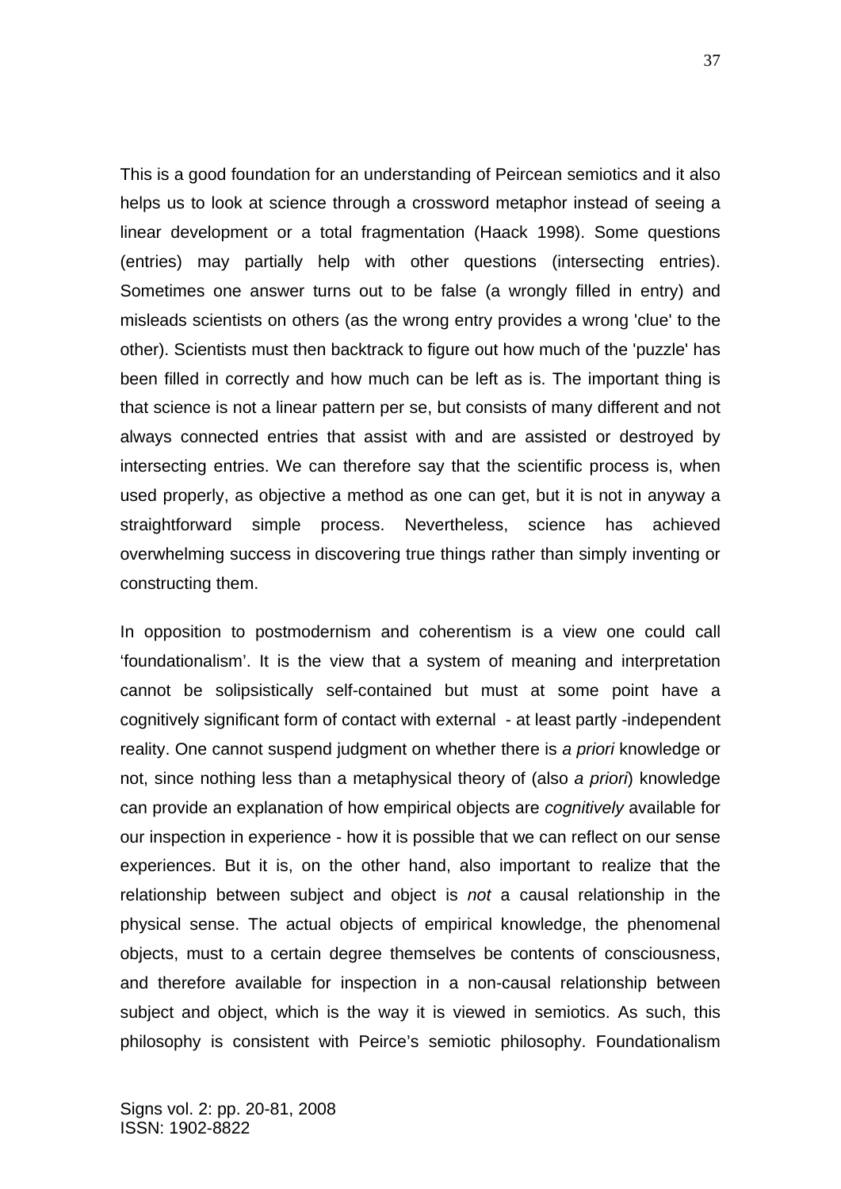This is a good foundation for an understanding of Peircean semiotics and it also helps us to look at science through a crossword metaphor instead of seeing a linear development or a total fragmentation (Haack 1998). Some questions (entries) may partially help with other questions (intersecting entries). Sometimes one answer turns out to be false (a wrongly filled in entry) and misleads scientists on others (as the wrong entry provides a wrong 'clue' to the other). Scientists must then backtrack to figure out how much of the 'puzzle' has been filled in correctly and how much can be left as is. The important thing is that science is not a linear pattern per se, but consists of many different and not always connected entries that assist with and are assisted or destroyed by intersecting entries. We can therefore say that the scientific process is, when used properly, as objective a method as one can get, but it is not in anyway a straightforward simple process. Nevertheless, science has achieved overwhelming success in discovering true things rather than simply inventing or constructing them.

In opposition to postmodernism and coherentism is a view one could call 'foundationalism'. It is the view that a system of meaning and interpretation cannot be solipsistically self-contained but must at some point have a cognitively significant form of contact with external - at least partly -independent reality. One cannot suspend judgment on whether there is *a priori* knowledge or not, since nothing less than a metaphysical theory of (also *a priori*) knowledge can provide an explanation of how empirical objects are *cognitively* available for our inspection in experience - how it is possible that we can reflect on our sense experiences. But it is, on the other hand, also important to realize that the relationship between subject and object is *not* a causal relationship in the physical sense. The actual objects of empirical knowledge, the phenomenal objects, must to a certain degree themselves be contents of consciousness, and therefore available for inspection in a non-causal relationship between subject and object, which is the way it is viewed in semiotics. As such, this philosophy is consistent with Peirce's semiotic philosophy. Foundationalism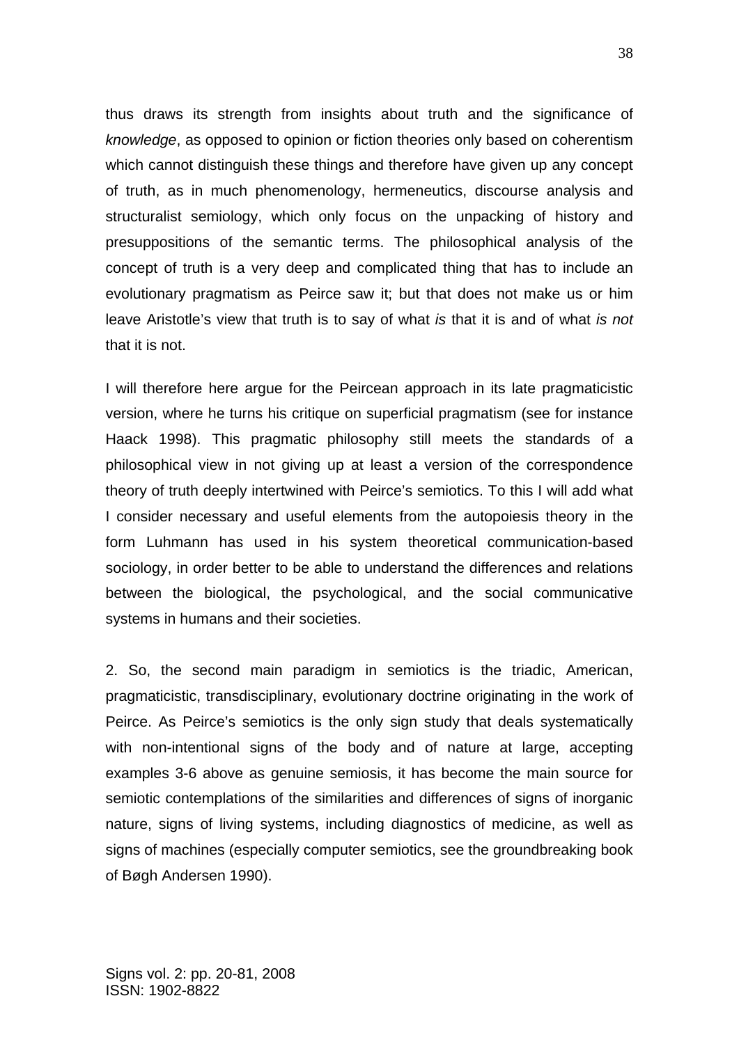thus draws its strength from insights about truth and the significance of *knowledge*, as opposed to opinion or fiction theories only based on coherentism which cannot distinguish these things and therefore have given up any concept of truth, as in much phenomenology, hermeneutics, discourse analysis and structuralist semiology, which only focus on the unpacking of history and presuppositions of the semantic terms. The philosophical analysis of the concept of truth is a very deep and complicated thing that has to include an evolutionary pragmatism as Peirce saw it; but that does not make us or him leave Aristotle's view that truth is to say of what *is* that it is and of what *is not* that it is not.

I will therefore here argue for the Peircean approach in its late pragmaticistic version, where he turns his critique on superficial pragmatism (see for instance Haack 1998). This pragmatic philosophy still meets the standards of a philosophical view in not giving up at least a version of the correspondence theory of truth deeply intertwined with Peirce's semiotics. To this I will add what I consider necessary and useful elements from the autopoiesis theory in the form Luhmann has used in his system theoretical communication-based sociology, in order better to be able to understand the differences and relations between the biological, the psychological, and the social communicative systems in humans and their societies.

2. So, the second main paradigm in semiotics is the triadic, American, pragmaticistic, transdisciplinary, evolutionary doctrine originating in the work of Peirce. As Peirce's semiotics is the only sign study that deals systematically with non-intentional signs of the body and of nature at large, accepting examples 3-6 above as genuine semiosis, it has become the main source for semiotic contemplations of the similarities and differences of signs of inorganic nature, signs of living systems, including diagnostics of medicine, as well as signs of machines (especially computer semiotics, see the groundbreaking book of Bøgh Andersen 1990).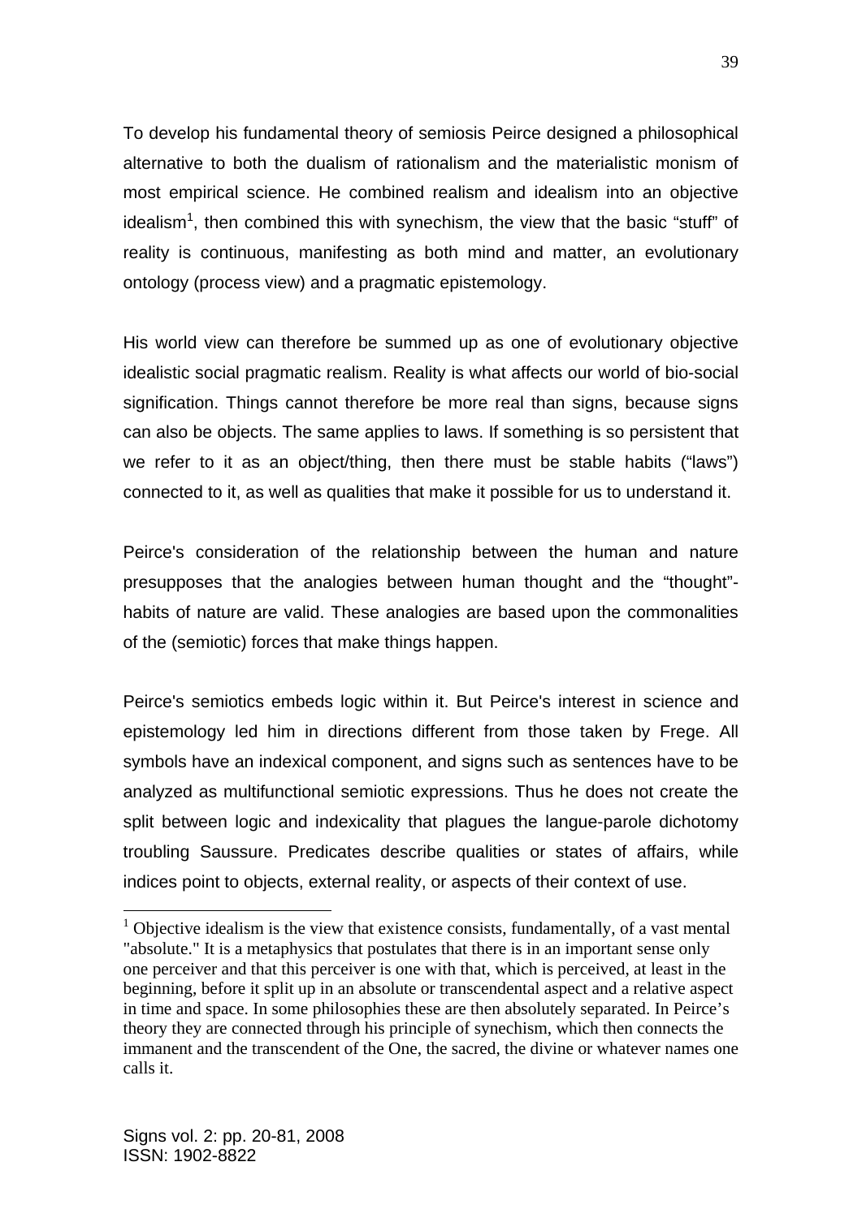To develop his fundamental theory of semiosis Peirce designed a philosophical alternative to both the dualism of rationalism and the materialistic monism of most empirical science. He combined realism and idealism into an objective idealism[1], then combined this with synechism, the view that the basic “stuff” of reality is continuous, manifesting as both mind and matter, an evolutionary ontology (process view) and a pragmatic epistemology.

His world view can therefore be summed up as one of evolutionary objective idealistic social pragmatic realism. Reality is what affects our world of bio-social signification. Things cannot therefore be more real than signs, because signs can also be objects. The same applies to laws. If something is so persistent that we refer to it as an object/thing, then there must be stable habits (“laws”) connected to it, as well as qualities that make it possible for us to understand it.

Peirce's consideration of the relationship between the human and nature presupposes that the analogies between human thought and the “thought”-habits of nature are valid. These analogies are based upon the commonalities of the (semiotic) forces that make things happen.

Peirce's semiotics embeds logic within it. But Peirce's interest in science and epistemology led him in directions different from those taken by Frege. All symbols have an indexical component, and signs such as sentences have to be analyzed as multifunctional semiotic expressions. Thus he does not create the split between logic and indexicality that plagues the langue-parole dichotomy troubling Saussure. Predicates describe qualities or states of affairs, while indices point to objects, external reality, or aspects of their context of use.

---

[1] Objective idealism is the view that existence consists, fundamentally, of a vast mental "absolute." It is a metaphysics that postulates that there is in an important sense only one perceiver and that this perceiver is one with that, which is perceived, at least in the beginning, before it split up in an absolute or transcendental aspect and a relative aspect in time and space. In some philosophies these are then absolutely separated. In Peirce’s theory they are connected through his principle of synechism, which then connects the immanent and the transcendent of the One, the sacred, the divine or whatever names one calls it.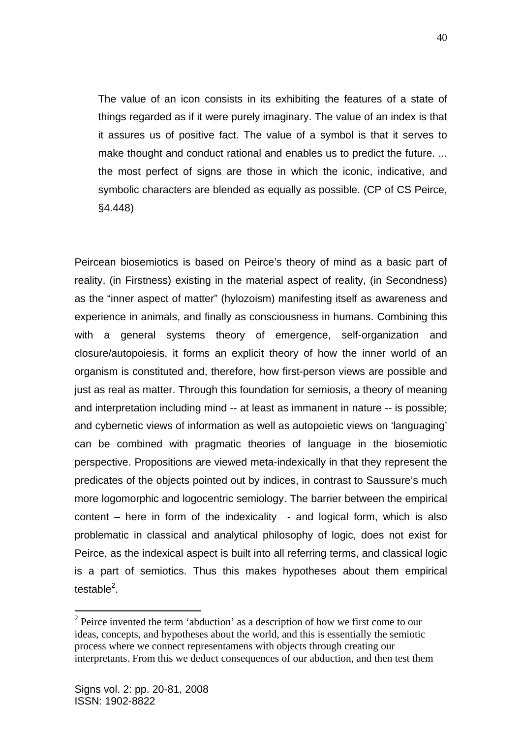> The value of an icon consists in its exhibiting the features of a state of things regarded as if it were purely imaginary. The value of an index is that it assures us of positive fact. The value of a symbol is that it serves to make thought and conduct rational and enables us to predict the future. ... the most perfect of signs are those in which the iconic, indicative, and symbolic characters are blended as equally as possible. (CP of CS Peirce, §4.448)

Peircean biosemiotics is based on Peirce's theory of mind as a basic part of reality, (in Firstness) existing in the material aspect of reality, (in Secondness) as the "inner aspect of matter" (hylozoism) manifesting itself as awareness and experience in animals, and finally as consciousness in humans. Combining this with a general systems theory of emergence, self-organization and closure/autopoiesis, it forms an explicit theory of how the inner world of an organism is constituted and, therefore, how first-person views are possible and just as real as matter. Through this foundation for semiosis, a theory of meaning and interpretation including mind -- at least as immanent in nature -- is possible; and cybernetic views of information as well as autopoietic views on 'languaging' can be combined with pragmatic theories of language in the biosemiotic perspective. Propositions are viewed meta-indexically in that they represent the predicates of the objects pointed out by indices, in contrast to Saussure's much more logomorphic and logocentric semiology. The barrier between the empirical content – here in form of the indexicality - and logical form, which is also problematic in classical and analytical philosophy of logic, does not exist for Peirce, as the indexical aspect is built into all referring terms, and classical logic is a part of semiotics. Thus this makes hypotheses about them empirical testable[2].

[2] Peirce invented the term 'abduction' as a description of how we first come to our ideas, concepts, and hypotheses about the world, and this is essentially the semiotic process where we connect representamens with objects through creating our interpretants. From this we deduct consequences of our abduction, and then test them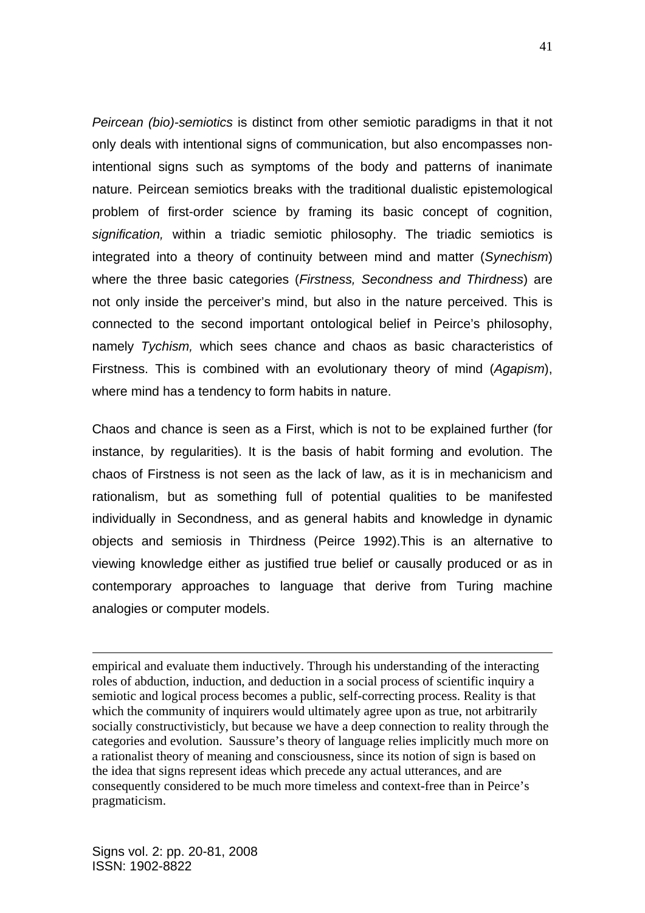*Peircean (bio)-semiotics* is distinct from other semiotic paradigms in that it not only deals with intentional signs of communication, but also encompasses non-intentional signs such as symptoms of the body and patterns of inanimate nature. Peircean semiotics breaks with the traditional dualistic epistemological problem of first-order science by framing its basic concept of cognition, *signification,* within a triadic semiotic philosophy. The triadic semiotics is integrated into a theory of continuity between mind and matter (*Synechism*) where the three basic categories (*Firstness, Secondness and Thirdness*) are not only inside the perceiver's mind, but also in the nature perceived. This is connected to the second important ontological belief in Peirce's philosophy, namely *Tychism,* which sees chance and chaos as basic characteristics of Firstness. This is combined with an evolutionary theory of mind (*Agapism*), where mind has a tendency to form habits in nature.

Chaos and chance is seen as a First, which is not to be explained further (for instance, by regularities). It is the basis of habit forming and evolution. The chaos of Firstness is not seen as the lack of law, as it is in mechanicism and rationalism, but as something full of potential qualities to be manifested individually in Secondness, and as general habits and knowledge in dynamic objects and semiosis in Thirdness (Peirce 1992).This is an alternative to viewing knowledge either as justified true belief or causally produced or as in contemporary approaches to language that derive from Turing machine analogies or computer models.

---

empirical and evaluate them inductively. Through his understanding of the interacting roles of abduction, induction, and deduction in a social process of scientific inquiry a semiotic and logical process becomes a public, self-correcting process. Reality is that which the community of inquirers would ultimately agree upon as true, not arbitrarily socially constructivisticly, but because we have a deep connection to reality through the categories and evolution. Saussure's theory of language relies implicitly much more on a rationalist theory of meaning and consciousness, since its notion of sign is based on the idea that signs represent ideas which precede any actual utterances, and are consequently considered to be much more timeless and context-free than in Peirce's pragmaticism.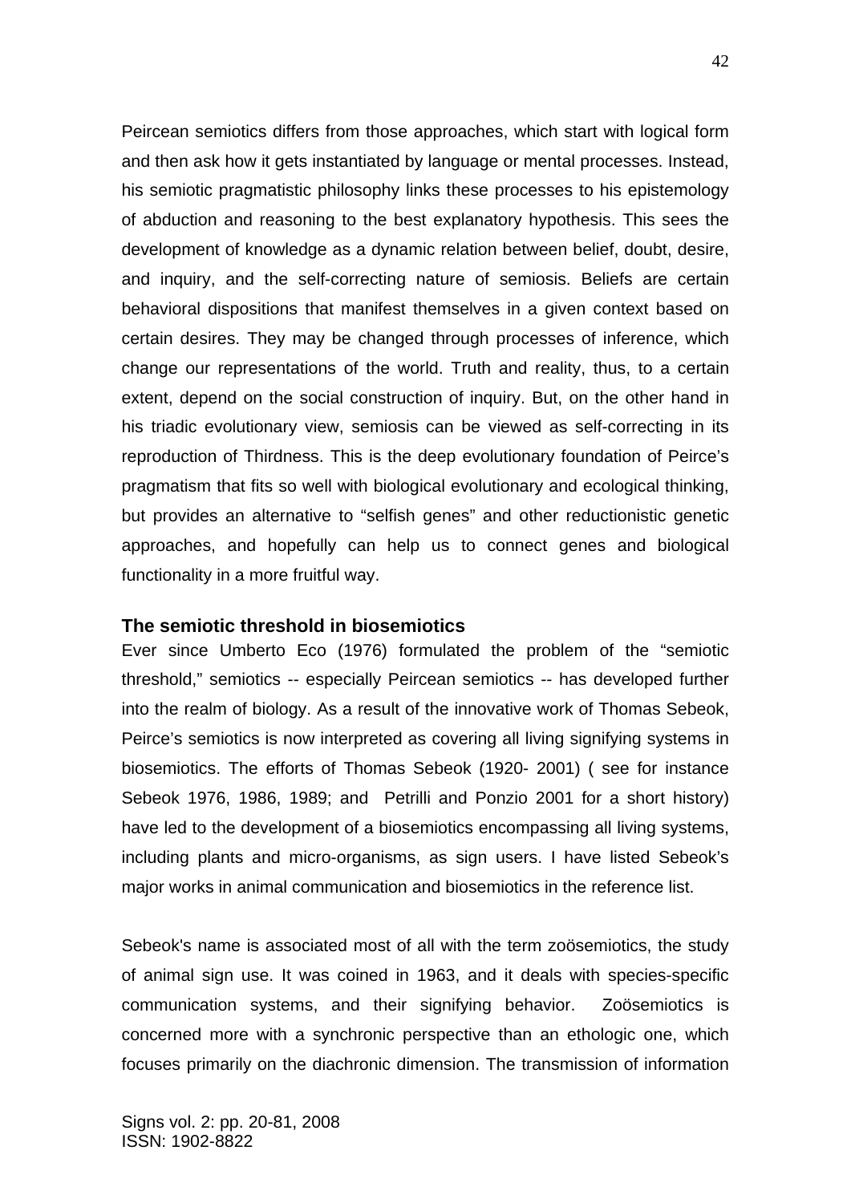Peircean semiotics differs from those approaches, which start with logical form and then ask how it gets instantiated by language or mental processes. Instead, his semiotic pragmatistic philosophy links these processes to his epistemology of abduction and reasoning to the best explanatory hypothesis. This sees the development of knowledge as a dynamic relation between belief, doubt, desire, and inquiry, and the self-correcting nature of semiosis. Beliefs are certain behavioral dispositions that manifest themselves in a given context based on certain desires. They may be changed through processes of inference, which change our representations of the world. Truth and reality, thus, to a certain extent, depend on the social construction of inquiry. But, on the other hand in his triadic evolutionary view, semiosis can be viewed as self-correcting in its reproduction of Thirdness. This is the deep evolutionary foundation of Peirce's pragmatism that fits so well with biological evolutionary and ecological thinking, but provides an alternative to "selfish genes" and other reductionistic genetic approaches, and hopefully can help us to connect genes and biological functionality in a more fruitful way.

### The semiotic threshold in biosemiotics

Ever since Umberto Eco (1976) formulated the problem of the "semiotic threshold," semiotics -- especially Peircean semiotics -- has developed further into the realm of biology. As a result of the innovative work of Thomas Sebeok, Peirce's semiotics is now interpreted as covering all living signifying systems in biosemiotics. The efforts of Thomas Sebeok (1920- 2001) ( see for instance Sebeok 1976, 1986, 1989; and Petrilli and Ponzio 2001 for a short history) have led to the development of a biosemiotics encompassing all living systems, including plants and micro-organisms, as sign users. I have listed Sebeok's major works in animal communication and biosemiotics in the reference list.

Sebeok's name is associated most of all with the term zoösemiotics, the study of animal sign use. It was coined in 1963, and it deals with species-specific communication systems, and their signifying behavior. Zoösemiotics is concerned more with a synchronic perspective than an ethologic one, which focuses primarily on the diachronic dimension. The transmission of information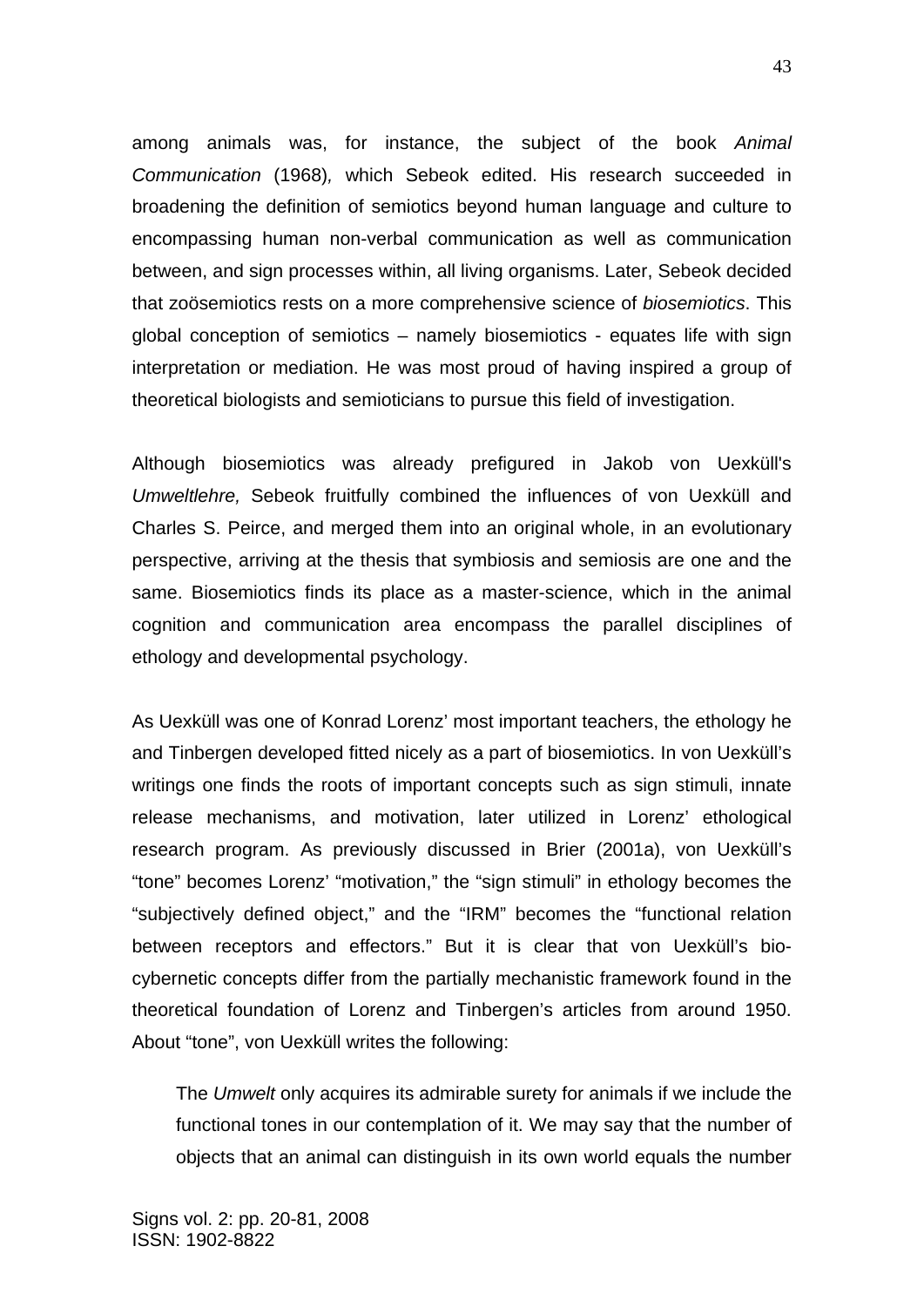among animals was, for instance, the subject of the book *Animal Communication* (1968)*,* which Sebeok edited. His research succeeded in broadening the definition of semiotics beyond human language and culture to encompassing human non-verbal communication as well as communication between, and sign processes within, all living organisms. Later, Sebeok decided that zoösemiotics rests on a more comprehensive science of *biosemiotics*. This global conception of semiotics – namely biosemiotics - equates life with sign interpretation or mediation. He was most proud of having inspired a group of theoretical biologists and semioticians to pursue this field of investigation.

Although biosemiotics was already prefigured in Jakob von Uexküll's *Umweltlehre,* Sebeok fruitfully combined the influences of von Uexküll and Charles S. Peirce, and merged them into an original whole, in an evolutionary perspective, arriving at the thesis that symbiosis and semiosis are one and the same. Biosemiotics finds its place as a master-science, which in the animal cognition and communication area encompass the parallel disciplines of ethology and developmental psychology.

As Uexküll was one of Konrad Lorenz' most important teachers, the ethology he and Tinbergen developed fitted nicely as a part of biosemiotics. In von Uexküll's writings one finds the roots of important concepts such as sign stimuli, innate release mechanisms, and motivation, later utilized in Lorenz' ethological research program. As previously discussed in Brier (2001a), von Uexküll's "tone" becomes Lorenz' "motivation," the "sign stimuli" in ethology becomes the "subjectively defined object," and the "IRM" becomes the "functional relation between receptors and effectors." But it is clear that von Uexküll's bio-cybernetic concepts differ from the partially mechanistic framework found in the theoretical foundation of Lorenz and Tinbergen's articles from around 1950. About "tone", von Uexküll writes the following:

> The *Umwelt* only acquires its admirable surety for animals if we include the functional tones in our contemplation of it. We may say that the number of objects that an animal can distinguish in its own world equals the number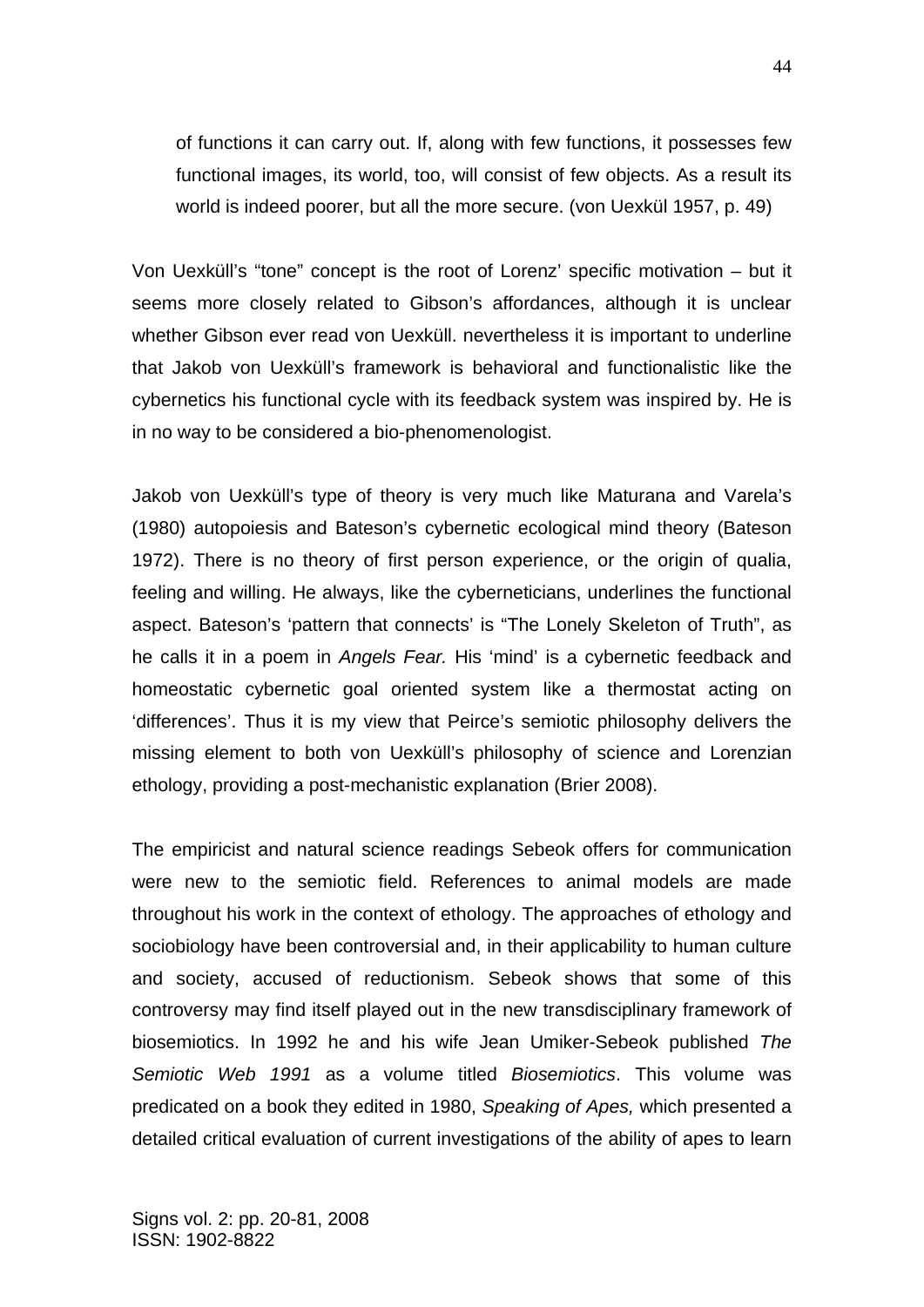> of functions it can carry out. If, along with few functions, it possesses few functional images, its world, too, will consist of few objects. As a result its world is indeed poorer, but all the more secure. (von Uexkül 1957, p. 49)

Von Uexküll's "tone" concept is the root of Lorenz' specific motivation – but it seems more closely related to Gibson's affordances, although it is unclear whether Gibson ever read von Uexküll. nevertheless it is important to underline that Jakob von Uexküll's framework is behavioral and functionalistic like the cybernetics his functional cycle with its feedback system was inspired by. He is in no way to be considered a bio-phenomenologist.

Jakob von Uexküll's type of theory is very much like Maturana and Varela's (1980) autopoiesis and Bateson's cybernetic ecological mind theory (Bateson 1972). There is no theory of first person experience, or the origin of qualia, feeling and willing. He always, like the cyberneticians, underlines the functional aspect. Bateson's 'pattern that connects' is "The Lonely Skeleton of Truth", as he calls it in a poem in *Angels Fear.* His 'mind' is a cybernetic feedback and homeostatic cybernetic goal oriented system like a thermostat acting on 'differences'. Thus it is my view that Peirce's semiotic philosophy delivers the missing element to both von Uexküll's philosophy of science and Lorenzian ethology, providing a post-mechanistic explanation (Brier 2008).

The empiricist and natural science readings Sebeok offers for communication were new to the semiotic field. References to animal models are made throughout his work in the context of ethology. The approaches of ethology and sociobiology have been controversial and, in their applicability to human culture and society, accused of reductionism. Sebeok shows that some of this controversy may find itself played out in the new transdisciplinary framework of biosemiotics. In 1992 he and his wife Jean Umiker-Sebeok published *The Semiotic Web 1991* as a volume titled *Biosemiotics*. This volume was predicated on a book they edited in 1980, *Speaking of Apes,* which presented a detailed critical evaluation of current investigations of the ability of apes to learn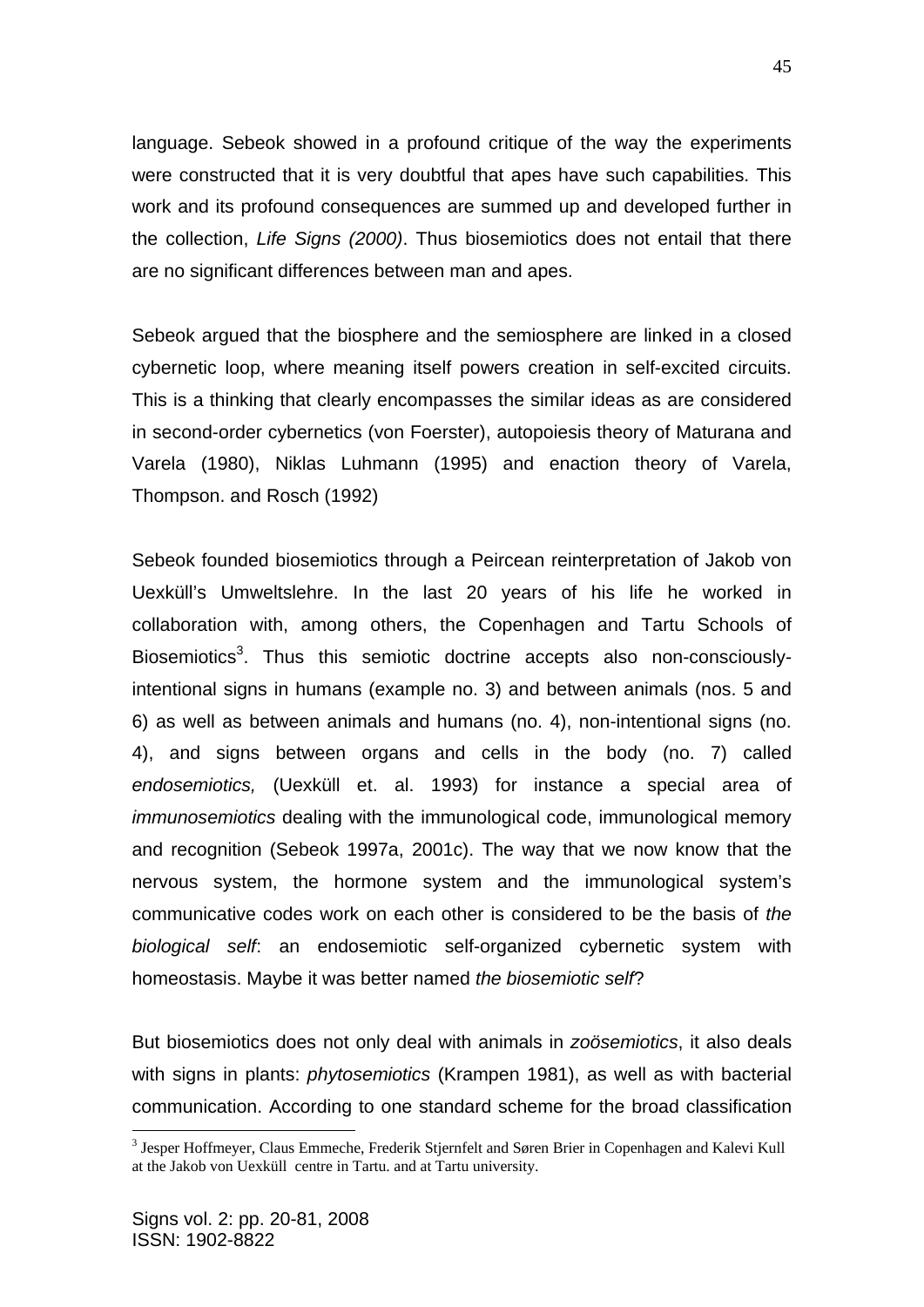language. Sebeok showed in a profound critique of the way the experiments were constructed that it is very doubtful that apes have such capabilities. This work and its profound consequences are summed up and developed further in the collection, *Life Signs (2000)*. Thus biosemiotics does not entail that there are no significant differences between man and apes.

Sebeok argued that the biosphere and the semiosphere are linked in a closed cybernetic loop, where meaning itself powers creation in self-excited circuits. This is a thinking that clearly encompasses the similar ideas as are considered in second-order cybernetics (von Foerster), autopoiesis theory of Maturana and Varela (1980), Niklas Luhmann (1995) and enaction theory of Varela, Thompson. and Rosch (1992)

Sebeok founded biosemiotics through a Peircean reinterpretation of Jakob von Uexküll's Umweltslehre. In the last 20 years of his life he worked in collaboration with, among others, the Copenhagen and Tartu Schools of Biosemiotics[3]. Thus this semiotic doctrine accepts also non-consciously-intentional signs in humans (example no. 3) and between animals (nos. 5 and 6) as well as between animals and humans (no. 4), non-intentional signs (no. 4), and signs between organs and cells in the body (no. 7) called *endosemiotics,* (Uexküll et. al. 1993) for instance a special area of *immunosemiotics* dealing with the immunological code, immunological memory and recognition (Sebeok 1997a, 2001c). The way that we now know that the nervous system, the hormone system and the immunological system's communicative codes work on each other is considered to be the basis of *the biological self*: an endosemiotic self-organized cybernetic system with homeostasis. Maybe it was better named *the biosemiotic self*?

But biosemiotics does not only deal with animals in *zoösemiotics*, it also deals with signs in plants: *phytosemiotics* (Krampen 1981), as well as with bacterial communication. According to one standard scheme for the broad classification

[3] Jesper Hoffmeyer, Claus Emmeche, Frederik Stjernfelt and Søren Brier in Copenhagen and Kalevi Kull at the Jakob von Uexküll centre in Tartu. and at Tartu university.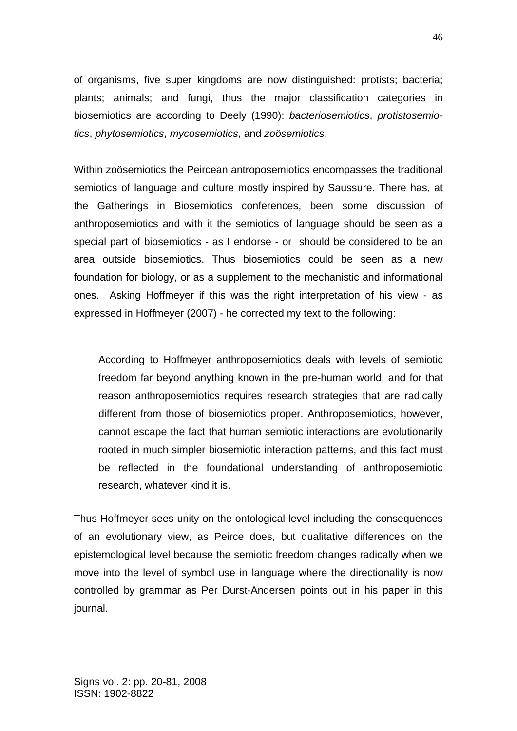of organisms, five super kingdoms are now distinguished: protists; bacteria; plants; animals; and fungi, thus the major classification categories in biosemiotics are according to Deely (1990): *bacteriosemiotics*, *protistosemiotics*, *phytosemiotics*, *mycosemiotics*, and *zoösemiotics*.

Within zoösemiotics the Peircean antroposemiotics encompasses the traditional semiotics of language and culture mostly inspired by Saussure. There has, at the Gatherings in Biosemiotics conferences, been some discussion of anthroposemiotics and with it the semiotics of language should be seen as a special part of biosemiotics - as I endorse - or should be considered to be an area outside biosemiotics. Thus biosemiotics could be seen as a new foundation for biology, or as a supplement to the mechanistic and informational ones. Asking Hoffmeyer if this was the right interpretation of his view - as expressed in Hoffmeyer (2007) - he corrected my text to the following:

> According to Hoffmeyer anthroposemiotics deals with levels of semiotic freedom far beyond anything known in the pre-human world, and for that reason anthroposemiotics requires research strategies that are radically different from those of biosemiotics proper. Anthroposemiotics, however, cannot escape the fact that human semiotic interactions are evolutionarily rooted in much simpler biosemiotic interaction patterns, and this fact must be reflected in the foundational understanding of anthroposemiotic research, whatever kind it is.

Thus Hoffmeyer sees unity on the ontological level including the consequences of an evolutionary view, as Peirce does, but qualitative differences on the epistemological level because the semiotic freedom changes radically when we move into the level of symbol use in language where the directionality is now controlled by grammar as Per Durst-Andersen points out in his paper in this journal.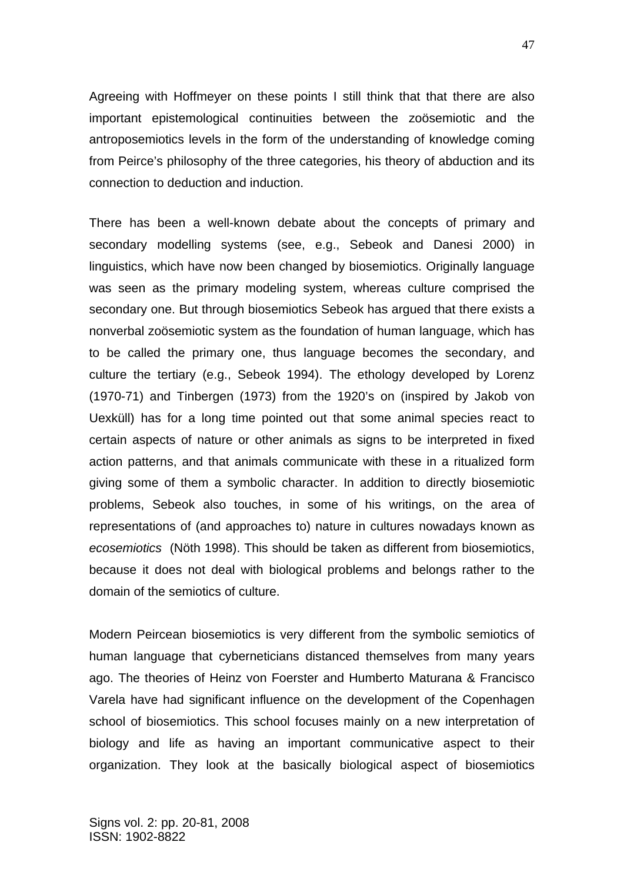Agreeing with Hoffmeyer on these points I still think that that there are also important epistemological continuities between the zoösemiotic and the antroposemiotics levels in the form of the understanding of knowledge coming from Peirce's philosophy of the three categories, his theory of abduction and its connection to deduction and induction.

There has been a well-known debate about the concepts of primary and secondary modelling systems (see, e.g., Sebeok and Danesi 2000) in linguistics, which have now been changed by biosemiotics. Originally language was seen as the primary modeling system, whereas culture comprised the secondary one. But through biosemiotics Sebeok has argued that there exists a nonverbal zoösemiotic system as the foundation of human language, which has to be called the primary one, thus language becomes the secondary, and culture the tertiary (e.g., Sebeok 1994). The ethology developed by Lorenz (1970-71) and Tinbergen (1973) from the 1920's on (inspired by Jakob von Uexküll) has for a long time pointed out that some animal species react to certain aspects of nature or other animals as signs to be interpreted in fixed action patterns, and that animals communicate with these in a ritualized form giving some of them a symbolic character. In addition to directly biosemiotic problems, Sebeok also touches, in some of his writings, on the area of representations of (and approaches to) nature in cultures nowadays known as *ecosemiotics* (Nöth 1998). This should be taken as different from biosemiotics, because it does not deal with biological problems and belongs rather to the domain of the semiotics of culture.

Modern Peircean biosemiotics is very different from the symbolic semiotics of human language that cyberneticians distanced themselves from many years ago. The theories of Heinz von Foerster and Humberto Maturana & Francisco Varela have had significant influence on the development of the Copenhagen school of biosemiotics. This school focuses mainly on a new interpretation of biology and life as having an important communicative aspect to their organization. They look at the basically biological aspect of biosemiotics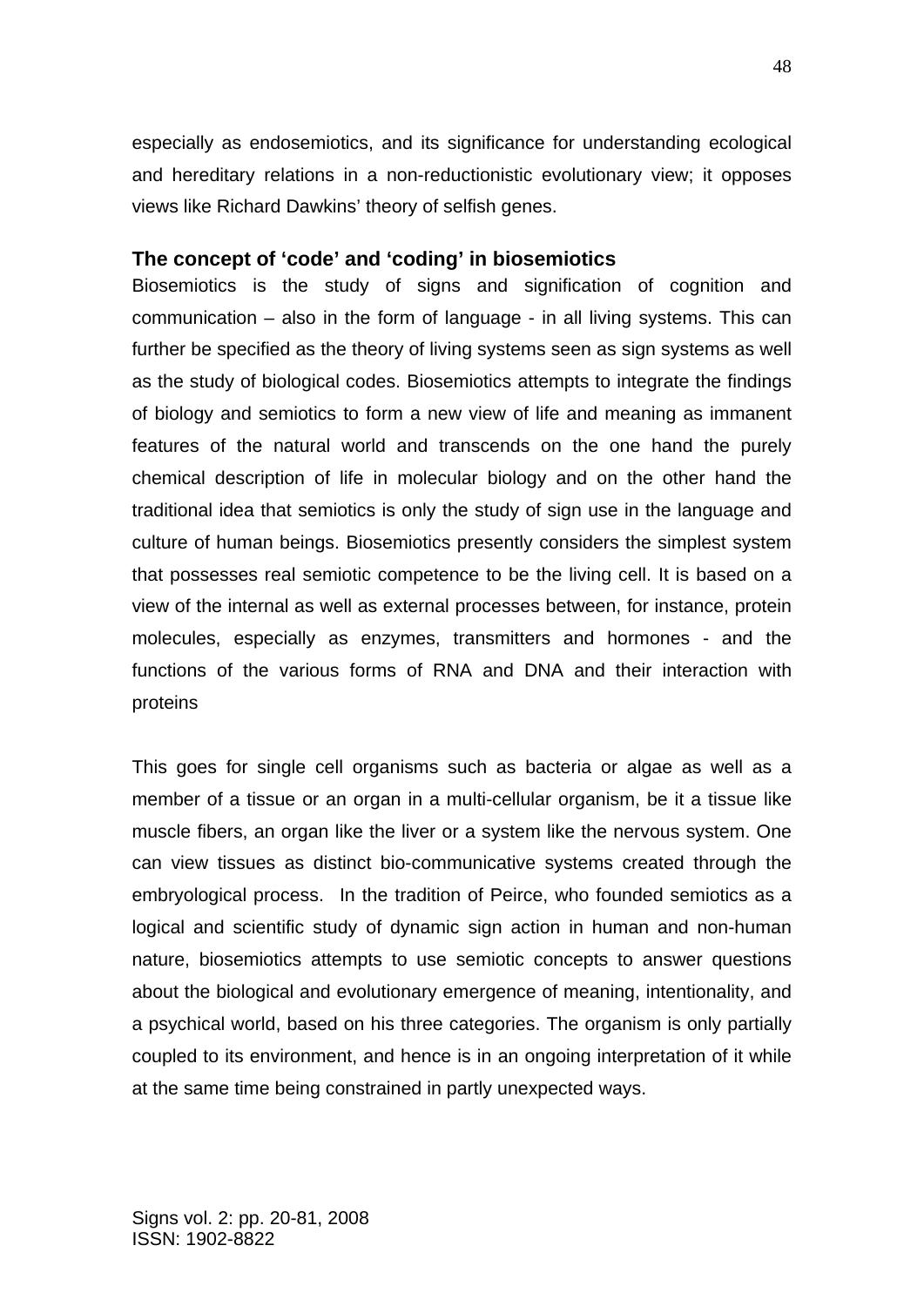especially as endosemiotics, and its significance for understanding ecological and hereditary relations in a non-reductionistic evolutionary view; it opposes views like Richard Dawkins' theory of selfish genes.

### The concept of 'code' and 'coding' in biosemiotics

Biosemiotics is the study of signs and signification of cognition and communication – also in the form of language - in all living systems. This can further be specified as the theory of living systems seen as sign systems as well as the study of biological codes. Biosemiotics attempts to integrate the findings of biology and semiotics to form a new view of life and meaning as immanent features of the natural world and transcends on the one hand the purely chemical description of life in molecular biology and on the other hand the traditional idea that semiotics is only the study of sign use in the language and culture of human beings. Biosemiotics presently considers the simplest system that possesses real semiotic competence to be the living cell. It is based on a view of the internal as well as external processes between, for instance, protein molecules, especially as enzymes, transmitters and hormones - and the functions of the various forms of RNA and DNA and their interaction with proteins

This goes for single cell organisms such as bacteria or algae as well as a member of a tissue or an organ in a multi-cellular organism, be it a tissue like muscle fibers, an organ like the liver or a system like the nervous system. One can view tissues as distinct bio-communicative systems created through the embryological process. In the tradition of Peirce, who founded semiotics as a logical and scientific study of dynamic sign action in human and non-human nature, biosemiotics attempts to use semiotic concepts to answer questions about the biological and evolutionary emergence of meaning, intentionality, and a psychical world, based on his three categories. The organism is only partially coupled to its environment, and hence is in an ongoing interpretation of it while at the same time being constrained in partly unexpected ways.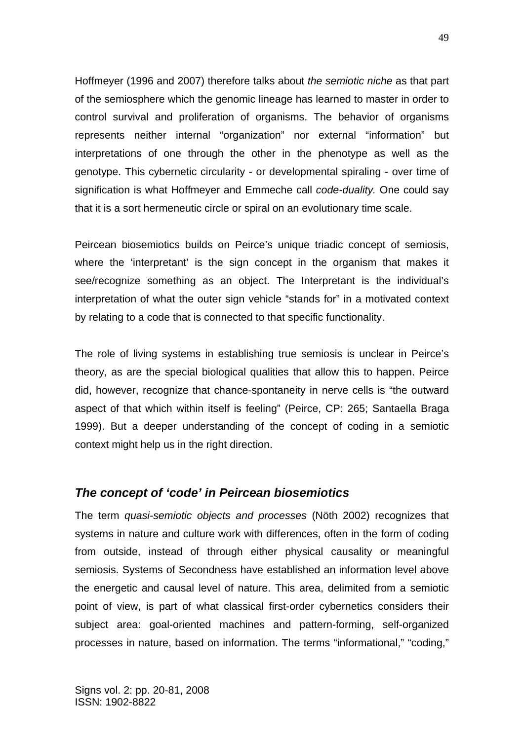Hoffmeyer (1996 and 2007) therefore talks about *the semiotic niche* as that part of the semiosphere which the genomic lineage has learned to master in order to control survival and proliferation of organisms. The behavior of organisms represents neither internal "organization" nor external "information" but interpretations of one through the other in the phenotype as well as the genotype. This cybernetic circularity - or developmental spiraling - over time of signification is what Hoffmeyer and Emmeche call *code-duality.* One could say that it is a sort hermeneutic circle or spiral on an evolutionary time scale.

Peircean biosemiotics builds on Peirce's unique triadic concept of semiosis, where the 'interpretant' is the sign concept in the organism that makes it see/recognize something as an object. The Interpretant is the individual's interpretation of what the outer sign vehicle "stands for" in a motivated context by relating to a code that is connected to that specific functionality.

The role of living systems in establishing true semiosis is unclear in Peirce's theory, as are the special biological qualities that allow this to happen. Peirce did, however, recognize that chance-spontaneity in nerve cells is "the outward aspect of that which within itself is feeling" (Peirce, CP: 265; Santaella Braga 1999). But a deeper understanding of the concept of coding in a semiotic context might help us in the right direction.

### *The concept of 'code' in Peircean biosemiotics*

The term *quasi-semiotic objects and processes* (Nöth 2002) recognizes that systems in nature and culture work with differences, often in the form of coding from outside, instead of through either physical causality or meaningful semiosis. Systems of Secondness have established an information level above the energetic and causal level of nature. This area, delimited from a semiotic point of view, is part of what classical first-order cybernetics considers their subject area: goal-oriented machines and pattern-forming, self-organized processes in nature, based on information. The terms "informational," "coding,"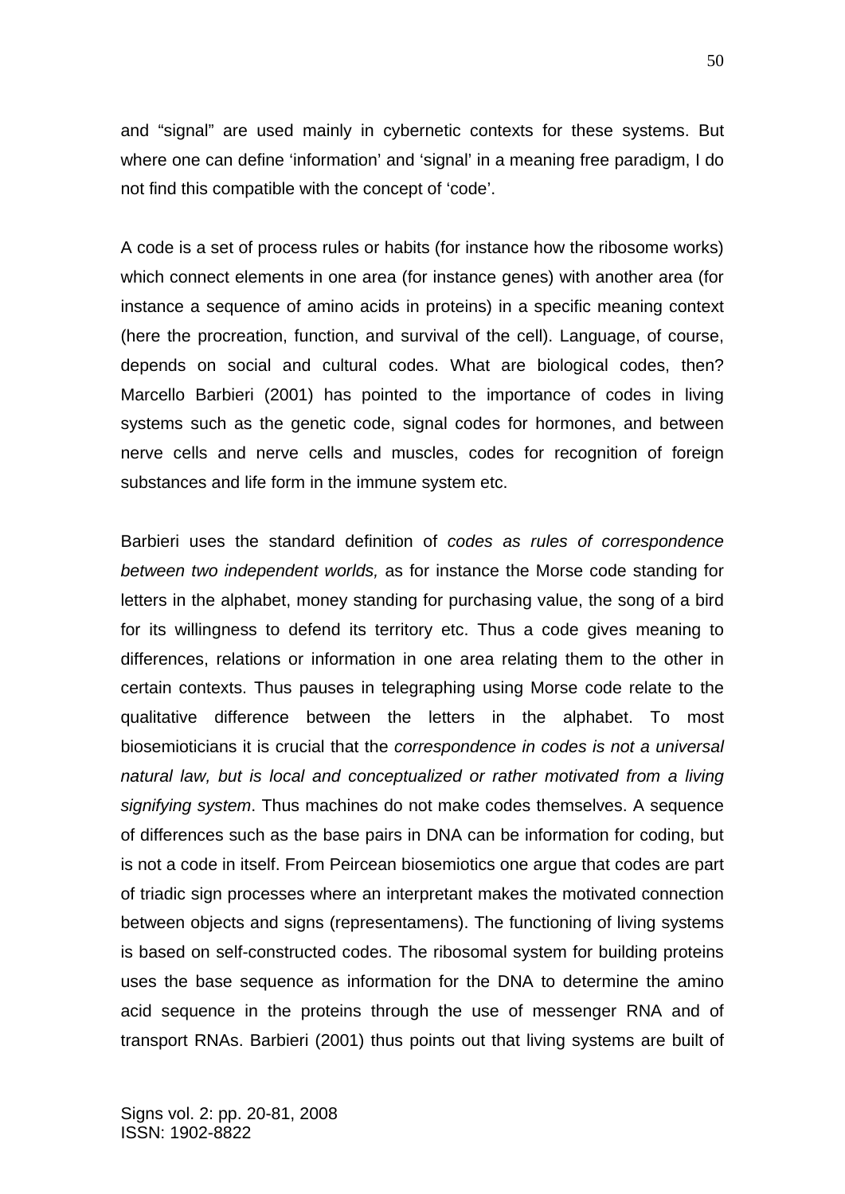and “signal” are used mainly in cybernetic contexts for these systems. But where one can define ‘information’ and ‘signal’ in a meaning free paradigm, I do not find this compatible with the concept of ‘code’.

A code is a set of process rules or habits (for instance how the ribosome works) which connect elements in one area (for instance genes) with another area (for instance a sequence of amino acids in proteins) in a specific meaning context (here the procreation, function, and survival of the cell). Language, of course, depends on social and cultural codes. What are biological codes, then? Marcello Barbieri (2001) has pointed to the importance of codes in living systems such as the genetic code, signal codes for hormones, and between nerve cells and nerve cells and muscles, codes for recognition of foreign substances and life form in the immune system etc.

Barbieri uses the standard definition of *codes as rules of correspondence between two independent worlds,* as for instance the Morse code standing for letters in the alphabet, money standing for purchasing value, the song of a bird for its willingness to defend its territory etc. Thus a code gives meaning to differences, relations or information in one area relating them to the other in certain contexts. Thus pauses in telegraphing using Morse code relate to the qualitative difference between the letters in the alphabet. To most biosemioticians it is crucial that the *correspondence in codes is not a universal natural law, but is local and conceptualized or rather motivated from a living signifying system*. Thus machines do not make codes themselves. A sequence of differences such as the base pairs in DNA can be information for coding, but is not a code in itself. From Peircean biosemiotics one argue that codes are part of triadic sign processes where an interpretant makes the motivated connection between objects and signs (representamens). The functioning of living systems is based on self-constructed codes. The ribosomal system for building proteins uses the base sequence as information for the DNA to determine the amino acid sequence in the proteins through the use of messenger RNA and of transport RNAs. Barbieri (2001) thus points out that living systems are built of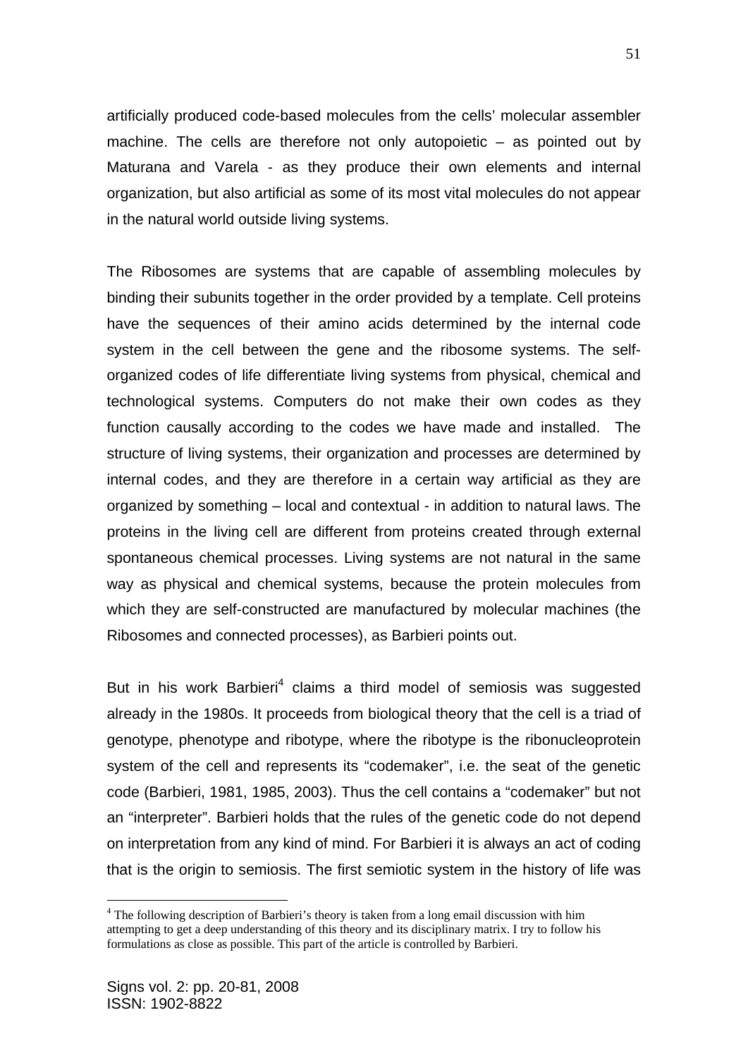artificially produced code-based molecules from the cells' molecular assembler machine. The cells are therefore not only autopoietic – as pointed out by Maturana and Varela - as they produce their own elements and internal organization, but also artificial as some of its most vital molecules do not appear in the natural world outside living systems.

The Ribosomes are systems that are capable of assembling molecules by binding their subunits together in the order provided by a template. Cell proteins have the sequences of their amino acids determined by the internal code system in the cell between the gene and the ribosome systems. The self-organized codes of life differentiate living systems from physical, chemical and technological systems. Computers do not make their own codes as they function causally according to the codes we have made and installed. The structure of living systems, their organization and processes are determined by internal codes, and they are therefore in a certain way artificial as they are organized by something – local and contextual - in addition to natural laws. The proteins in the living cell are different from proteins created through external spontaneous chemical processes. Living systems are not natural in the same way as physical and chemical systems, because the protein molecules from which they are self-constructed are manufactured by molecular machines (the Ribosomes and connected processes), as Barbieri points out.

But in his work Barbieri[4] claims a third model of semiosis was suggested already in the 1980s. It proceeds from biological theory that the cell is a triad of genotype, phenotype and ribotype, where the ribotype is the ribonucleoprotein system of the cell and represents its "codemaker", i.e. the seat of the genetic code (Barbieri, 1981, 1985, 2003). Thus the cell contains a "codemaker" but not an "interpreter". Barbieri holds that the rules of the genetic code do not depend on interpretation from any kind of mind. For Barbieri it is always an act of coding that is the origin to semiosis. The first semiotic system in the history of life was

[4] The following description of Barbieri's theory is taken from a long email discussion with him attempting to get a deep understanding of this theory and its disciplinary matrix. I try to follow his formulations as close as possible. This part of the article is controlled by Barbieri.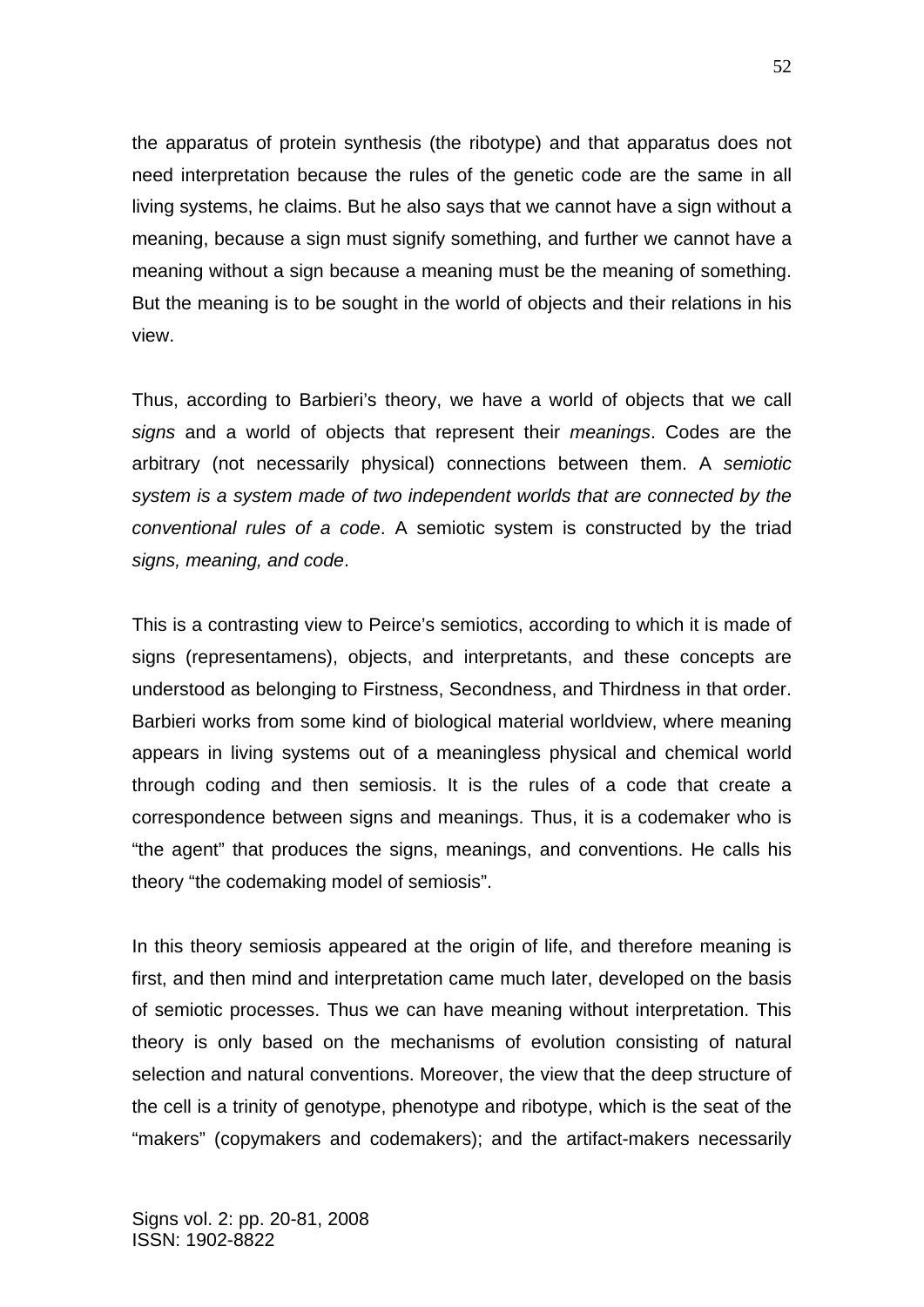the apparatus of protein synthesis (the ribotype) and that apparatus does not need interpretation because the rules of the genetic code are the same in all living systems, he claims. But he also says that we cannot have a sign without a meaning, because a sign must signify something, and further we cannot have a meaning without a sign because a meaning must be the meaning of something. But the meaning is to be sought in the world of objects and their relations in his view.

Thus, according to Barbieri's theory, we have a world of objects that we call *signs* and a world of objects that represent their *meanings*. Codes are the arbitrary (not necessarily physical) connections between them. A *semiotic system is a system made of two independent worlds that are connected by the conventional rules of a code*. A semiotic system is constructed by the triad *signs, meaning, and code*.

This is a contrasting view to Peirce's semiotics, according to which it is made of signs (representamens), objects, and interpretants, and these concepts are understood as belonging to Firstness, Secondness, and Thirdness in that order. Barbieri works from some kind of biological material worldview, where meaning appears in living systems out of a meaningless physical and chemical world through coding and then semiosis. It is the rules of a code that create a correspondence between signs and meanings. Thus, it is a codemaker who is "the agent" that produces the signs, meanings, and conventions. He calls his theory "the codemaking model of semiosis".

In this theory semiosis appeared at the origin of life, and therefore meaning is first, and then mind and interpretation came much later, developed on the basis of semiotic processes. Thus we can have meaning without interpretation. This theory is only based on the mechanisms of evolution consisting of natural selection and natural conventions. Moreover, the view that the deep structure of the cell is a trinity of genotype, phenotype and ribotype, which is the seat of the "makers" (copymakers and codemakers); and the artifact-makers necessarily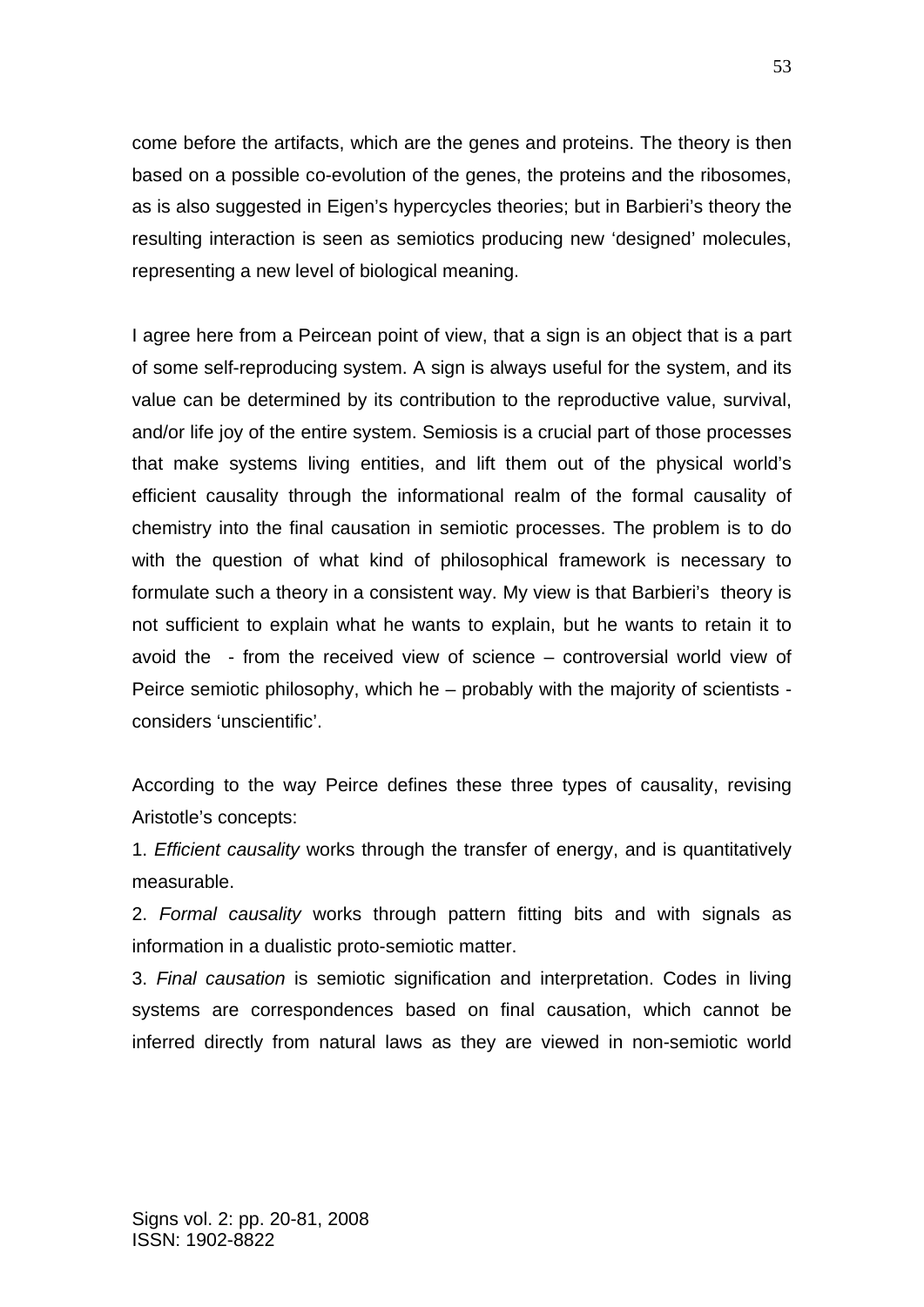come before the artifacts, which are the genes and proteins. The theory is then based on a possible co-evolution of the genes, the proteins and the ribosomes, as is also suggested in Eigen's hypercycles theories; but in Barbieri's theory the resulting interaction is seen as semiotics producing new 'designed' molecules, representing a new level of biological meaning.

I agree here from a Peircean point of view, that a sign is an object that is a part of some self-reproducing system. A sign is always useful for the system, and its value can be determined by its contribution to the reproductive value, survival, and/or life joy of the entire system. Semiosis is a crucial part of those processes that make systems living entities, and lift them out of the physical world's efficient causality through the informational realm of the formal causality of chemistry into the final causation in semiotic processes. The problem is to do with the question of what kind of philosophical framework is necessary to formulate such a theory in a consistent way. My view is that Barbieri's theory is not sufficient to explain what he wants to explain, but he wants to retain it to avoid the - from the received view of science – controversial world view of Peirce semiotic philosophy, which he – probably with the majority of scientists - considers 'unscientific'.

According to the way Peirce defines these three types of causality, revising Aristotle's concepts:

1. *Efficient causality* works through the transfer of energy, and is quantitatively measurable.
2. *Formal causality* works through pattern fitting bits and with signals as information in a dualistic proto-semiotic matter.
3. *Final causation* is semiotic signification and interpretation. Codes in living systems are correspondences based on final causation, which cannot be inferred directly from natural laws as they are viewed in non-semiotic world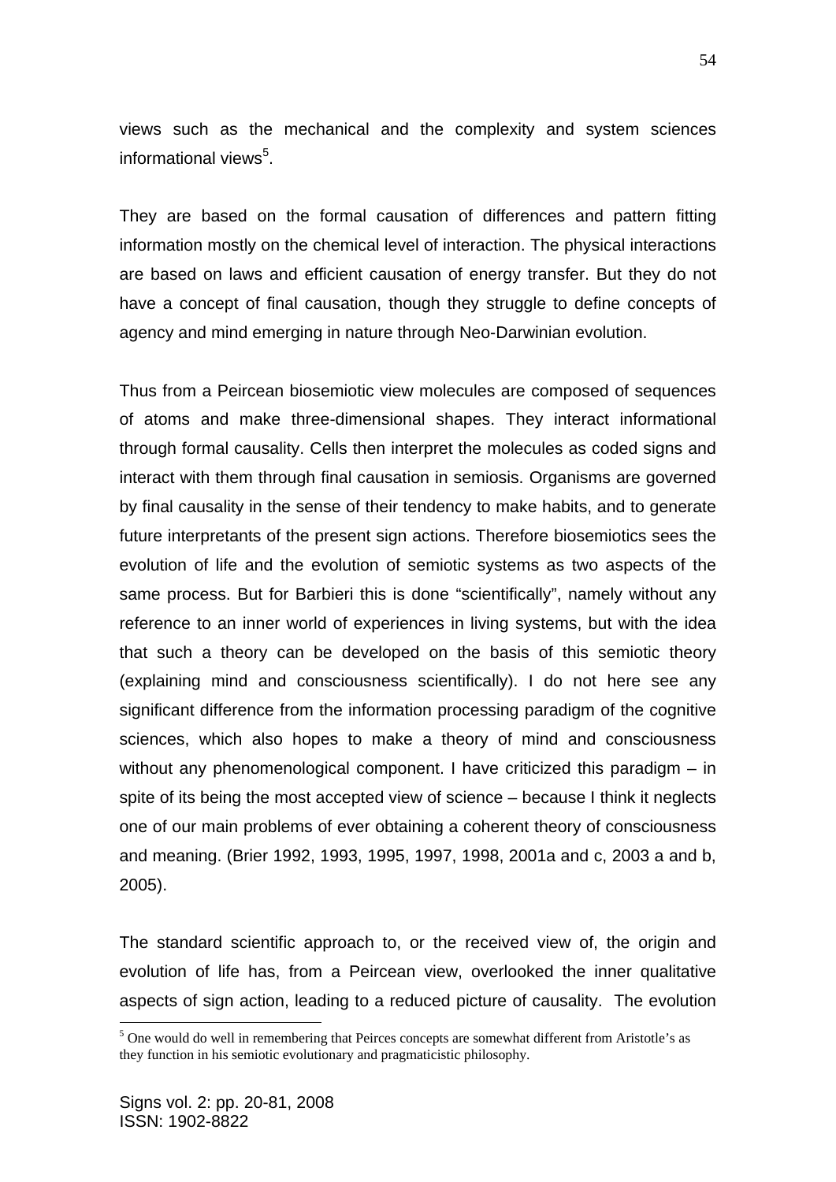views such as the mechanical and the complexity and system sciences informational views[5].

They are based on the formal causation of differences and pattern fitting information mostly on the chemical level of interaction. The physical interactions are based on laws and efficient causation of energy transfer. But they do not have a concept of final causation, though they struggle to define concepts of agency and mind emerging in nature through Neo-Darwinian evolution.

Thus from a Peircean biosemiotic view molecules are composed of sequences of atoms and make three-dimensional shapes. They interact informational through formal causality. Cells then interpret the molecules as coded signs and interact with them through final causation in semiosis. Organisms are governed by final causality in the sense of their tendency to make habits, and to generate future interpretants of the present sign actions. Therefore biosemiotics sees the evolution of life and the evolution of semiotic systems as two aspects of the same process. But for Barbieri this is done "scientifically", namely without any reference to an inner world of experiences in living systems, but with the idea that such a theory can be developed on the basis of this semiotic theory (explaining mind and consciousness scientifically). I do not here see any significant difference from the information processing paradigm of the cognitive sciences, which also hopes to make a theory of mind and consciousness without any phenomenological component. I have criticized this paradigm – in spite of its being the most accepted view of science – because I think it neglects one of our main problems of ever obtaining a coherent theory of consciousness and meaning. (Brier 1992, 1993, 1995, 1997, 1998, 2001a and c, 2003 a and b, 2005).

The standard scientific approach to, or the received view of, the origin and evolution of life has, from a Peircean view, overlooked the inner qualitative aspects of sign action, leading to a reduced picture of causality. The evolution

[5] One would do well in remembering that Peirces concepts are somewhat different from Aristotle's as they function in his semiotic evolutionary and pragmaticistic philosophy.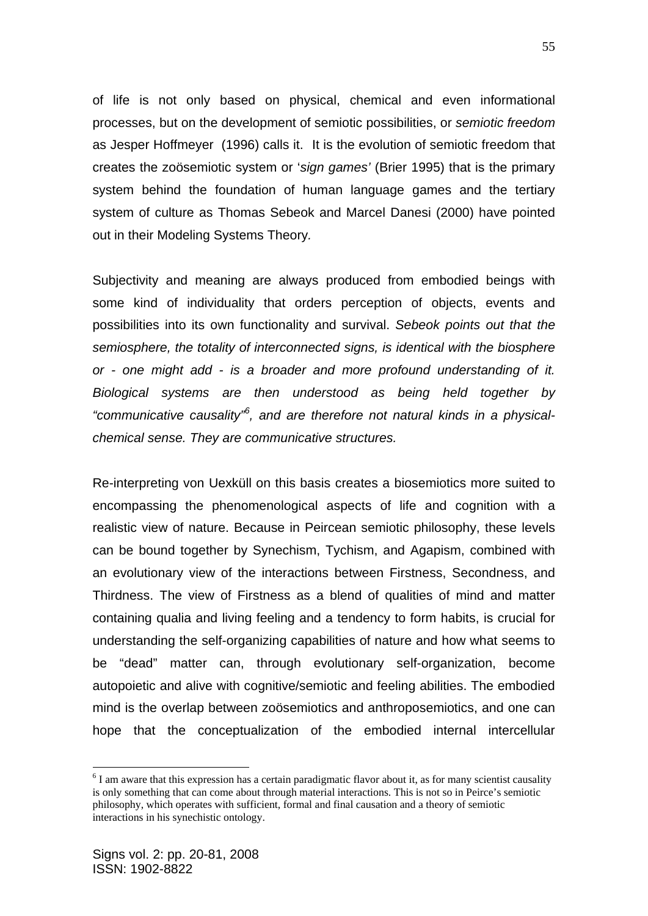of life is not only based on physical, chemical and even informational processes, but on the development of semiotic possibilities, or *semiotic freedom* as Jesper Hoffmeyer (1996) calls it. It is the evolution of semiotic freedom that creates the zoösemiotic system or '*sign games'* (Brier 1995) that is the primary system behind the foundation of human language games and the tertiary system of culture as Thomas Sebeok and Marcel Danesi (2000) have pointed out in their Modeling Systems Theory*.*

Subjectivity and meaning are always produced from embodied beings with some kind of individuality that orders perception of objects, events and possibilities into its own functionality and survival. *Sebeok points out that the semiosphere, the totality of interconnected signs, is identical with the biosphere or - one might add - is a broader and more profound understanding of it. Biological systems are then understood as being held together by "communicative causality"[6], and are therefore not natural kinds in a physical-chemical sense. They are communicative structures.*

Re-interpreting von Uexküll on this basis creates a biosemiotics more suited to encompassing the phenomenological aspects of life and cognition with a realistic view of nature. Because in Peircean semiotic philosophy, these levels can be bound together by Synechism, Tychism, and Agapism, combined with an evolutionary view of the interactions between Firstness, Secondness, and Thirdness. The view of Firstness as a blend of qualities of mind and matter containing qualia and living feeling and a tendency to form habits, is crucial for understanding the self-organizing capabilities of nature and how what seems to be "dead" matter can, through evolutionary self-organization, become autopoietic and alive with cognitive/semiotic and feeling abilities. The embodied mind is the overlap between zoösemiotics and anthroposemiotics, and one can hope that the conceptualization of the embodied internal intercellular

---

[6] I am aware that this expression has a certain paradigmatic flavor about it, as for many scientist causality is only something that can come about through material interactions. This is not so in Peirce's semiotic philosophy, which operates with sufficient, formal and final causation and a theory of semiotic interactions in his synechistic ontology.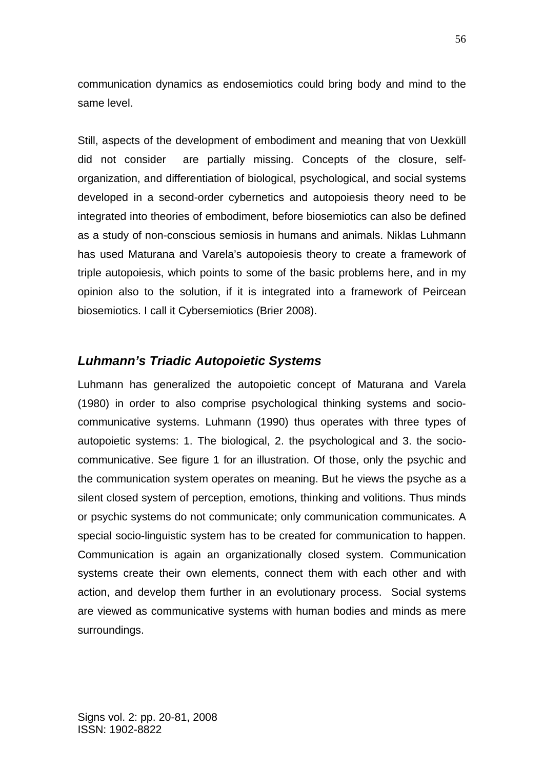communication dynamics as endosemiotics could bring body and mind to the same level.

Still, aspects of the development of embodiment and meaning that von Uexküll did not consider are partially missing. Concepts of the closure, self-organization, and differentiation of biological, psychological, and social systems developed in a second-order cybernetics and autopoiesis theory need to be integrated into theories of embodiment, before biosemiotics can also be defined as a study of non-conscious semiosis in humans and animals. Niklas Luhmann has used Maturana and Varela's autopoiesis theory to create a framework of triple autopoiesis, which points to some of the basic problems here, and in my opinion also to the solution, if it is integrated into a framework of Peircean biosemiotics. I call it Cybersemiotics (Brier 2008).

## *Luhmann's Triadic Autopoietic Systems*

Luhmann has generalized the autopoietic concept of Maturana and Varela (1980) in order to also comprise psychological thinking systems and socio-communicative systems. Luhmann (1990) thus operates with three types of autopoietic systems: 1. The biological, 2. the psychological and 3. the socio-communicative. See figure 1 for an illustration. Of those, only the psychic and the communication system operates on meaning. But he views the psyche as a silent closed system of perception, emotions, thinking and volitions. Thus minds or psychic systems do not communicate; only communication communicates. A special socio-linguistic system has to be created for communication to happen. Communication is again an organizationally closed system. Communication systems create their own elements, connect them with each other and with action, and develop them further in an evolutionary process. Social systems are viewed as communicative systems with human bodies and minds as mere surroundings.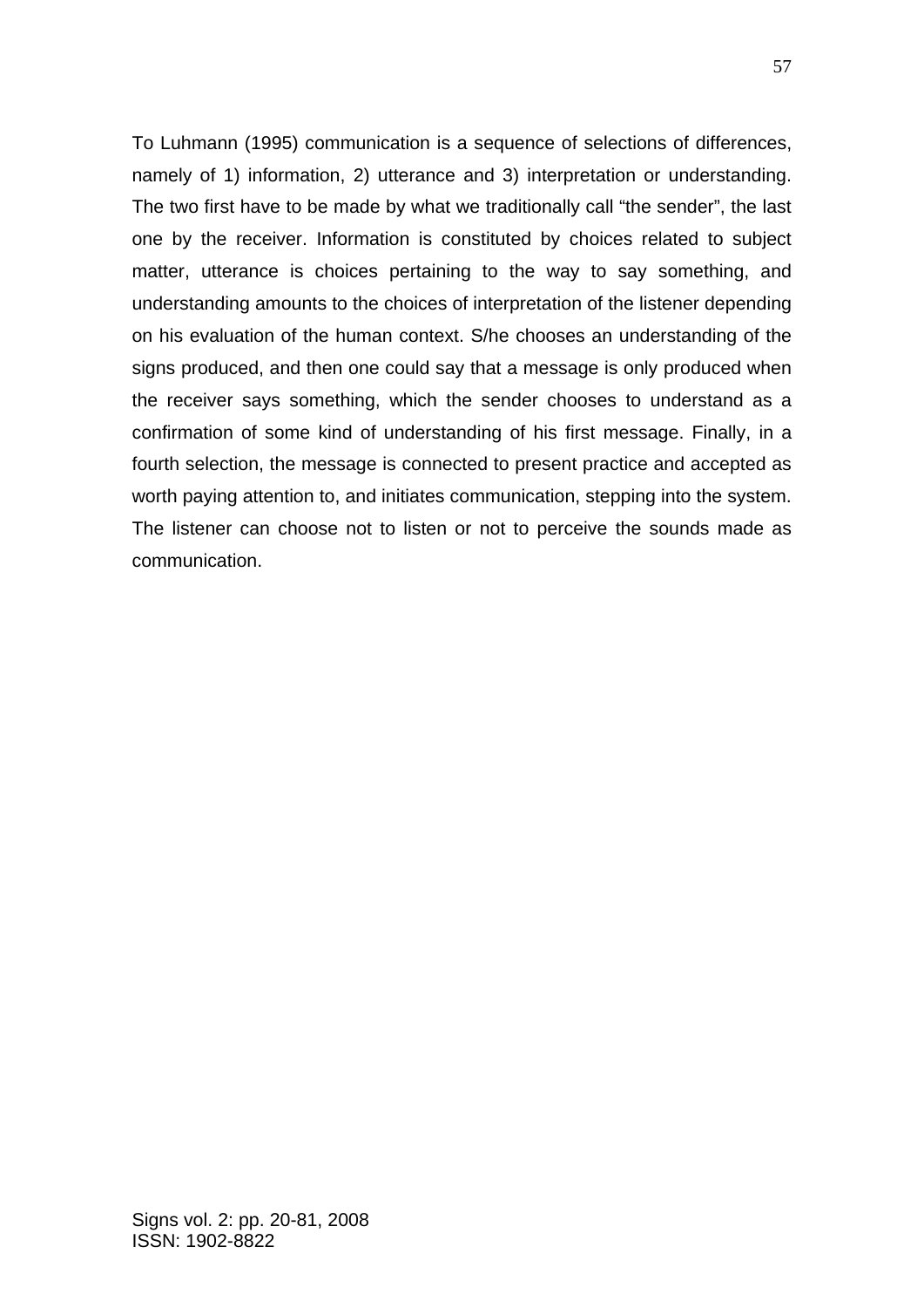To Luhmann (1995) communication is a sequence of selections of differences, namely of 1) information, 2) utterance and 3) interpretation or understanding. The two first have to be made by what we traditionally call "the sender", the last one by the receiver. Information is constituted by choices related to subject matter, utterance is choices pertaining to the way to say something, and understanding amounts to the choices of interpretation of the listener depending on his evaluation of the human context. S/he chooses an understanding of the signs produced, and then one could say that a message is only produced when the receiver says something, which the sender chooses to understand as a confirmation of some kind of understanding of his first message. Finally, in a fourth selection, the message is connected to present practice and accepted as worth paying attention to, and initiates communication, stepping into the system. The listener can choose not to listen or not to perceive the sounds made as communication.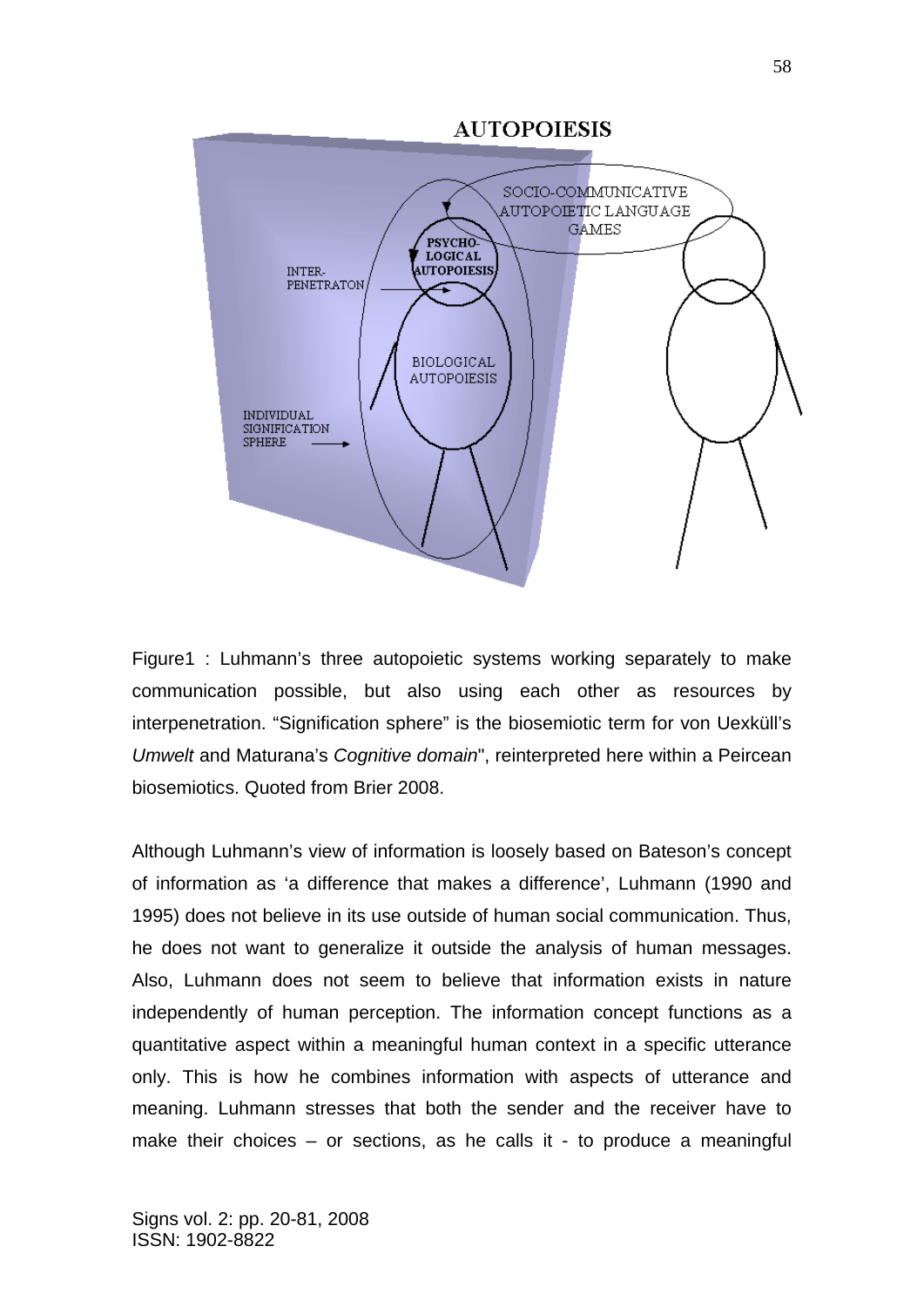Figure1 : Luhmann's three autopoietic systems working separately to make communication possible, but also using each other as resources by interpenetration. "Signification sphere" is the biosemiotic term for von Uexküll's *Umwelt* and Maturana's *Cognitive domain*", reinterpreted here within a Peircean biosemiotics. Quoted from Brier 2008.

Although Luhmann's view of information is loosely based on Bateson's concept of information as 'a difference that makes a difference', Luhmann (1990 and 1995) does not believe in its use outside of human social communication. Thus, he does not want to generalize it outside the analysis of human messages. Also, Luhmann does not seem to believe that information exists in nature independently of human perception. The information concept functions as a quantitative aspect within a meaningful human context in a specific utterance only. This is how he combines information with aspects of utterance and meaning. Luhmann stresses that both the sender and the receiver have to make their choices – or sections, as he calls it - to produce a meaningful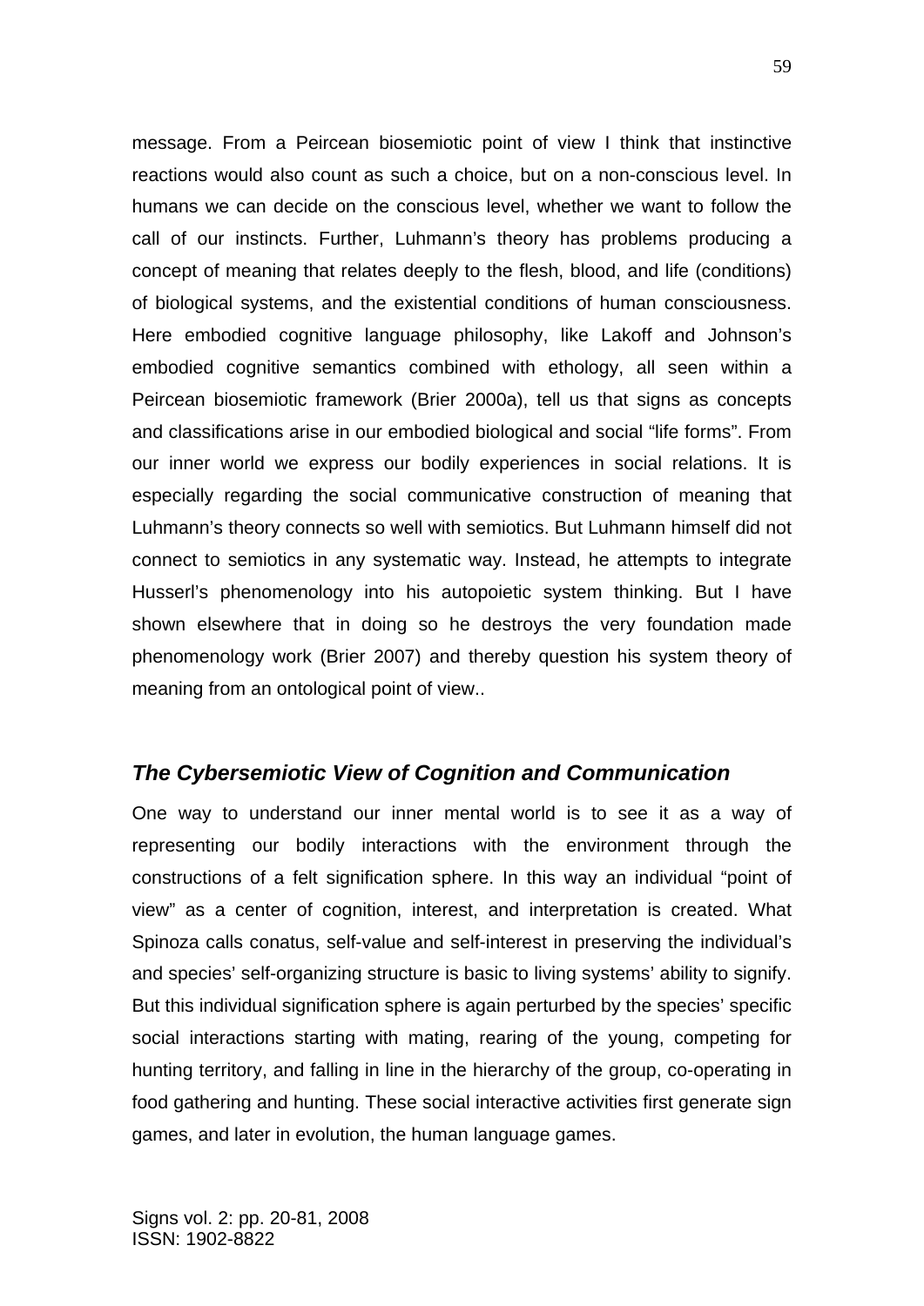message. From a Peircean biosemiotic point of view I think that instinctive reactions would also count as such a choice, but on a non-conscious level. In humans we can decide on the conscious level, whether we want to follow the call of our instincts. Further, Luhmann's theory has problems producing a concept of meaning that relates deeply to the flesh, blood, and life (conditions) of biological systems, and the existential conditions of human consciousness. Here embodied cognitive language philosophy, like Lakoff and Johnson's embodied cognitive semantics combined with ethology, all seen within a Peircean biosemiotic framework (Brier 2000a), tell us that signs as concepts and classifications arise in our embodied biological and social "life forms". From our inner world we express our bodily experiences in social relations. It is especially regarding the social communicative construction of meaning that Luhmann's theory connects so well with semiotics. But Luhmann himself did not connect to semiotics in any systematic way. Instead, he attempts to integrate Husserl's phenomenology into his autopoietic system thinking. But I have shown elsewhere that in doing so he destroys the very foundation made phenomenology work (Brier 2007) and thereby question his system theory of meaning from an ontological point of view..

## *The Cybersemiotic View of Cognition and Communication*

One way to understand our inner mental world is to see it as a way of representing our bodily interactions with the environment through the constructions of a felt signification sphere. In this way an individual "point of view" as a center of cognition, interest, and interpretation is created. What Spinoza calls conatus, self-value and self-interest in preserving the individual's and species' self-organizing structure is basic to living systems' ability to signify. But this individual signification sphere is again perturbed by the species' specific social interactions starting with mating, rearing of the young, competing for hunting territory, and falling in line in the hierarchy of the group, co-operating in food gathering and hunting. These social interactive activities first generate sign games, and later in evolution, the human language games.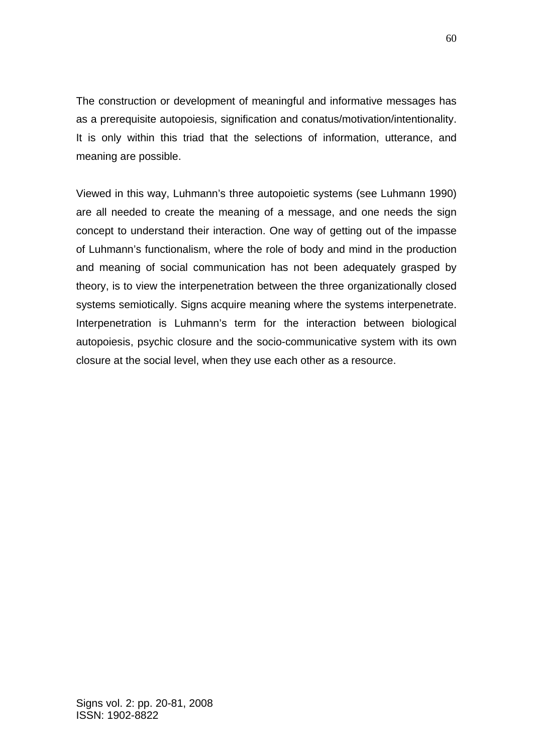The construction or development of meaningful and informative messages has as a prerequisite autopoiesis, signification and conatus/motivation/intentionality. It is only within this triad that the selections of information, utterance, and meaning are possible.

Viewed in this way, Luhmann's three autopoietic systems (see Luhmann 1990) are all needed to create the meaning of a message, and one needs the sign concept to understand their interaction. One way of getting out of the impasse of Luhmann's functionalism, where the role of body and mind in the production and meaning of social communication has not been adequately grasped by theory, is to view the interpenetration between the three organizationally closed systems semiotically. Signs acquire meaning where the systems interpenetrate. Interpenetration is Luhmann's term for the interaction between biological autopoiesis, psychic closure and the socio-communicative system with its own closure at the social level, when they use each other as a resource.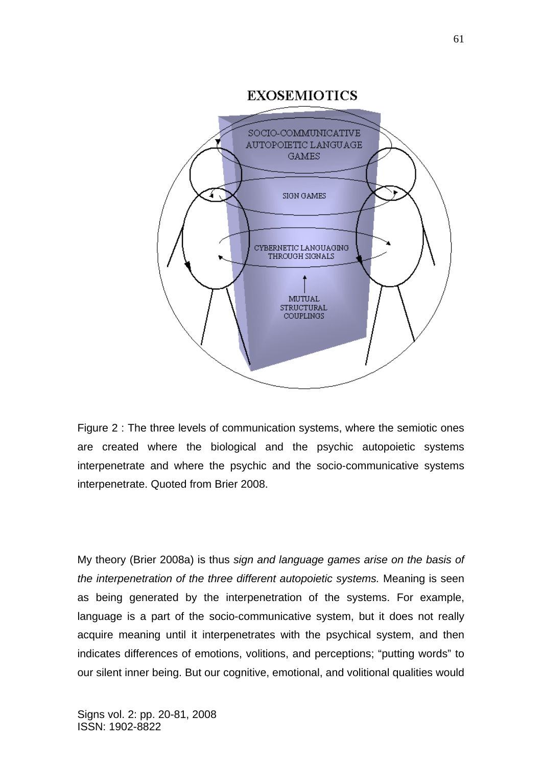Figure 2 : The three levels of communication systems, where the semiotic ones are created where the biological and the psychic autopoietic systems interpenetrate and where the psychic and the socio-communicative systems interpenetrate. Quoted from Brier 2008.

My theory (Brier 2008a) is thus *sign and language games arise on the basis of the interpenetration of the three different autopoietic systems.* Meaning is seen as being generated by the interpenetration of the systems. For example, language is a part of the socio-communicative system, but it does not really acquire meaning until it interpenetrates with the psychical system, and then indicates differences of emotions, volitions, and perceptions; "putting words" to our silent inner being. But our cognitive, emotional, and volitional qualities would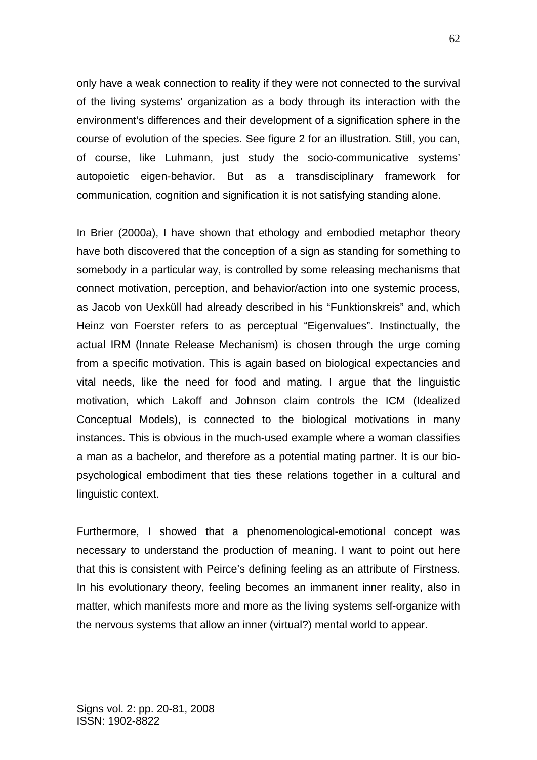only have a weak connection to reality if they were not connected to the survival of the living systems' organization as a body through its interaction with the environment's differences and their development of a signification sphere in the course of evolution of the species. See figure 2 for an illustration. Still, you can, of course, like Luhmann, just study the socio-communicative systems' autopoietic eigen-behavior. But as a transdisciplinary framework for communication, cognition and signification it is not satisfying standing alone.

In Brier (2000a), I have shown that ethology and embodied metaphor theory have both discovered that the conception of a sign as standing for something to somebody in a particular way, is controlled by some releasing mechanisms that connect motivation, perception, and behavior/action into one systemic process, as Jacob von Uexküll had already described in his "Funktionskreis" and, which Heinz von Foerster refers to as perceptual "Eigenvalues". Instinctually, the actual IRM (Innate Release Mechanism) is chosen through the urge coming from a specific motivation. This is again based on biological expectancies and vital needs, like the need for food and mating. I argue that the linguistic motivation, which Lakoff and Johnson claim controls the ICM (Idealized Conceptual Models), is connected to the biological motivations in many instances. This is obvious in the much-used example where a woman classifies a man as a bachelor, and therefore as a potential mating partner. It is our bio-psychological embodiment that ties these relations together in a cultural and linguistic context.

Furthermore, I showed that a phenomenological-emotional concept was necessary to understand the production of meaning. I want to point out here that this is consistent with Peirce's defining feeling as an attribute of Firstness. In his evolutionary theory, feeling becomes an immanent inner reality, also in matter, which manifests more and more as the living systems self-organize with the nervous systems that allow an inner (virtual?) mental world to appear.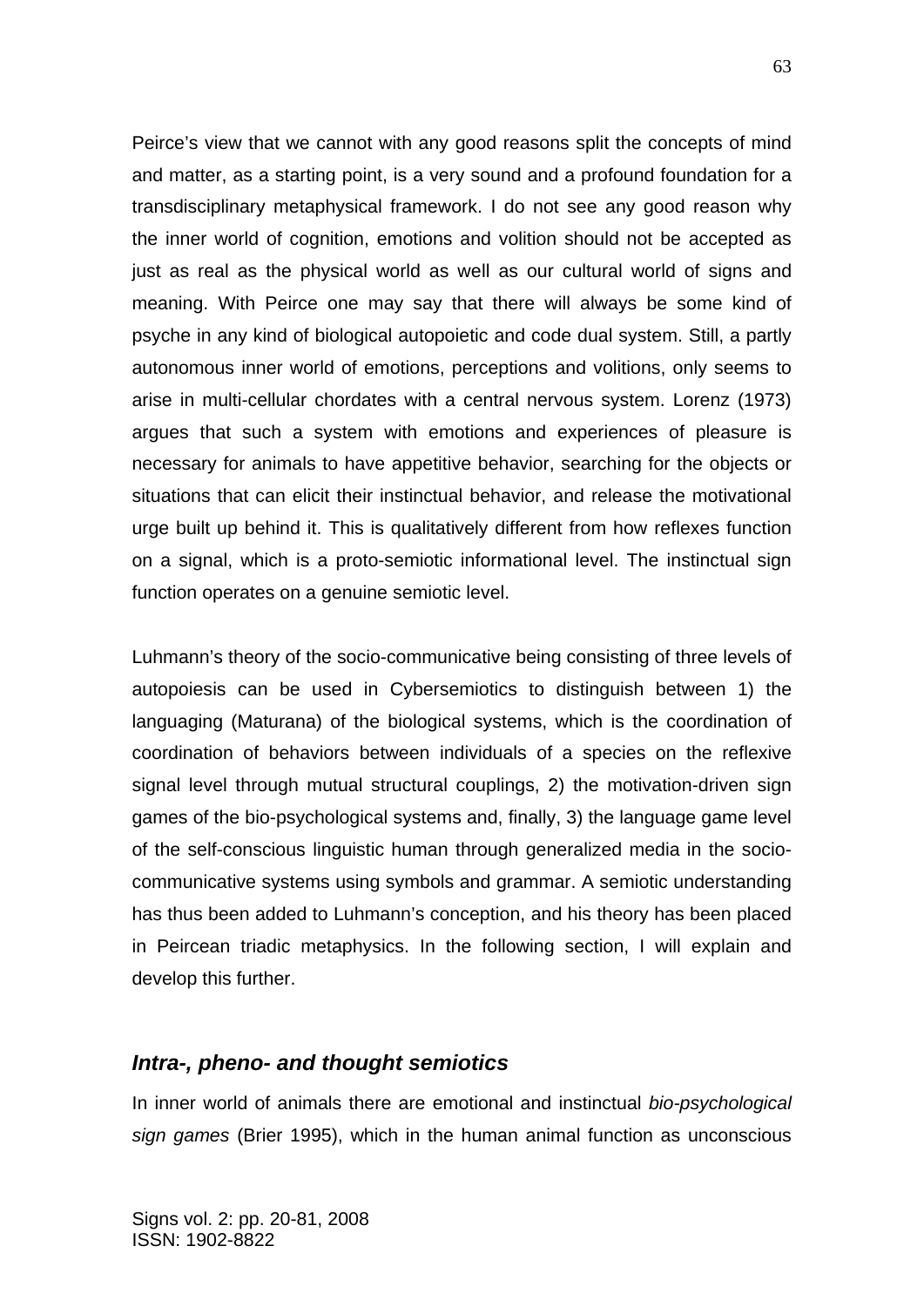Peirce's view that we cannot with any good reasons split the concepts of mind and matter, as a starting point, is a very sound and a profound foundation for a transdisciplinary metaphysical framework. I do not see any good reason why the inner world of cognition, emotions and volition should not be accepted as just as real as the physical world as well as our cultural world of signs and meaning. With Peirce one may say that there will always be some kind of psyche in any kind of biological autopoietic and code dual system. Still, a partly autonomous inner world of emotions, perceptions and volitions, only seems to arise in multi-cellular chordates with a central nervous system. Lorenz (1973) argues that such a system with emotions and experiences of pleasure is necessary for animals to have appetitive behavior, searching for the objects or situations that can elicit their instinctual behavior, and release the motivational urge built up behind it. This is qualitatively different from how reflexes function on a signal, which is a proto-semiotic informational level. The instinctual sign function operates on a genuine semiotic level.

Luhmann's theory of the socio-communicative being consisting of three levels of autopoiesis can be used in Cybersemiotics to distinguish between 1) the languaging (Maturana) of the biological systems, which is the coordination of coordination of behaviors between individuals of a species on the reflexive signal level through mutual structural couplings, 2) the motivation-driven sign games of the bio-psychological systems and, finally, 3) the language game level of the self-conscious linguistic human through generalized media in the socio-communicative systems using symbols and grammar. A semiotic understanding has thus been added to Luhmann's conception, and his theory has been placed in Peircean triadic metaphysics. In the following section, I will explain and develop this further.

## *Intra-, pheno- and thought semiotics*

In inner world of animals there are emotional and instinctual *bio-psychological sign games* (Brier 1995), which in the human animal function as unconscious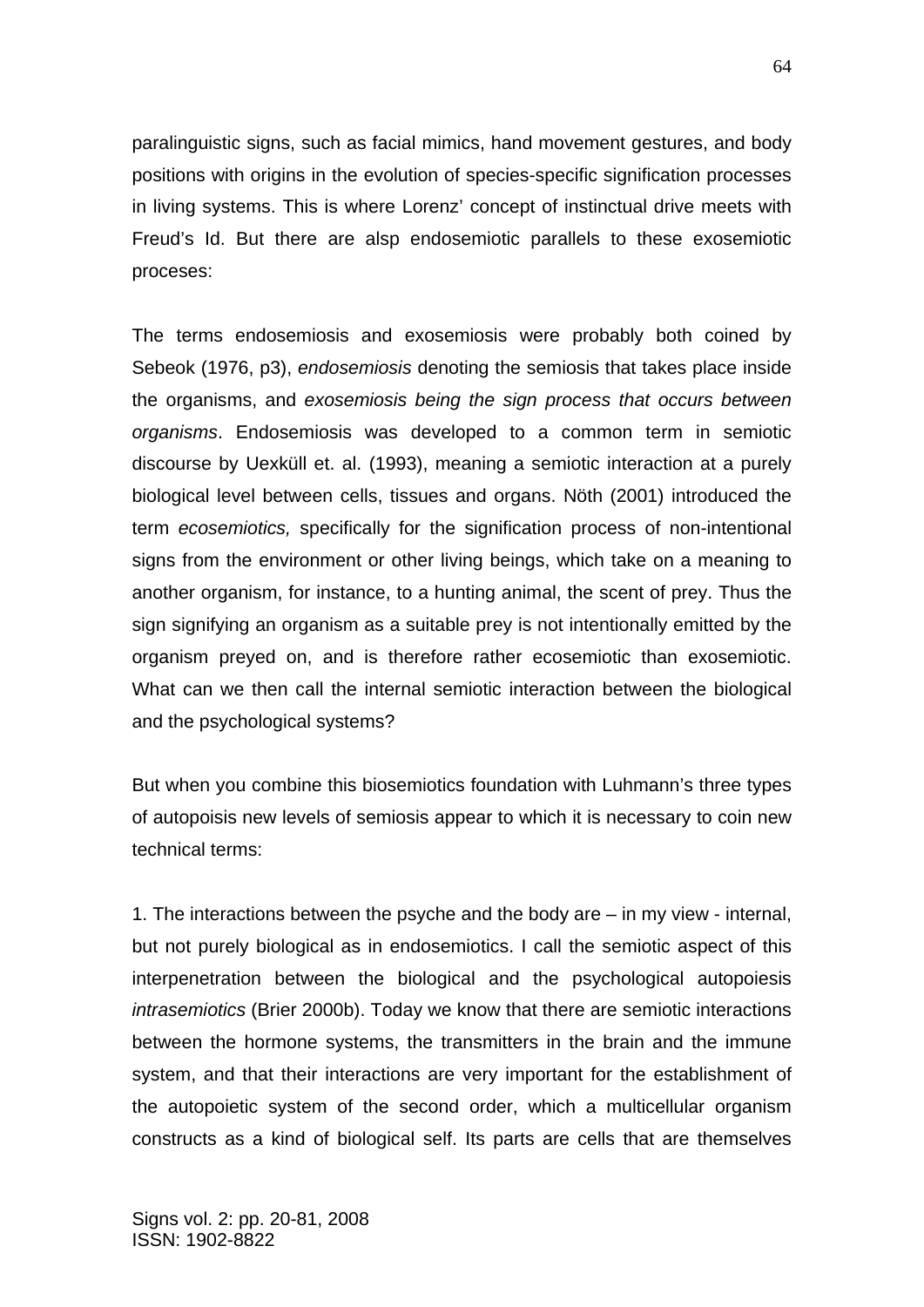paralinguistic signs, such as facial mimics, hand movement gestures, and body positions with origins in the evolution of species-specific signification processes in living systems. This is where Lorenz' concept of instinctual drive meets with Freud's Id. But there are alsp endosemiotic parallels to these exosemiotic proceses:

The terms endosemiosis and exosemiosis were probably both coined by Sebeok (1976, p3), *endosemiosis* denoting the semiosis that takes place inside the organisms, and *exosemiosis being the sign process that occurs between organisms*. Endosemiosis was developed to a common term in semiotic discourse by Uexküll et. al. (1993), meaning a semiotic interaction at a purely biological level between cells, tissues and organs. Nöth (2001) introduced the term *ecosemiotics,* specifically for the signification process of non-intentional signs from the environment or other living beings, which take on a meaning to another organism, for instance, to a hunting animal, the scent of prey. Thus the sign signifying an organism as a suitable prey is not intentionally emitted by the organism preyed on, and is therefore rather ecosemiotic than exosemiotic. What can we then call the internal semiotic interaction between the biological and the psychological systems?

But when you combine this biosemiotics foundation with Luhmann's three types of autopoisis new levels of semiosis appear to which it is necessary to coin new technical terms:

1. The interactions between the psyche and the body are – in my view - internal, but not purely biological as in endosemiotics. I call the semiotic aspect of this interpenetration between the biological and the psychological autopoiesis *intrasemiotics* (Brier 2000b). Today we know that there are semiotic interactions between the hormone systems, the transmitters in the brain and the immune system, and that their interactions are very important for the establishment of the autopoietic system of the second order, which a multicellular organism constructs as a kind of biological self. Its parts are cells that are themselves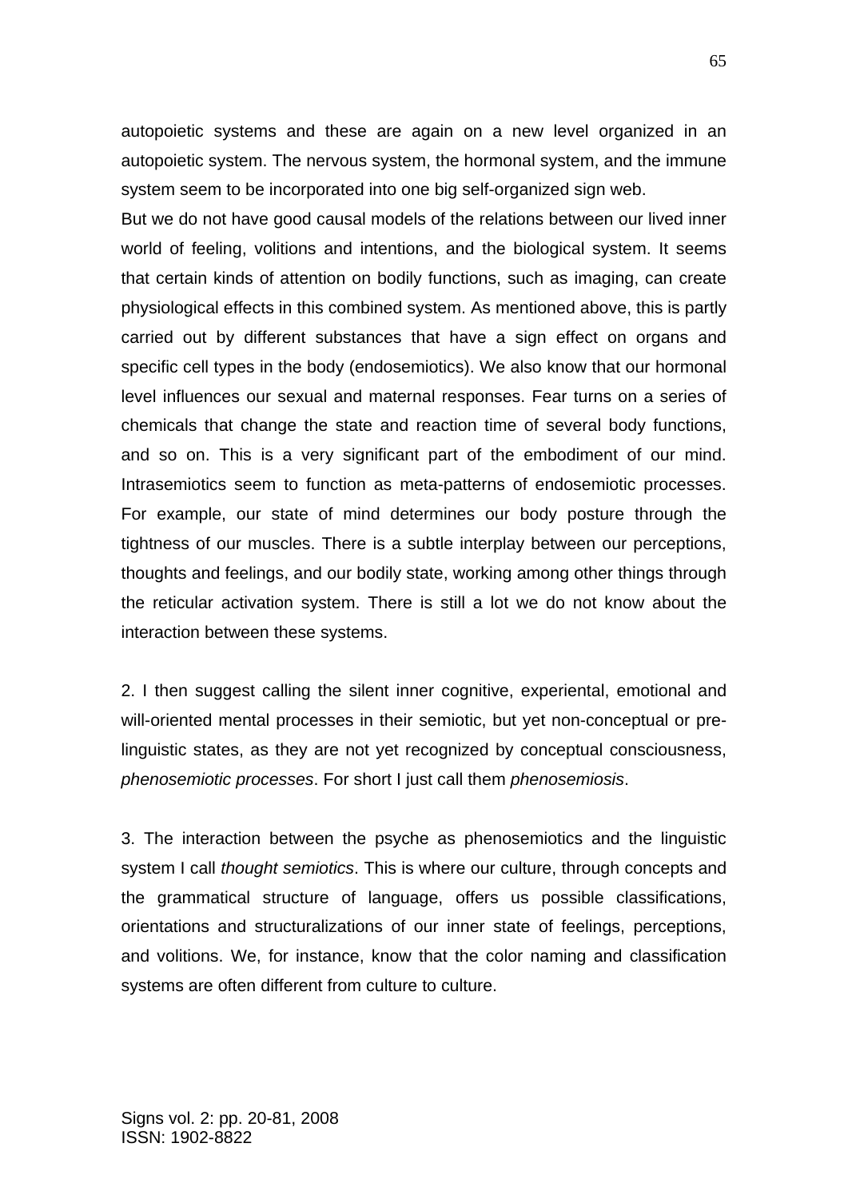autopoietic systems and these are again on a new level organized in an autopoietic system. The nervous system, the hormonal system, and the immune system seem to be incorporated into one big self-organized sign web.

But we do not have good causal models of the relations between our lived inner world of feeling, volitions and intentions, and the biological system. It seems that certain kinds of attention on bodily functions, such as imaging, can create physiological effects in this combined system. As mentioned above, this is partly carried out by different substances that have a sign effect on organs and specific cell types in the body (endosemiotics). We also know that our hormonal level influences our sexual and maternal responses. Fear turns on a series of chemicals that change the state and reaction time of several body functions, and so on. This is a very significant part of the embodiment of our mind. Intrasemiotics seem to function as meta-patterns of endosemiotic processes. For example, our state of mind determines our body posture through the tightness of our muscles. There is a subtle interplay between our perceptions, thoughts and feelings, and our bodily state, working among other things through the reticular activation system. There is still a lot we do not know about the interaction between these systems.

2. I then suggest calling the silent inner cognitive, experiental, emotional and will-oriented mental processes in their semiotic, but yet non-conceptual or pre-linguistic states, as they are not yet recognized by conceptual consciousness, *phenosemiotic processes*. For short I just call them *phenosemiosis*.

3. The interaction between the psyche as phenosemiotics and the linguistic system I call *thought semiotics*. This is where our culture, through concepts and the grammatical structure of language, offers us possible classifications, orientations and structuralizations of our inner state of feelings, perceptions, and volitions. We, for instance, know that the color naming and classification systems are often different from culture to culture.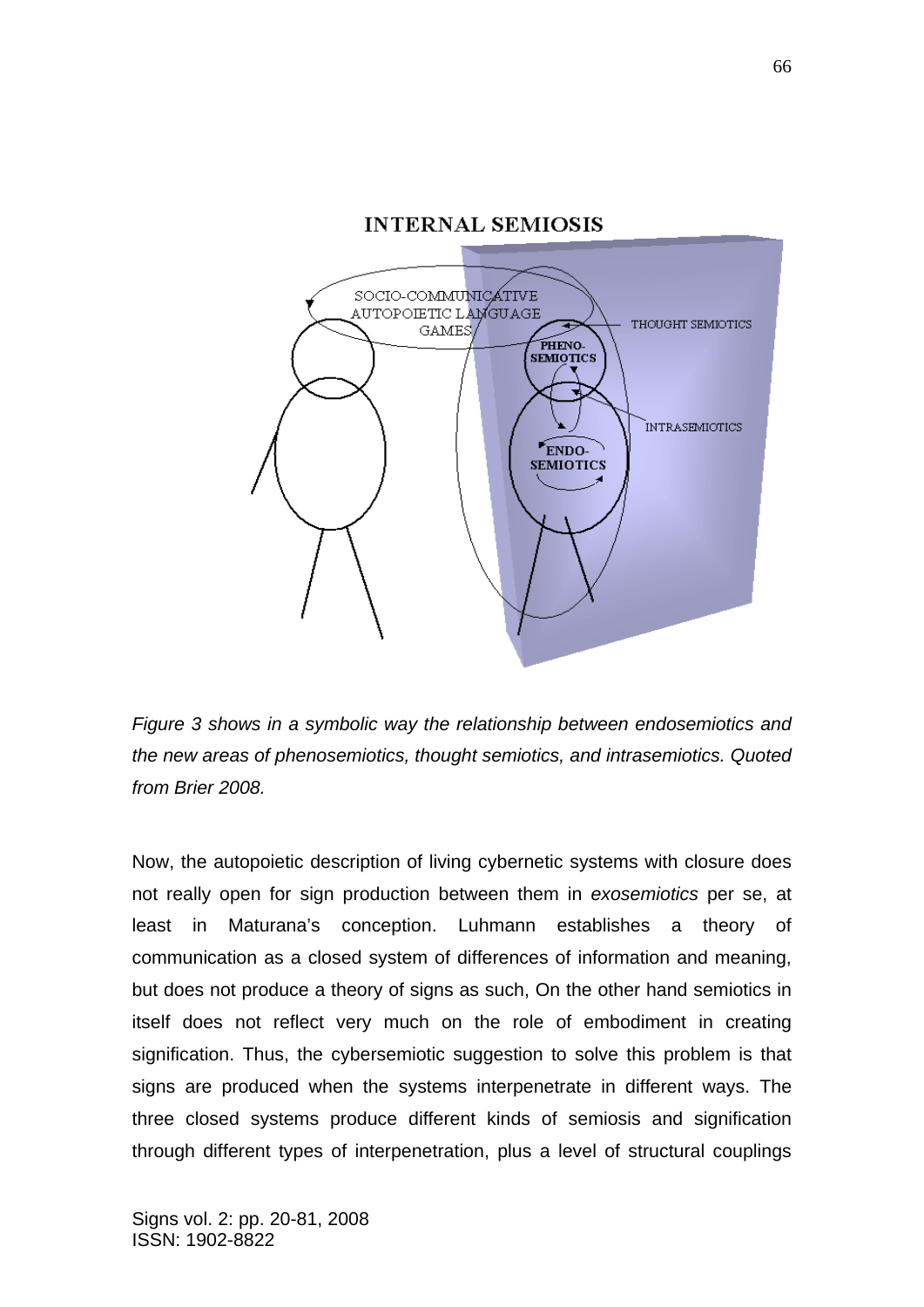*Figure 3 shows in a symbolic way the relationship between endosemiotics and the new areas of phenosemiotics, thought semiotics, and intrasemiotics. Quoted from Brier 2008.*

Now, the autopoietic description of living cybernetic systems with closure does not really open for sign production between them in *exosemiotics* per se, at least in Maturana's conception. Luhmann establishes a theory of communication as a closed system of differences of information and meaning, but does not produce a theory of signs as such, On the other hand semiotics in itself does not reflect very much on the role of embodiment in creating signification. Thus, the cybersemiotic suggestion to solve this problem is that signs are produced when the systems interpenetrate in different ways. The three closed systems produce different kinds of semiosis and signification through different types of interpenetration, plus a level of structural couplings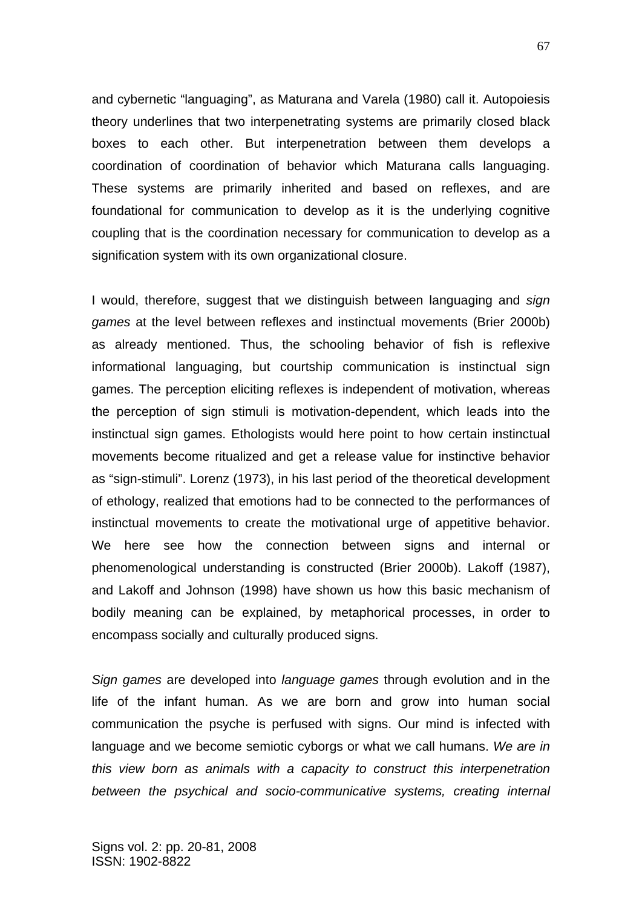and cybernetic “languaging”, as Maturana and Varela (1980) call it. Autopoiesis theory underlines that two interpenetrating systems are primarily closed black boxes to each other. But interpenetration between them develops a coordination of coordination of behavior which Maturana calls languaging. These systems are primarily inherited and based on reflexes, and are foundational for communication to develop as it is the underlying cognitive coupling that is the coordination necessary for communication to develop as a signification system with its own organizational closure.

I would, therefore, suggest that we distinguish between languaging and *sign games* at the level between reflexes and instinctual movements (Brier 2000b) as already mentioned. Thus, the schooling behavior of fish is reflexive informational languaging, but courtship communication is instinctual sign games. The perception eliciting reflexes is independent of motivation, whereas the perception of sign stimuli is motivation-dependent, which leads into the instinctual sign games. Ethologists would here point to how certain instinctual movements become ritualized and get a release value for instinctive behavior as “sign-stimuli”. Lorenz (1973), in his last period of the theoretical development of ethology, realized that emotions had to be connected to the performances of instinctual movements to create the motivational urge of appetitive behavior. We here see how the connection between signs and internal or phenomenological understanding is constructed (Brier 2000b). Lakoff (1987), and Lakoff and Johnson (1998) have shown us how this basic mechanism of bodily meaning can be explained, by metaphorical processes, in order to encompass socially and culturally produced signs.

*Sign games* are developed into *language games* through evolution and in the life of the infant human. As we are born and grow into human social communication the psyche is perfused with signs. Our mind is infected with language and we become semiotic cyborgs or what we call humans. *We are in this view born as animals with a capacity to construct this interpenetration between the psychical and socio-communicative systems, creating internal*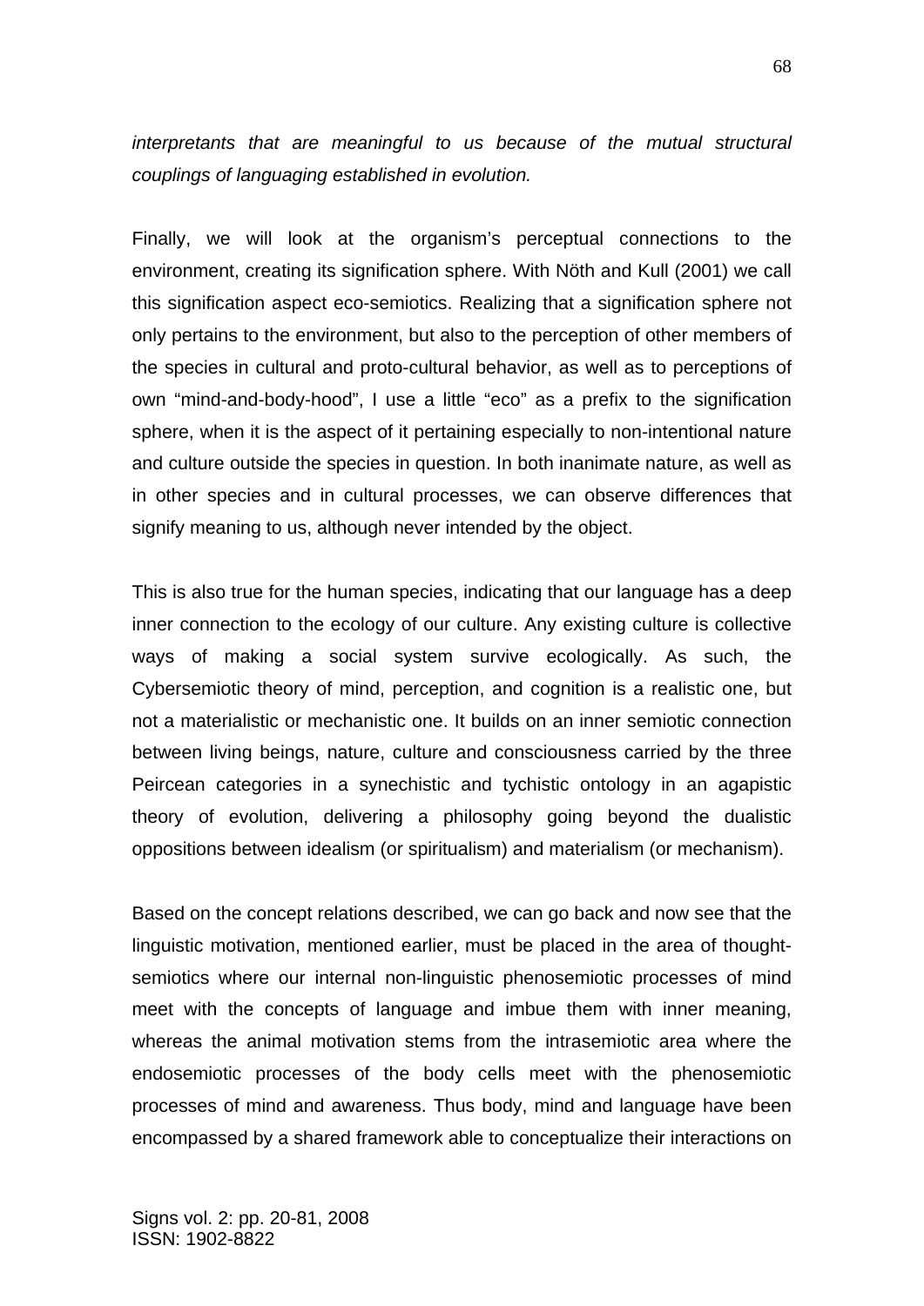*interpretants that are meaningful to us because of the mutual structural couplings of languaging established in evolution.*

Finally, we will look at the organism's perceptual connections to the environment, creating its signification sphere. With Nöth and Kull (2001) we call this signification aspect eco-semiotics. Realizing that a signification sphere not only pertains to the environment, but also to the perception of other members of the species in cultural and proto-cultural behavior, as well as to perceptions of own "mind-and-body-hood", I use a little "eco" as a prefix to the signification sphere, when it is the aspect of it pertaining especially to non-intentional nature and culture outside the species in question. In both inanimate nature, as well as in other species and in cultural processes, we can observe differences that signify meaning to us, although never intended by the object.

This is also true for the human species, indicating that our language has a deep inner connection to the ecology of our culture. Any existing culture is collective ways of making a social system survive ecologically. As such, the Cybersemiotic theory of mind, perception, and cognition is a realistic one, but not a materialistic or mechanistic one. It builds on an inner semiotic connection between living beings, nature, culture and consciousness carried by the three Peircean categories in a synechistic and tychistic ontology in an agapistic theory of evolution, delivering a philosophy going beyond the dualistic oppositions between idealism (or spiritualism) and materialism (or mechanism).

Based on the concept relations described, we can go back and now see that the linguistic motivation, mentioned earlier, must be placed in the area of thought-semiotics where our internal non-linguistic phenosemiotic processes of mind meet with the concepts of language and imbue them with inner meaning, whereas the animal motivation stems from the intrasemiotic area where the endosemiotic processes of the body cells meet with the phenosemiotic processes of mind and awareness. Thus body, mind and language have been encompassed by a shared framework able to conceptualize their interactions on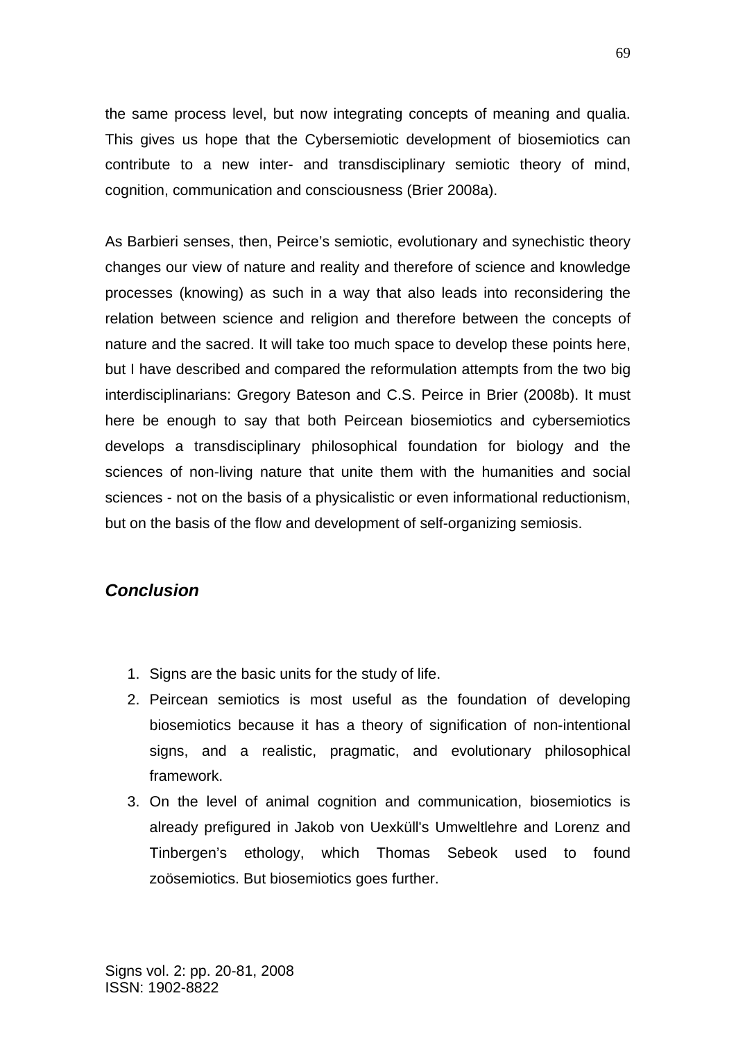the same process level, but now integrating concepts of meaning and qualia. This gives us hope that the Cybersemiotic development of biosemiotics can contribute to a new inter- and transdisciplinary semiotic theory of mind, cognition, communication and consciousness (Brier 2008a).

As Barbieri senses, then, Peirce's semiotic, evolutionary and synechistic theory changes our view of nature and reality and therefore of science and knowledge processes (knowing) as such in a way that also leads into reconsidering the relation between science and religion and therefore between the concepts of nature and the sacred. It will take too much space to develop these points here, but I have described and compared the reformulation attempts from the two big interdisciplinarians: Gregory Bateson and C.S. Peirce in Brier (2008b). It must here be enough to say that both Peircean biosemiotics and cybersemiotics develops a transdisciplinary philosophical foundation for biology and the sciences of non-living nature that unite them with the humanities and social sciences - not on the basis of a physicalistic or even informational reductionism, but on the basis of the flow and development of self-organizing semiosis.

## *Conclusion*

1. Signs are the basic units for the study of life.
2. Peircean semiotics is most useful as the foundation of developing biosemiotics because it has a theory of signification of non-intentional signs, and a realistic, pragmatic, and evolutionary philosophical framework.
3. On the level of animal cognition and communication, biosemiotics is already prefigured in Jakob von Uexküll's Umweltlehre and Lorenz and Tinbergen's ethology, which Thomas Sebeok used to found zoösemiotics. But biosemiotics goes further.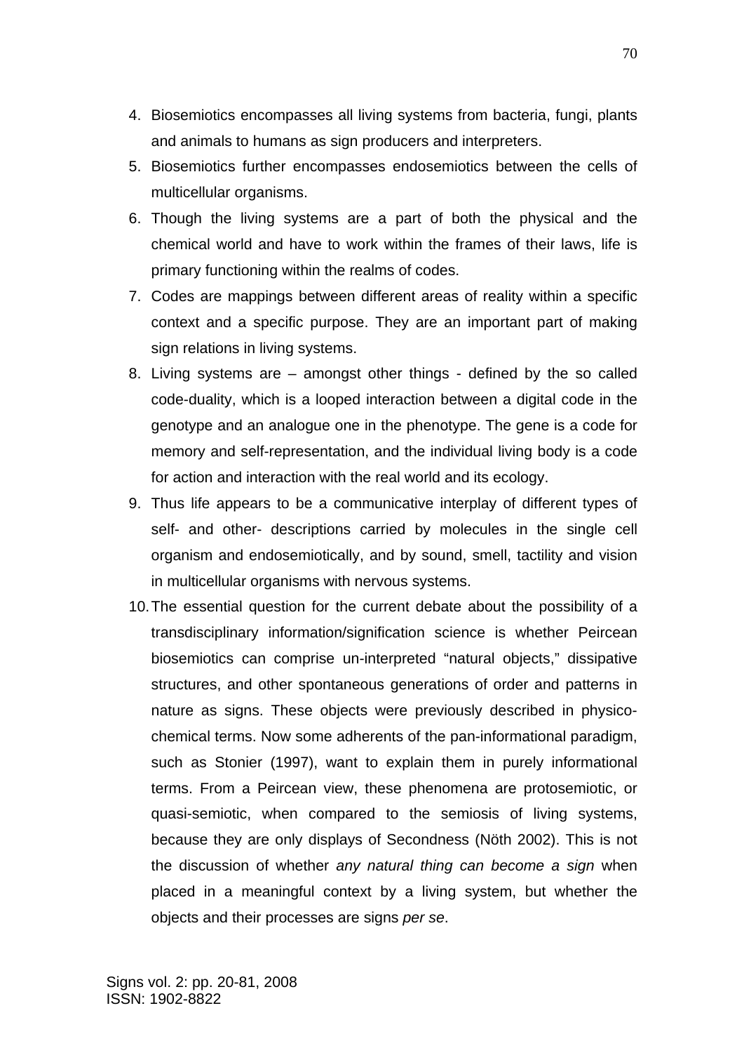4. Biosemiotics encompasses all living systems from bacteria, fungi, plants and animals to humans as sign producers and interpreters.
5. Biosemiotics further encompasses endosemiotics between the cells of multicellular organisms.
6. Though the living systems are a part of both the physical and the chemical world and have to work within the frames of their laws, life is primary functioning within the realms of codes.
7. Codes are mappings between different areas of reality within a specific context and a specific purpose. They are an important part of making sign relations in living systems.
8. Living systems are – amongst other things - defined by the so called code-duality, which is a looped interaction between a digital code in the genotype and an analogue one in the phenotype. The gene is a code for memory and self-representation, and the individual living body is a code for action and interaction with the real world and its ecology.
9. Thus life appears to be a communicative interplay of different types of self- and other- descriptions carried by molecules in the single cell organism and endosemiotically, and by sound, smell, tactility and vision in multicellular organisms with nervous systems.
10. The essential question for the current debate about the possibility of a transdisciplinary information/signification science is whether Peircean biosemiotics can comprise un-interpreted "natural objects," dissipative structures, and other spontaneous generations of order and patterns in nature as signs. These objects were previously described in physico-chemical terms. Now some adherents of the pan-informational paradigm, such as Stonier (1997), want to explain them in purely informational terms. From a Peircean view, these phenomena are protosemiotic, or quasi-semiotic, when compared to the semiosis of living systems, because they are only displays of Secondness (Nöth 2002). This is not the discussion of whether *any natural thing can become a sign* when placed in a meaningful context by a living system, but whether the objects and their processes are signs *per se*.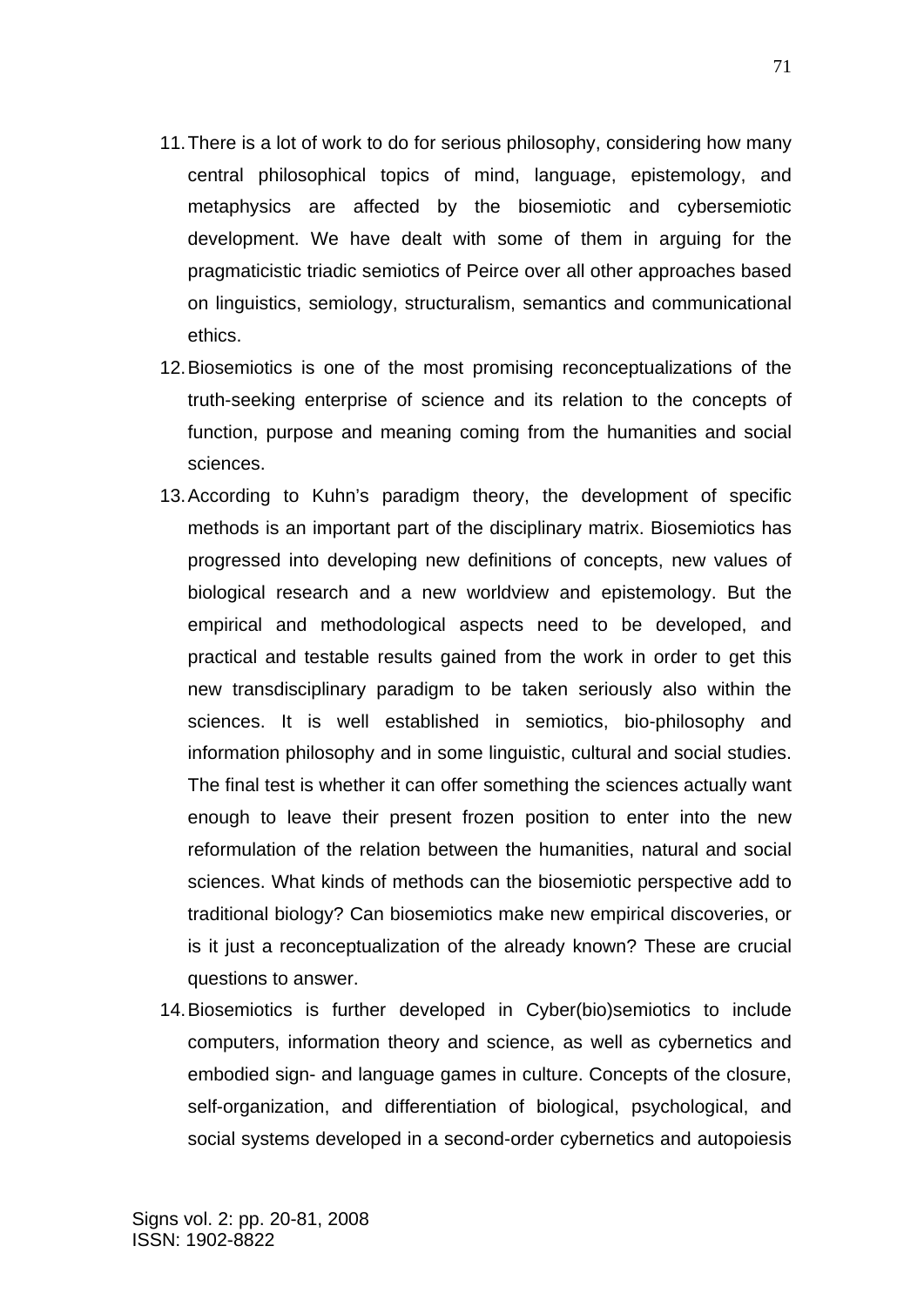11. There is a lot of work to do for serious philosophy, considering how many central philosophical topics of mind, language, epistemology, and metaphysics are affected by the biosemiotic and cybersemiotic development. We have dealt with some of them in arguing for the pragmaticistic triadic semiotics of Peirce over all other approaches based on linguistics, semiology, structuralism, semantics and communicational ethics.
12. Biosemiotics is one of the most promising reconceptualizations of the truth-seeking enterprise of science and its relation to the concepts of function, purpose and meaning coming from the humanities and social sciences.
13. According to Kuhn's paradigm theory, the development of specific methods is an important part of the disciplinary matrix. Biosemiotics has progressed into developing new definitions of concepts, new values of biological research and a new worldview and epistemology. But the empirical and methodological aspects need to be developed, and practical and testable results gained from the work in order to get this new transdisciplinary paradigm to be taken seriously also within the sciences. It is well established in semiotics, bio-philosophy and information philosophy and in some linguistic, cultural and social studies. The final test is whether it can offer something the sciences actually want enough to leave their present frozen position to enter into the new reformulation of the relation between the humanities, natural and social sciences. What kinds of methods can the biosemiotic perspective add to traditional biology? Can biosemiotics make new empirical discoveries, or is it just a reconceptualization of the already known? These are crucial questions to answer.
14. Biosemiotics is further developed in Cyber(bio)semiotics to include computers, information theory and science, as well as cybernetics and embodied sign- and language games in culture. Concepts of the closure, self-organization, and differentiation of biological, psychological, and social systems developed in a second-order cybernetics and autopoiesis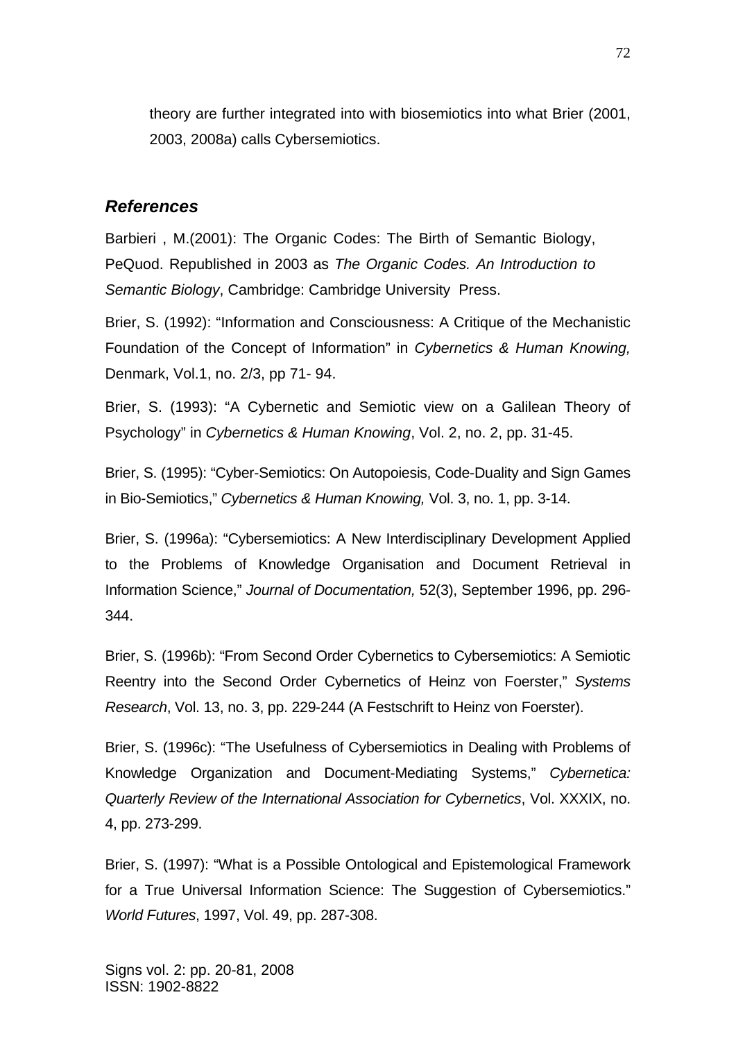theory are further integrated into with biosemiotics into what Brier (2001, 2003, 2008a) calls Cybersemiotics.

## *References*

Barbieri , M.(2001): The Organic Codes: The Birth of Semantic Biology, PeQuod. Republished in 2003 as *The Organic Codes. An Introduction to Semantic Biology*, Cambridge: Cambridge University Press.

Brier, S. (1992): "Information and Consciousness: A Critique of the Mechanistic Foundation of the Concept of Information" in *Cybernetics & Human Knowing,* Denmark, Vol.1, no. 2/3, pp 71- 94.

Brier, S. (1993): "A Cybernetic and Semiotic view on a Galilean Theory of Psychology" in *Cybernetics & Human Knowing*, Vol. 2, no. 2, pp. 31-45.

Brier, S. (1995): "Cyber-Semiotics: On Autopoiesis, Code-Duality and Sign Games in Bio-Semiotics," *Cybernetics & Human Knowing,* Vol. 3, no. 1, pp. 3-14.

Brier, S. (1996a): "Cybersemiotics: A New Interdisciplinary Development Applied to the Problems of Knowledge Organisation and Document Retrieval in Information Science," *Journal of Documentation,* 52(3), September 1996, pp. 296-344.

Brier, S. (1996b): "From Second Order Cybernetics to Cybersemiotics: A Semiotic Reentry into the Second Order Cybernetics of Heinz von Foerster," *Systems Research*, Vol. 13, no. 3, pp. 229-244 (A Festschrift to Heinz von Foerster).

Brier, S. (1996c): "The Usefulness of Cybersemiotics in Dealing with Problems of Knowledge Organization and Document-Mediating Systems," *Cybernetica: Quarterly Review of the International Association for Cybernetics*, Vol. XXXIX, no. 4, pp. 273-299.

Brier, S. (1997): "What is a Possible Ontological and Epistemological Framework for a True Universal Information Science: The Suggestion of Cybersemiotics." *World Futures*, 1997, Vol. 49, pp. 287-308.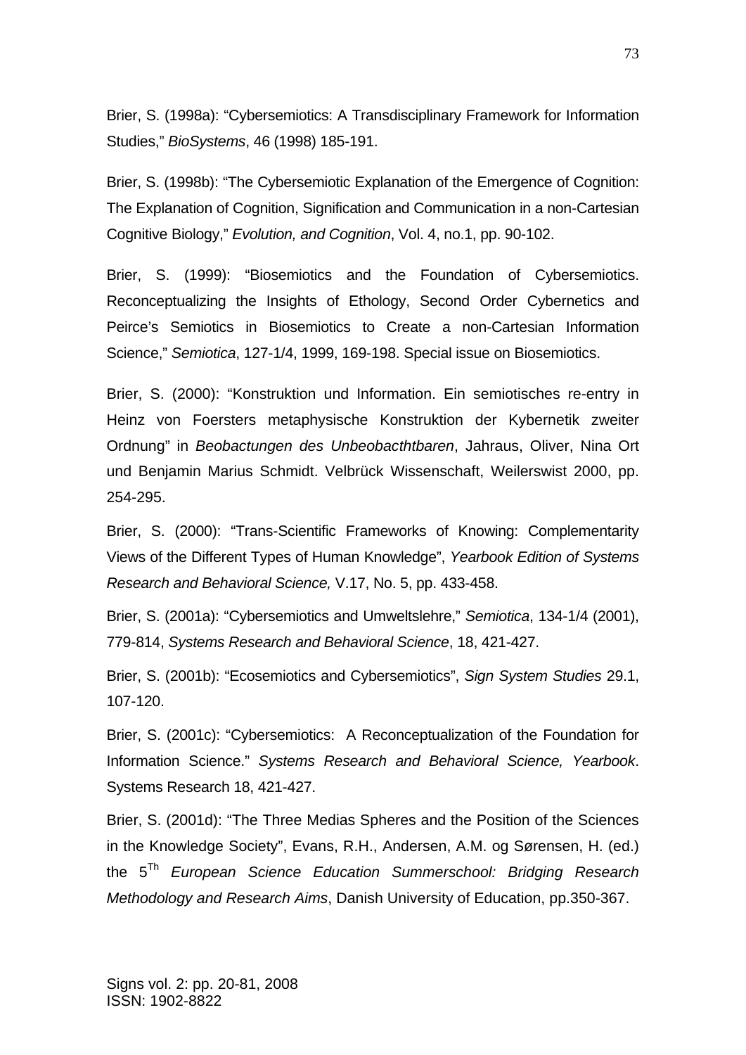Brier, S. (1998a): “Cybersemiotics: A Transdisciplinary Framework for Information Studies,” *BioSystems*, 46 (1998) 185-191.

Brier, S. (1998b): “The Cybersemiotic Explanation of the Emergence of Cognition: The Explanation of Cognition, Signification and Communication in a non-Cartesian Cognitive Biology,” *Evolution, and Cognition*, Vol. 4, no.1, pp. 90-102.

Brier, S. (1999): “Biosemiotics and the Foundation of Cybersemiotics. Reconceptualizing the Insights of Ethology, Second Order Cybernetics and Peirce’s Semiotics in Biosemiotics to Create a non-Cartesian Information Science,” *Semiotica*, 127-1/4, 1999, 169-198. Special issue on Biosemiotics.

Brier, S. (2000): “Konstruktion und Information. Ein semiotisches re-entry in Heinz von Foersters metaphysische Konstruktion der Kybernetik zweiter Ordnung” in *Beobactungen des Unbeobacthtbaren*, Jahraus, Oliver, Nina Ort und Benjamin Marius Schmidt. Velbrück Wissenschaft, Weilerswist 2000, pp. 254-295.

Brier, S. (2000): “Trans-Scientific Frameworks of Knowing: Complementarity Views of the Different Types of Human Knowledge”, *Yearbook Edition of Systems Research and Behavioral Science,* V.17, No. 5, pp. 433-458.

Brier, S. (2001a): “Cybersemiotics and Umweltslehre,” *Semiotica*, 134-1/4 (2001), 779-814, *Systems Research and Behavioral Science*, 18, 421-427.

Brier, S. (2001b): “Ecosemiotics and Cybersemiotics”, *Sign System Studies* 29.1, 107-120.

Brier, S. (2001c): “Cybersemiotics: A Reconceptualization of the Foundation for Information Science.” *Systems Research and Behavioral Science, Yearbook*. Systems Research 18, 421-427.

Brier, S. (2001d): “The Three Medias Spheres and the Position of the Sciences in the Knowledge Society”, Evans, R.H., Andersen, A.M. og Sørensen, H. (ed.) the 5[Th] *European Science Education Summerschool: Bridging Research Methodology and Research Aims*, Danish University of Education, pp.350-367.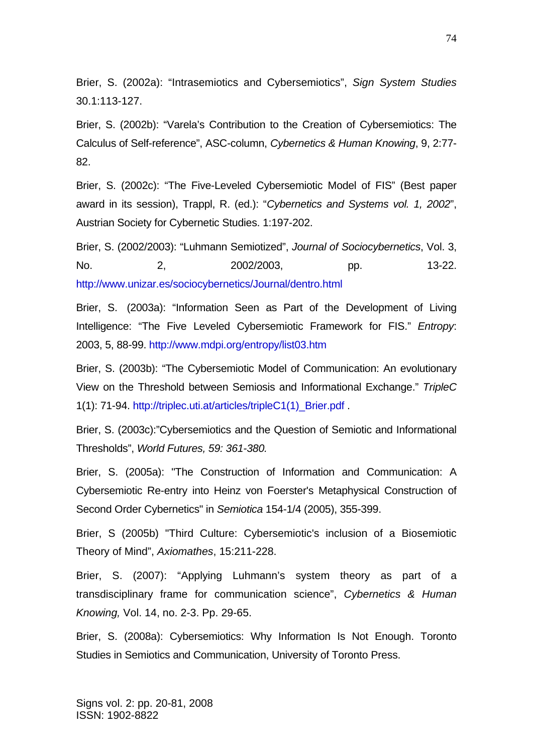Brier, S. (2002a): "Intrasemiotics and Cybersemiotics", *Sign System Studies* 30.1:113-127.

Brier, S. (2002b): "Varela's Contribution to the Creation of Cybersemiotics: The Calculus of Self-reference", ASC-column, *Cybernetics & Human Knowing*, 9, 2:77-82.

Brier, S. (2002c): "The Five-Leveled Cybersemiotic Model of FIS" (Best paper award in its session), Trappl, R. (ed.): "*Cybernetics and Systems vol. 1, 2002*", Austrian Society for Cybernetic Studies. 1:197-202.

Brier, S. (2002/2003): "Luhmann Semiotized", *Journal of Sociocybernetics*, Vol. 3, No. 2, 2002/2003, pp. 13-22. http://www.unizar.es/sociocybernetics/Journal/dentro.html

Brier, S. (2003a): "Information Seen as Part of the Development of Living Intelligence: "The Five Leveled Cybersemiotic Framework for FIS." *Entropy*: 2003, 5, 88-99. http://www.mdpi.org/entropy/list03.htm

Brier, S. (2003b): "The Cybersemiotic Model of Communication: An evolutionary View on the Threshold between Semiosis and Informational Exchange." *TripleC* 1(1): 71-94. http://triplec.uti.at/articles/tripleC1(1)_Brier.pdf .

Brier, S. (2003c):"Cybersemiotics and the Question of Semiotic and Informational Thresholds", *World Futures, 59: 361-380.*

Brier, S. (2005a): "The Construction of Information and Communication: A Cybersemiotic Re-entry into Heinz von Foerster's Metaphysical Construction of Second Order Cybernetics" in *Semiotica* 154-1/4 (2005), 355-399.

Brier, S (2005b) "Third Culture: Cybersemiotic's inclusion of a Biosemiotic Theory of Mind", *Axiomathes*, 15:211-228.

Brier, S. (2007): "Applying Luhmann's system theory as part of a transdisciplinary frame for communication science", *Cybernetics & Human Knowing,* Vol. 14, no. 2-3. Pp. 29-65.

Brier, S. (2008a): Cybersemiotics: Why Information Is Not Enough. Toronto Studies in Semiotics and Communication, University of Toronto Press.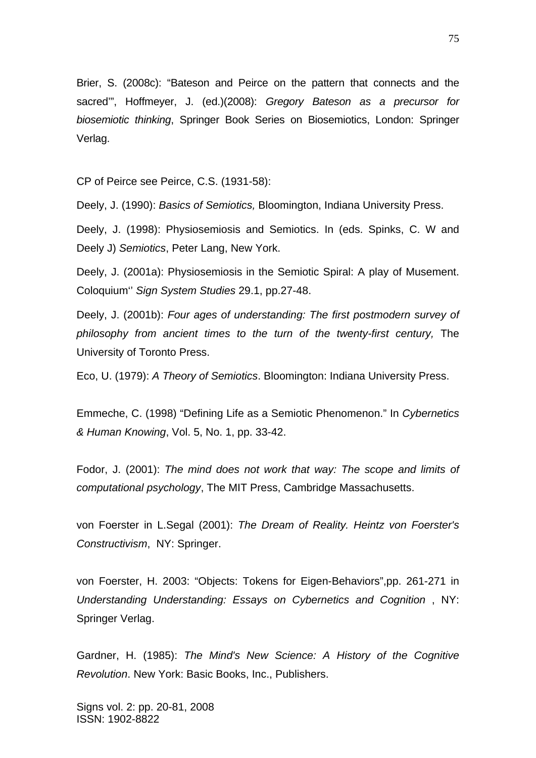Brier, S. (2008c): “Bateson and Peirce on the pattern that connects and the sacred'”, Hoffmeyer, J. (ed.)(2008): *Gregory Bateson as a precursor for biosemiotic thinking*, Springer Book Series on Biosemiotics, London: Springer Verlag.

CP of Peirce see Peirce, C.S. (1931-58):

Deely, J. (1990): *Basics of Semiotics,* Bloomington, Indiana University Press.

Deely, J. (1998): Physiosemiosis and Semiotics. In (eds. Spinks, C. W and Deely J) *Semiotics*, Peter Lang, New York.

Deely, J. (2001a): Physiosemiosis in the Semiotic Spiral: A play of Musement. Coloquium‘’ *Sign System Studies* 29.1, pp.27-48.

Deely, J. (2001b): *Four ages of understanding: The first postmodern survey of philosophy from ancient times to the turn of the twenty-first century,* The University of Toronto Press.

Eco, U. (1979): *A Theory of Semiotics*. Bloomington: Indiana University Press.

Emmeche, C. (1998) “Defining Life as a Semiotic Phenomenon.” In *Cybernetics & Human Knowing*, Vol. 5, No. 1, pp. 33-42.

Fodor, J. (2001): *The mind does not work that way: The scope and limits of computational psychology*, The MIT Press, Cambridge Massachusetts.

von Foerster in L.Segal (2001): *The Dream of Reality. Heintz von Foerster's Constructivism*, NY: Springer.

von Foerster, H. 2003: “Objects: Tokens for Eigen-Behaviors”,pp. 261-271 in *Understanding Understanding: Essays on Cybernetics and Cognition* , NY: Springer Verlag.

Gardner, H. (1985): *The Mind's New Science: A History of the Cognitive Revolution*. New York: Basic Books, Inc., Publishers.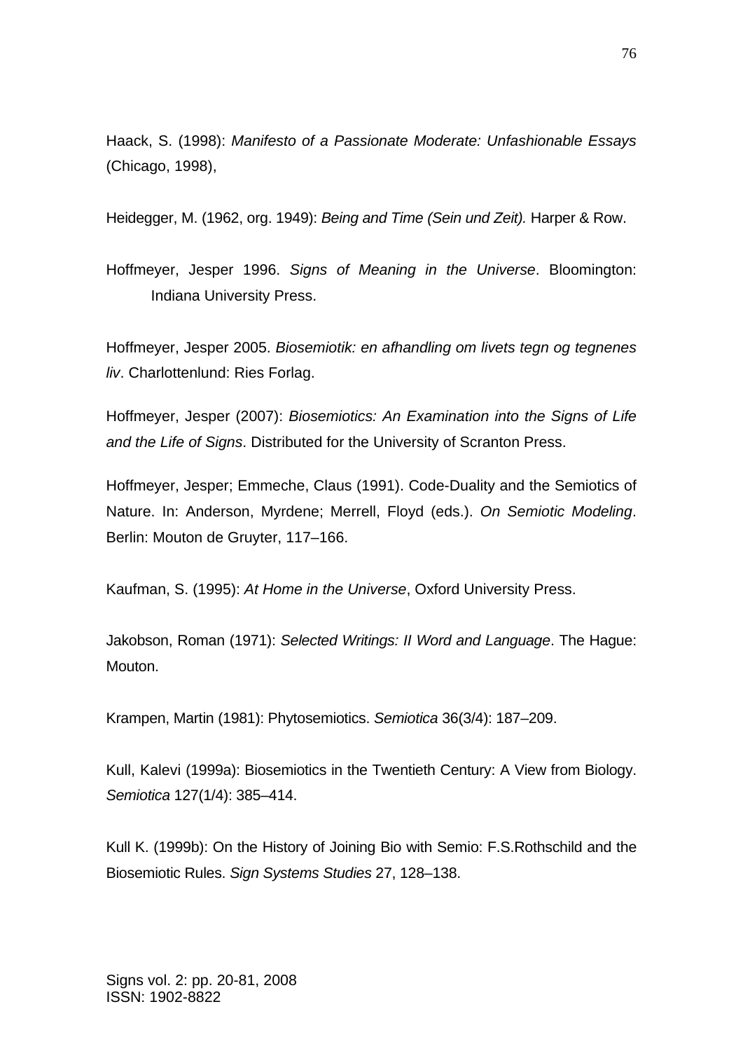Haack, S. (1998): *Manifesto of a Passionate Moderate: Unfashionable Essays* (Chicago, 1998),

Heidegger, M. (1962, org. 1949): *Being and Time (Sein und Zeit).* Harper & Row.

Hoffmeyer, Jesper 1996. *Signs of Meaning in the Universe*. Bloomington: Indiana University Press.

Hoffmeyer, Jesper 2005. *Biosemiotik: en afhandling om livets tegn og tegnenes liv*. Charlottenlund: Ries Forlag.

Hoffmeyer, Jesper (2007): *Biosemiotics: An Examination into the Signs of Life and the Life of Signs*. Distributed for the University of Scranton Press.

Hoffmeyer, Jesper; Emmeche, Claus (1991). Code-Duality and the Semiotics of Nature. In: Anderson, Myrdene; Merrell, Floyd (eds.). *On Semiotic Modeling*. Berlin: Mouton de Gruyter, 117–166.

Kaufman, S. (1995): *At Home in the Universe*, Oxford University Press.

Jakobson, Roman (1971): *Selected Writings: II Word and Language*. The Hague: Mouton.

Krampen, Martin (1981): Phytosemiotics. *Semiotica* 36(3/4): 187–209.

Kull, Kalevi (1999a): Biosemiotics in the Twentieth Century: A View from Biology. *Semiotica* 127(1/4): 385–414.

Kull K. (1999b): On the History of Joining Bio with Semio: F.S.Rothschild and the Biosemiotic Rules. *Sign Systems Studies* 27, 128–138.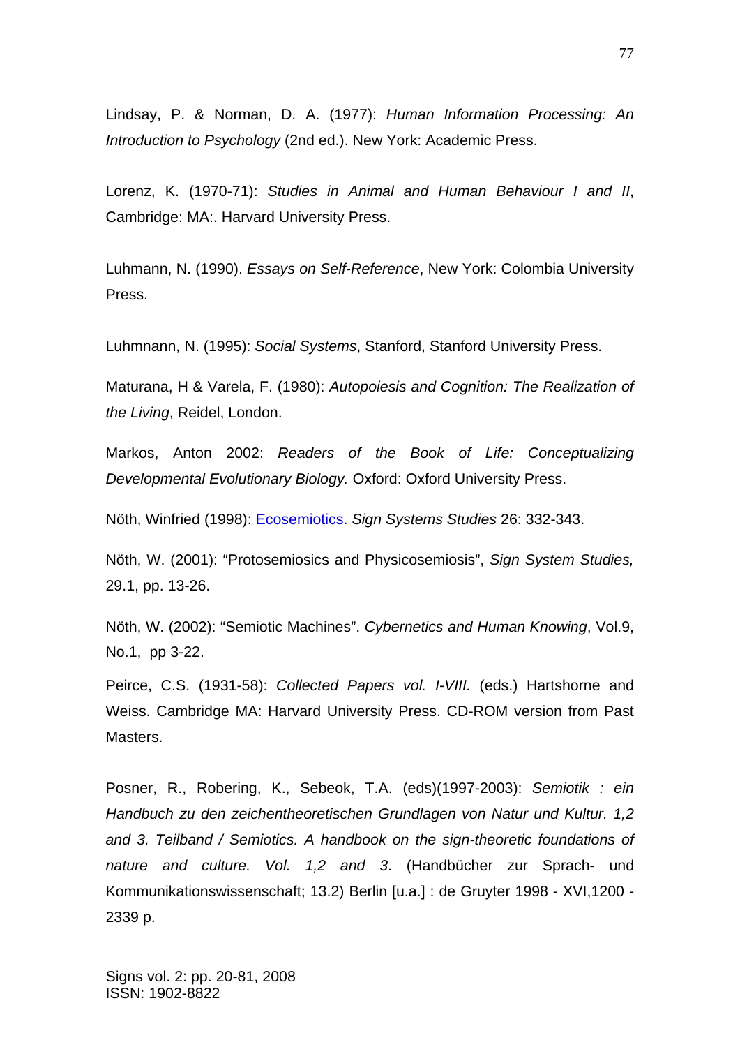Lindsay, P. & Norman, D. A. (1977): *Human Information Processing: An Introduction to Psychology* (2nd ed.). New York: Academic Press.

Lorenz, K. (1970-71): *Studies in Animal and Human Behaviour I and II*, Cambridge: MA:. Harvard University Press.

Luhmann, N. (1990). *Essays on Self-Reference*, New York: Colombia University Press.

Luhmnann, N. (1995): *Social Systems*, Stanford, Stanford University Press.

Maturana, H & Varela, F. (1980): *Autopoiesis and Cognition: The Realization of the Living*, Reidel, London.

Markos, Anton 2002: *Readers of the Book of Life: Conceptualizing Developmental Evolutionary Biology.* Oxford: Oxford University Press.

Nöth, Winfried (1998): Ecosemiotics. *Sign Systems Studies* 26: 332-343.

Nöth, W. (2001): "Protosemiosics and Physicosemiosis", *Sign System Studies,* 29.1, pp. 13-26.

Nöth, W. (2002): "Semiotic Machines". *Cybernetics and Human Knowing*, Vol.9, No.1, pp 3-22.

Peirce, C.S. (1931-58): *Collected Papers vol. I-VIII.* (eds.) Hartshorne and Weiss. Cambridge MA: Harvard University Press. CD-ROM version from Past Masters.

Posner, R., Robering, K., Sebeok, T.A. (eds)(1997-2003): *Semiotik : ein Handbuch zu den zeichentheoretischen Grundlagen von Natur und Kultur. 1,2 and 3. Teilband / Semiotics. A handbook on the sign-theoretic foundations of nature and culture. Vol. 1,2 and 3.* (Handbücher zur Sprach- und Kommunikationswissenschaft; 13.2) Berlin [u.a.] : de Gruyter 1998 - XVI,1200 - 2339 p.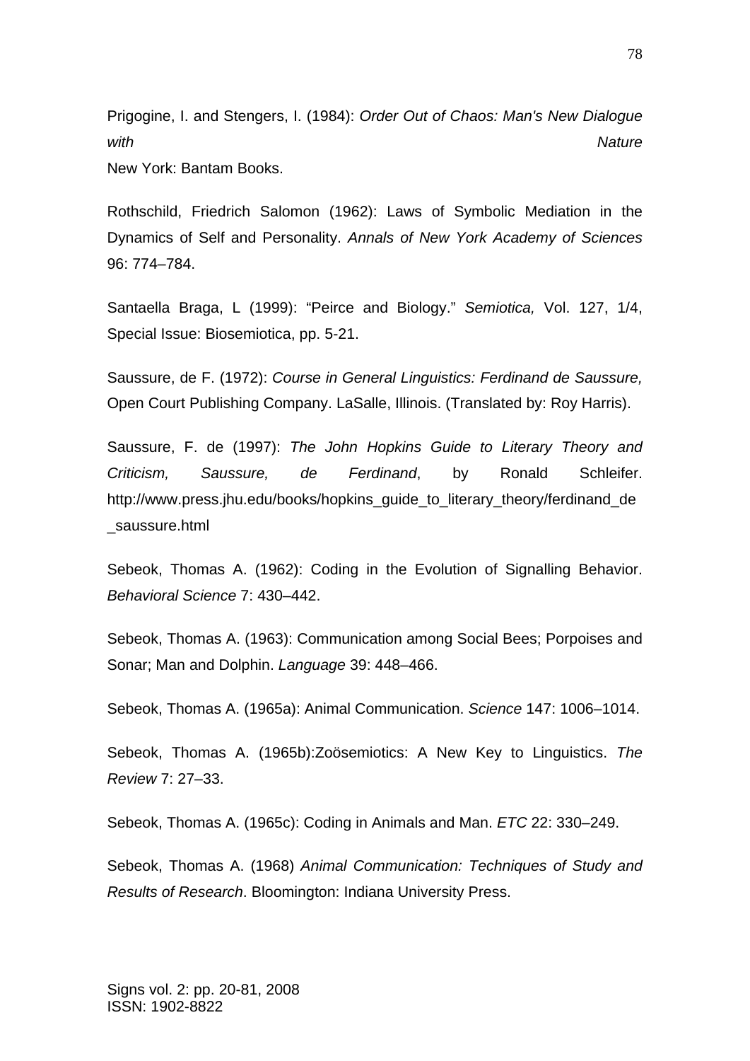Prigogine, I. and Stengers, I. (1984): *Order Out of Chaos: Man's New Dialogue with Nature* New York: Bantam Books.

Rothschild, Friedrich Salomon (1962): Laws of Symbolic Mediation in the Dynamics of Self and Personality. *Annals of New York Academy of Sciences* 96: 774–784.

Santaella Braga, L (1999): "Peirce and Biology." *Semiotica,* Vol. 127, 1/4, Special Issue: Biosemiotica, pp. 5-21.

Saussure, de F. (1972): *Course in General Linguistics: Ferdinand de Saussure,* Open Court Publishing Company. LaSalle, Illinois. (Translated by: Roy Harris).

Saussure, F. de (1997): *The John Hopkins Guide to Literary Theory and Criticism, Saussure, de Ferdinand*, by Ronald Schleifer. http://www.press.jhu.edu/books/hopkins_guide_to_literary_theory/ferdinand_de_saussure.html

Sebeok, Thomas A. (1962): Coding in the Evolution of Signalling Behavior. *Behavioral Science* 7: 430–442.

Sebeok, Thomas A. (1963): Communication among Social Bees; Porpoises and Sonar; Man and Dolphin. *Language* 39: 448–466.

Sebeok, Thomas A. (1965a): Animal Communication. *Science* 147: 1006–1014.

Sebeok, Thomas A. (1965b):Zoösemiotics: A New Key to Linguistics. *The Review* 7: 27–33.

Sebeok, Thomas A. (1965c): Coding in Animals and Man. *ETC* 22: 330–249.

Sebeok, Thomas A. (1968) *Animal Communication: Techniques of Study and Results of Research*. Bloomington: Indiana University Press.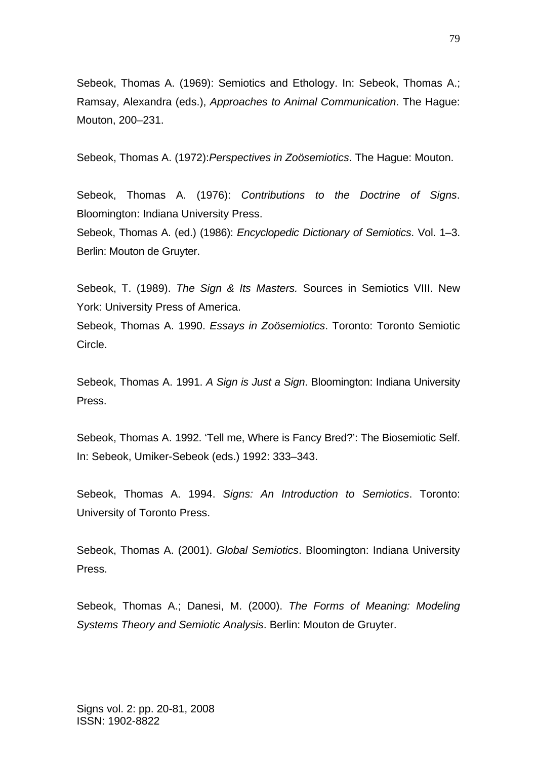Sebeok, Thomas A. (1969): Semiotics and Ethology. In: Sebeok, Thomas A.; Ramsay, Alexandra (eds.), *Approaches to Animal Communication*. The Hague: Mouton, 200–231.

Sebeok, Thomas A. (1972):*Perspectives in Zoösemiotics*. The Hague: Mouton.

Sebeok, Thomas A. (1976): *Contributions to the Doctrine of Signs*. Bloomington: Indiana University Press.

Sebeok, Thomas A. (ed.) (1986): *Encyclopedic Dictionary of Semiotics*. Vol. 1–3. Berlin: Mouton de Gruyter.

Sebeok, T. (1989). *The Sign & Its Masters.* Sources in Semiotics VIII. New York: University Press of America.

Sebeok, Thomas A. 1990. *Essays in Zoösemiotics*. Toronto: Toronto Semiotic Circle.

Sebeok, Thomas A. 1991. *A Sign is Just a Sign*. Bloomington: Indiana University Press.

Sebeok, Thomas A. 1992. 'Tell me, Where is Fancy Bred?': The Biosemiotic Self. In: Sebeok, Umiker-Sebeok (eds.) 1992: 333–343.

Sebeok, Thomas A. 1994. *Signs: An Introduction to Semiotics*. Toronto: University of Toronto Press.

Sebeok, Thomas A. (2001). *Global Semiotics*. Bloomington: Indiana University Press.

Sebeok, Thomas A.; Danesi, M. (2000). *The Forms of Meaning: Modeling Systems Theory and Semiotic Analysis*. Berlin: Mouton de Gruyter.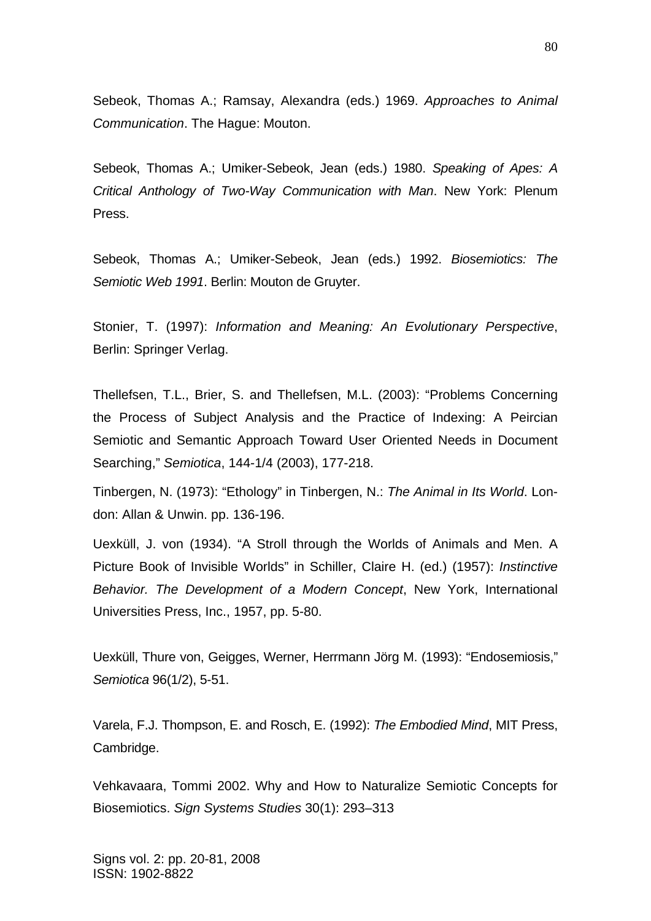Sebeok, Thomas A.; Ramsay, Alexandra (eds.) 1969. *Approaches to Animal Communication*. The Hague: Mouton.

Sebeok, Thomas A.; Umiker-Sebeok, Jean (eds.) 1980. *Speaking of Apes: A Critical Anthology of Two-Way Communication with Man*. New York: Plenum Press.

Sebeok, Thomas A.; Umiker-Sebeok, Jean (eds.) 1992. *Biosemiotics: The Semiotic Web 1991*. Berlin: Mouton de Gruyter.

Stonier, T. (1997): *Information and Meaning: An Evolutionary Perspective*, Berlin: Springer Verlag.

Thellefsen, T.L., Brier, S. and Thellefsen, M.L. (2003): "Problems Concerning the Process of Subject Analysis and the Practice of Indexing: A Peircian Semiotic and Semantic Approach Toward User Oriented Needs in Document Searching," *Semiotica*, 144-1/4 (2003), 177-218.

Tinbergen, N. (1973): "Ethology" in Tinbergen, N.: *The Animal in Its World*. London: Allan & Unwin. pp. 136-196.

Uexküll, J. von (1934). "A Stroll through the Worlds of Animals and Men. A Picture Book of Invisible Worlds" in Schiller, Claire H. (ed.) (1957): *Instinctive Behavior. The Development of a Modern Concept*, New York, International Universities Press, Inc., 1957, pp. 5-80.

Uexküll, Thure von, Geigges, Werner, Herrmann Jörg M. (1993): "Endosemiosis," *Semiotica* 96(1/2), 5-51.

Varela, F.J. Thompson, E. and Rosch, E. (1992): *The Embodied Mind*, MIT Press, Cambridge.

Vehkavaara, Tommi 2002. Why and How to Naturalize Semiotic Concepts for Biosemiotics. *Sign Systems Studies* 30(1): 293–313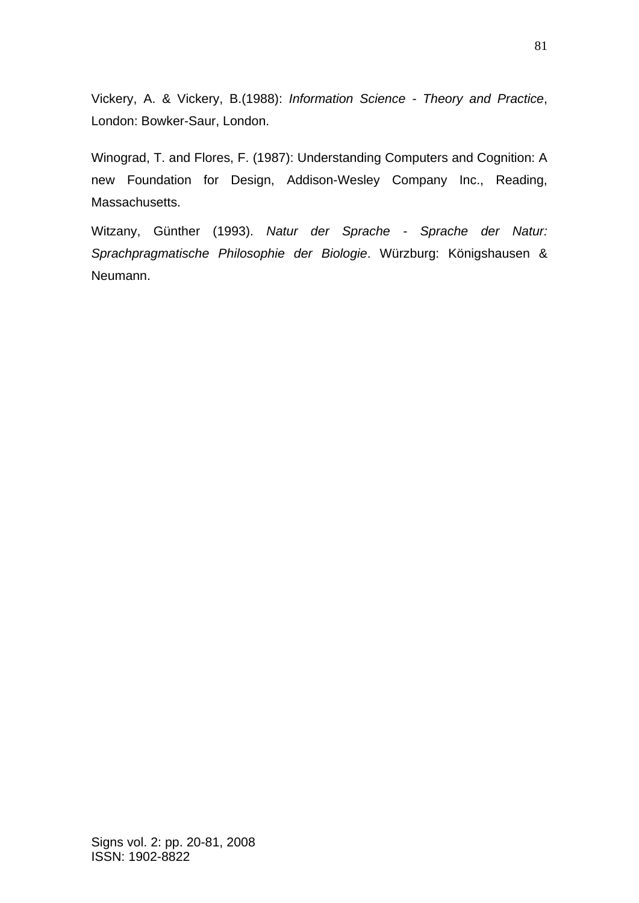Vickery, A. & Vickery, B.(1988): *Information Science - Theory and Practice*, London: Bowker-Saur, London.

Winograd, T. and Flores, F. (1987): Understanding Computers and Cognition: A new Foundation for Design, Addison-Wesley Company Inc., Reading, Massachusetts.

Witzany, Günther (1993). *Natur der Sprache - Sprache der Natur: Sprachpragmatische Philosophie der Biologie*. Würzburg: Königshausen & Neumann.